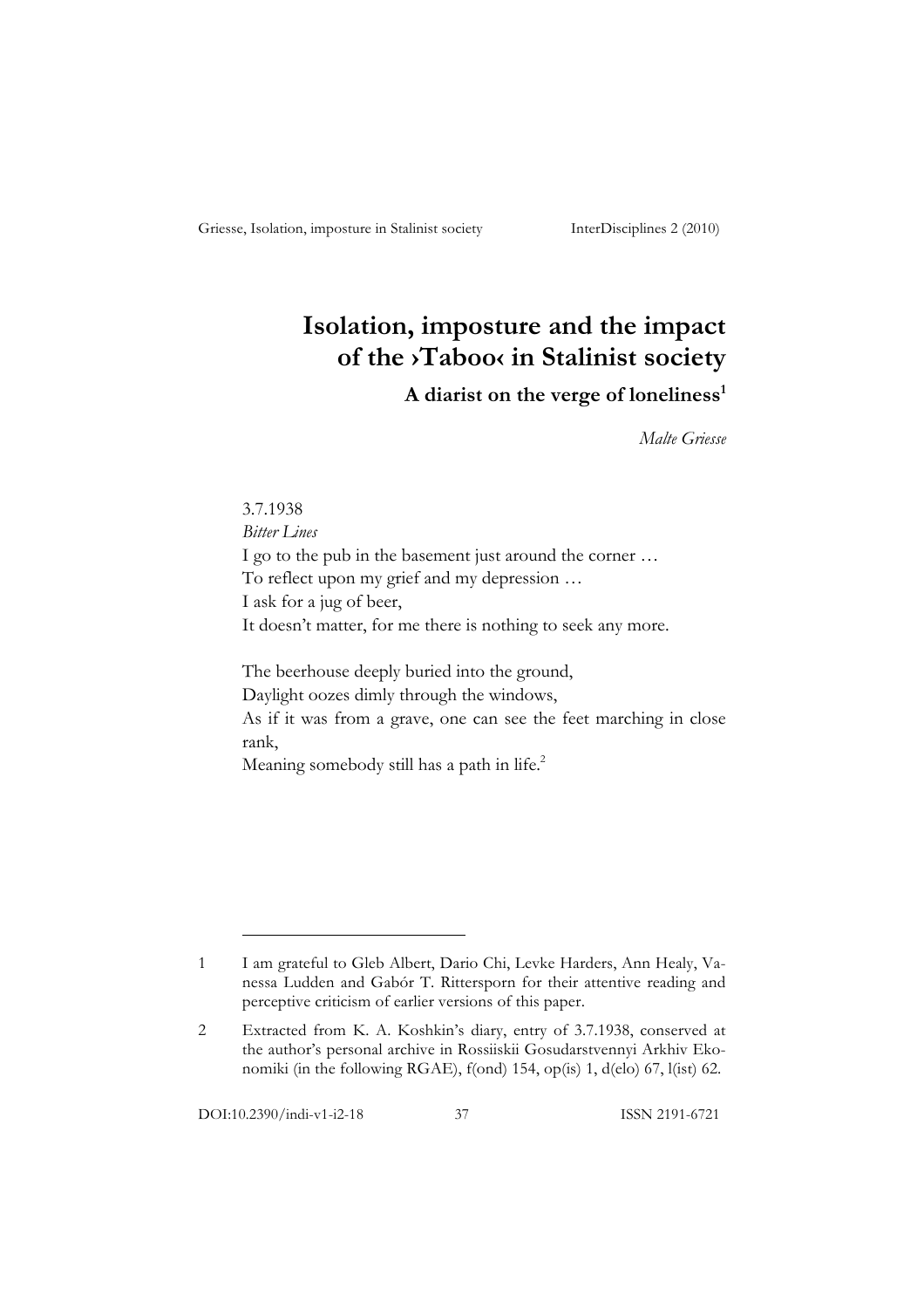# Isolation, imposture and the impact of the ›Taboo‹ in Stalinist society

### A diarist on the verge of loneliness[1]

*Malte Griesse*

3.7.1938
*Bitter Lines*
I go to the pub in the basement just around the corner …
To reflect upon my grief and my depression …
I ask for a jug of beer,
It doesn't matter, for me there is nothing to seek any more.

The beerhouse deeply buried into the ground,
Daylight oozes dimly through the windows,
As if it was from a grave, one can see the feet marching in close rank,
Meaning somebody still has a path in life.[2]

---

1 I am grateful to Gleb Albert, Dario Chi, Levke Harders, Ann Healy, Vanessa Ludden and Gabór T. Rittersporn for their attentive reading and perceptive criticism of earlier versions of this paper.

2 Extracted from K. A. Koshkin's diary, entry of 3.7.1938, conserved at the author's personal archive in Rossiiskii Gosudarstvennyi Arkhiv Ekonomiki (in the following RGAE), f(ond) 154, op(is) 1, d(elo) 67, l(ist) 62.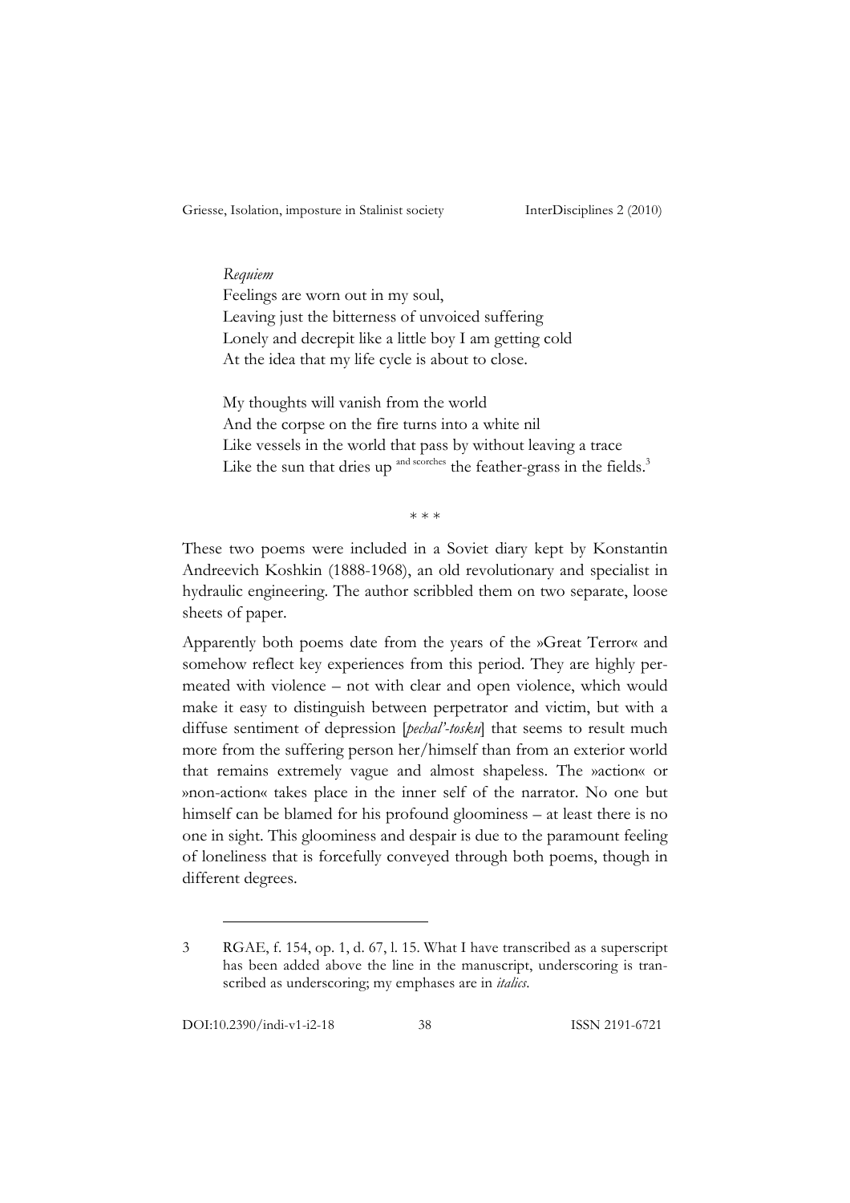*Requiem*  
Feelings are worn out in my soul,  
Leaving just the bitterness of unvoiced suffering  
Lonely and decrepit like a little boy I am getting cold  
At the idea that my life cycle is about to close.

My thoughts will vanish from the world  
And the corpse on the fire turns into a white nil  
Like vessels in the world that pass by without leaving a trace  
Like the sun that dries up and scorches the feather-grass in the fields.[3]

\* \* \*

These two poems were included in a Soviet diary kept by Konstantin Andreevich Koshkin (1888-1968), an old revolutionary and specialist in hydraulic engineering. The author scribbled them on two separate, loose sheets of paper.

Apparently both poems date from the years of the »Great Terror« and somehow reflect key experiences from this period. They are highly permeated with violence – not with clear and open violence, which would make it easy to distinguish between perpetrator and victim, but with a diffuse sentiment of depression [*pechal'-tosku*] that seems to result much more from the suffering person her/himself than from an exterior world that remains extremely vague and almost shapeless. The »action« or »non-action« takes place in the inner self of the narrator. No one but himself can be blamed for his profound gloominess – at least there is no one in sight. This gloominess and despair is due to the paramount feeling of loneliness that is forcefully conveyed through both poems, though in different degrees.

---

3 RGAE, f. 154, op. 1, d. 67, l. 15. What I have transcribed as a superscript has been added above the line in the manuscript, underscoring is transcribed as underscoring; my emphases are in *italics*.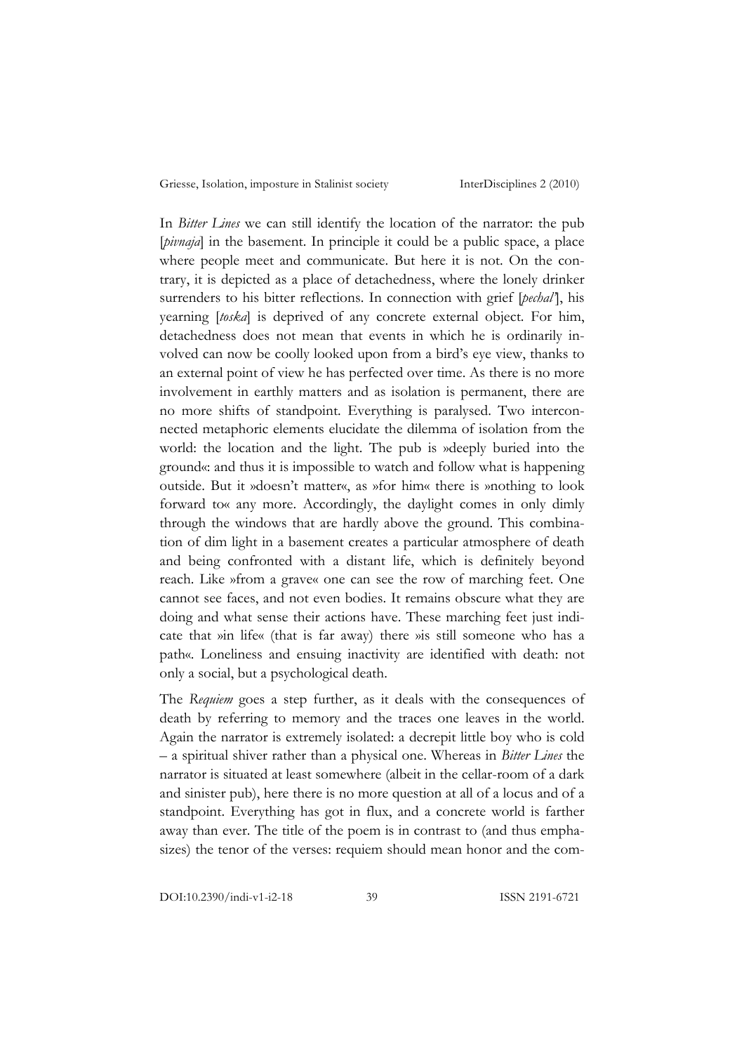In *Bitter Lines* we can still identify the location of the narrator: the pub [*pivnaja*] in the basement. In principle it could be a public space, a place where people meet and communicate. But here it is not. On the contrary, it is depicted as a place of detachedness, where the lonely drinker surrenders to his bitter reflections. In connection with grief [*pechal'*], his yearning [*toska*] is deprived of any concrete external object. For him, detachedness does not mean that events in which he is ordinarily involved can now be coolly looked upon from a bird's eye view, thanks to an external point of view he has perfected over time. As there is no more involvement in earthly matters and as isolation is permanent, there are no more shifts of standpoint. Everything is paralysed. Two interconnected metaphoric elements elucidate the dilemma of isolation from the world: the location and the light. The pub is »deeply buried into the ground«: and thus it is impossible to watch and follow what is happening outside. But it »doesn't matter«, as »for him« there is »nothing to look forward to« any more. Accordingly, the daylight comes in only dimly through the windows that are hardly above the ground. This combination of dim light in a basement creates a particular atmosphere of death and being confronted with a distant life, which is definitely beyond reach. Like »from a grave« one can see the row of marching feet. One cannot see faces, and not even bodies. It remains obscure what they are doing and what sense their actions have. These marching feet just indicate that »in life« (that is far away) there »is still someone who has a path«. Loneliness and ensuing inactivity are identified with death: not only a social, but a psychological death.

The *Requiem* goes a step further, as it deals with the consequences of death by referring to memory and the traces one leaves in the world. Again the narrator is extremely isolated: a decrepit little boy who is cold – a spiritual shiver rather than a physical one. Whereas in *Bitter Lines* the narrator is situated at least somewhere (albeit in the cellar-room of a dark and sinister pub), here there is no more question at all of a locus and of a standpoint. Everything has got in flux, and a concrete world is farther away than ever. The title of the poem is in contrast to (and thus emphasizes) the tenor of the verses: requiem should mean honor and the com-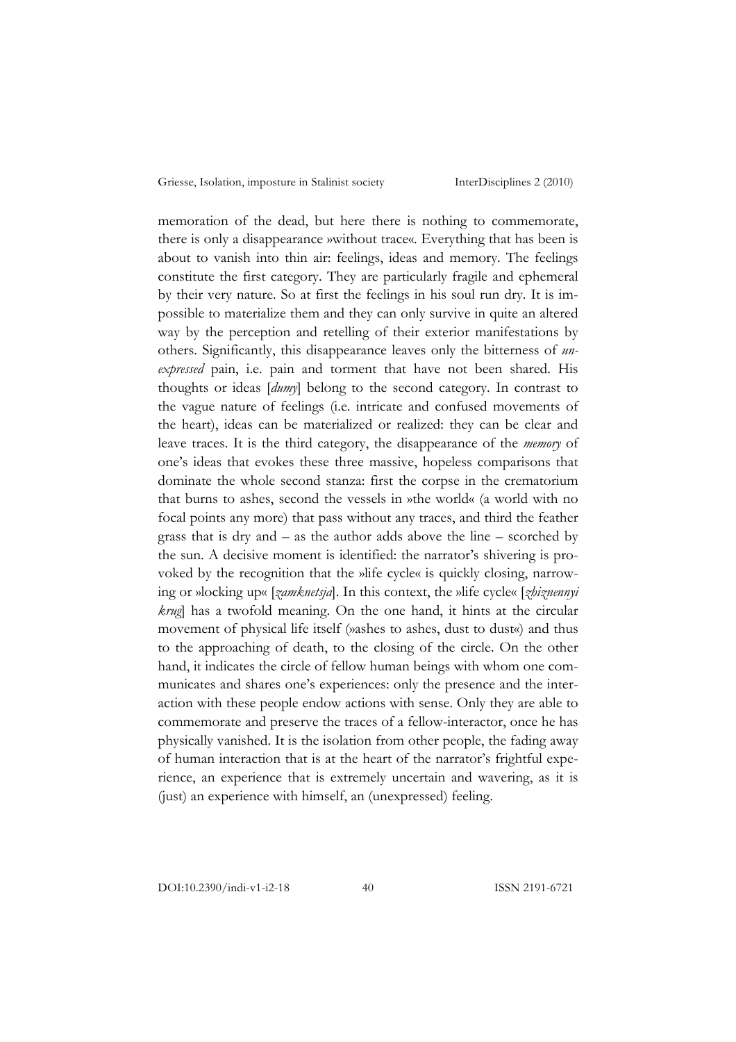memoration of the dead, but here there is nothing to commemorate, there is only a disappearance »without trace«. Everything that has been is about to vanish into thin air: feelings, ideas and memory. The feelings constitute the first category. They are particularly fragile and ephemeral by their very nature. So at first the feelings in his soul run dry. It is impossible to materialize them and they can only survive in quite an altered way by the perception and retelling of their exterior manifestations by others. Significantly, this disappearance leaves only the bitterness of *unexpressed* pain, i.e. pain and torment that have not been shared. His thoughts or ideas [*dumy*] belong to the second category. In contrast to the vague nature of feelings (i.e. intricate and confused movements of the heart), ideas can be materialized or realized: they can be clear and leave traces. It is the third category, the disappearance of the *memory* of one's ideas that evokes these three massive, hopeless comparisons that dominate the whole second stanza: first the corpse in the crematorium that burns to ashes, second the vessels in »the world« (a world with no focal points any more) that pass without any traces, and third the feather grass that is dry and – as the author adds above the line – scorched by the sun. A decisive moment is identified: the narrator's shivering is provoked by the recognition that the »life cycle« is quickly closing, narrowing or »locking up« [*zamknetsja*]. In this context, the »life cycle« [*zhiznennyi krug*] has a twofold meaning. On the one hand, it hints at the circular movement of physical life itself (»ashes to ashes, dust to dust«) and thus to the approaching of death, to the closing of the circle. On the other hand, it indicates the circle of fellow human beings with whom one communicates and shares one's experiences: only the presence and the interaction with these people endow actions with sense. Only they are able to commemorate and preserve the traces of a fellow-interactor, once he has physically vanished. It is the isolation from other people, the fading away of human interaction that is at the heart of the narrator's frightful experience, an experience that is extremely uncertain and wavering, as it is (just) an experience with himself, an (unexpressed) feeling.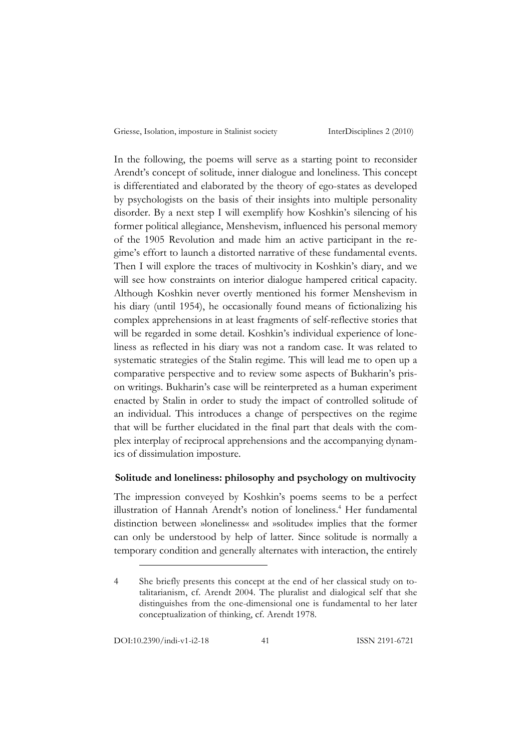In the following, the poems will serve as a starting point to reconsider Arendt's concept of solitude, inner dialogue and loneliness. This concept is differentiated and elaborated by the theory of ego-states as developed by psychologists on the basis of their insights into multiple personality disorder. By a next step I will exemplify how Koshkin's silencing of his former political allegiance, Menshevism, influenced his personal memory of the 1905 Revolution and made him an active participant in the regime's effort to launch a distorted narrative of these fundamental events. Then I will explore the traces of multivocity in Koshkin's diary, and we will see how constraints on interior dialogue hampered critical capacity. Although Koshkin never overtly mentioned his former Menshevism in his diary (until 1954), he occasionally found means of fictionalizing his complex apprehensions in at least fragments of self-reflective stories that will be regarded in some detail. Koshkin's individual experience of loneliness as reflected in his diary was not a random case. It was related to systematic strategies of the Stalin regime. This will lead me to open up a comparative perspective and to review some aspects of Bukharin's prison writings. Bukharin's case will be reinterpreted as a human experiment enacted by Stalin in order to study the impact of controlled solitude of an individual. This introduces a change of perspectives on the regime that will be further elucidated in the final part that deals with the complex interplay of reciprocal apprehensions and the accompanying dynamics of dissimulation imposture.

## Solitude and loneliness: philosophy and psychology on multivocity

The impression conveyed by Koshkin's poems seems to be a perfect illustration of Hannah Arendt's notion of loneliness.[4] Her fundamental distinction between »loneliness« and »solitude« implies that the former can only be understood by help of latter. Since solitude is normally a temporary condition and generally alternates with interaction, the entirely

---

4 She briefly presents this concept at the end of her classical study on totalitarianism, cf. Arendt 2004. The pluralist and dialogical self that she distinguishes from the one-dimensional one is fundamental to her later conceptualization of thinking, cf. Arendt 1978.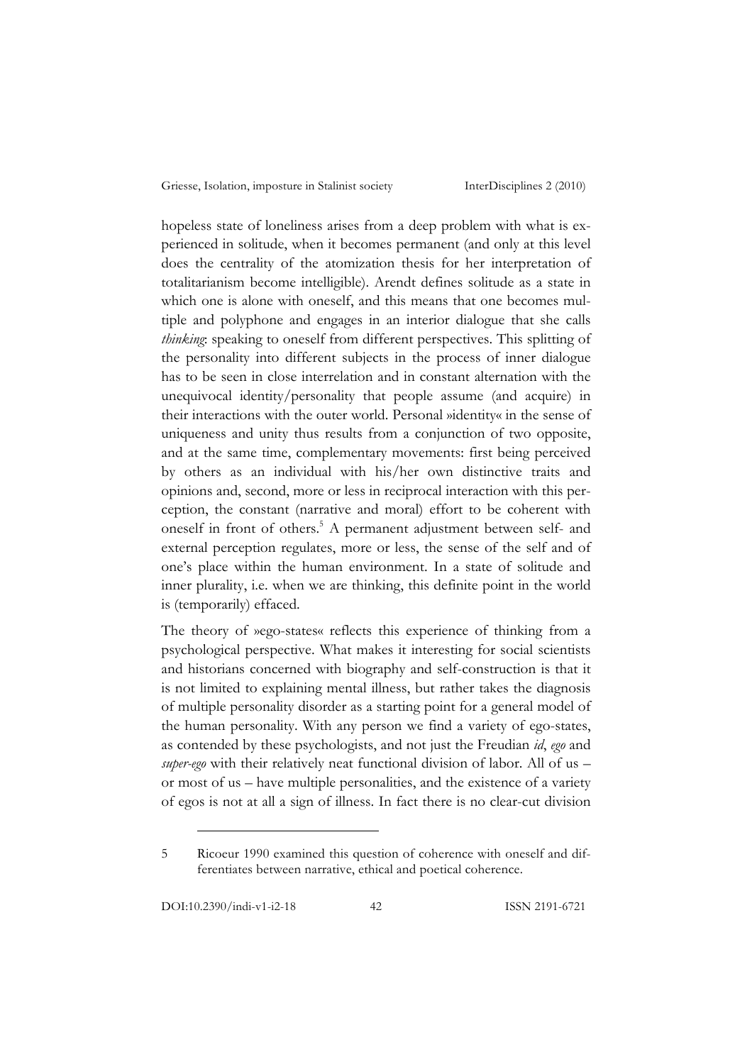hopeless state of loneliness arises from a deep problem with what is experienced in solitude, when it becomes permanent (and only at this level does the centrality of the atomization thesis for her interpretation of totalitarianism become intelligible). Arendt defines solitude as a state in which one is alone with oneself, and this means that one becomes multiple and polyphone and engages in an interior dialogue that she calls *thinking*: speaking to oneself from different perspectives. This splitting of the personality into different subjects in the process of inner dialogue has to be seen in close interrelation and in constant alternation with the unequivocal identity/personality that people assume (and acquire) in their interactions with the outer world. Personal »identity« in the sense of uniqueness and unity thus results from a conjunction of two opposite, and at the same time, complementary movements: first being perceived by others as an individual with his/her own distinctive traits and opinions and, second, more or less in reciprocal interaction with this perception, the constant (narrative and moral) effort to be coherent with oneself in front of others.[5] A permanent adjustment between self- and external perception regulates, more or less, the sense of the self and of one's place within the human environment. In a state of solitude and inner plurality, i.e. when we are thinking, this definite point in the world is (temporarily) effaced.

The theory of »ego-states« reflects this experience of thinking from a psychological perspective. What makes it interesting for social scientists and historians concerned with biography and self-construction is that it is not limited to explaining mental illness, but rather takes the diagnosis of multiple personality disorder as a starting point for a general model of the human personality. With any person we find a variety of ego-states, as contended by these psychologists, and not just the Freudian *id*, *ego* and *super-ego* with their relatively neat functional division of labor. All of us – or most of us – have multiple personalities, and the existence of a variety of egos is not at all a sign of illness. In fact there is no clear-cut division

---

5 Ricoeur 1990 examined this question of coherence with oneself and differentiates between narrative, ethical and poetical coherence.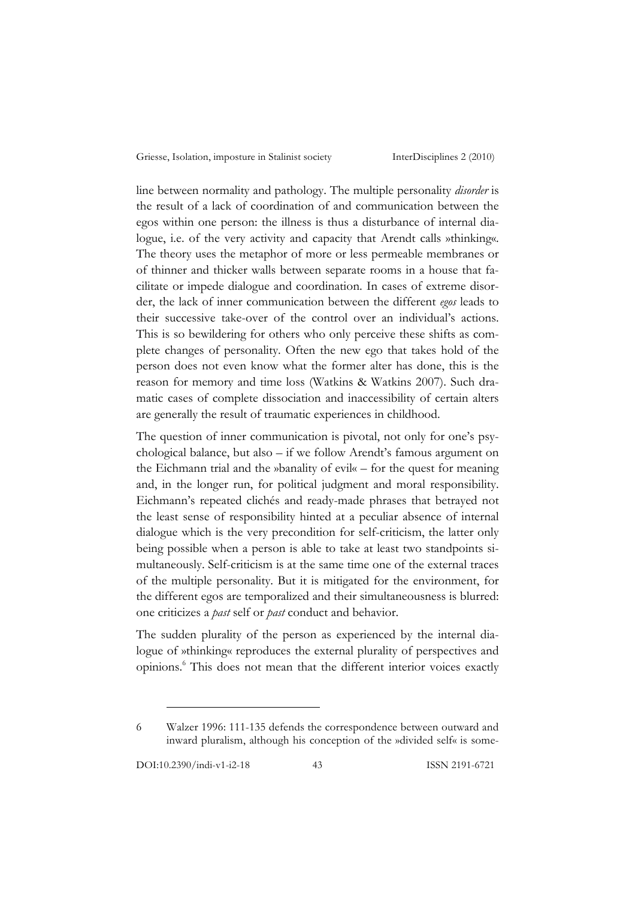line between normality and pathology. The multiple personality *disorder* is the result of a lack of coordination of and communication between the egos within one person: the illness is thus a disturbance of internal dialogue, i.e. of the very activity and capacity that Arendt calls »thinking«. The theory uses the metaphor of more or less permeable membranes or of thinner and thicker walls between separate rooms in a house that facilitate or impede dialogue and coordination. In cases of extreme disorder, the lack of inner communication between the different *egos* leads to their successive take-over of the control over an individual's actions. This is so bewildering for others who only perceive these shifts as complete changes of personality. Often the new ego that takes hold of the person does not even know what the former alter has done, this is the reason for memory and time loss (Watkins & Watkins 2007). Such dramatic cases of complete dissociation and inaccessibility of certain alters are generally the result of traumatic experiences in childhood.

The question of inner communication is pivotal, not only for one's psychological balance, but also – if we follow Arendt's famous argument on the Eichmann trial and the »banality of evil« – for the quest for meaning and, in the longer run, for political judgment and moral responsibility. Eichmann's repeated clichés and ready-made phrases that betrayed not the least sense of responsibility hinted at a peculiar absence of internal dialogue which is the very precondition for self-criticism, the latter only being possible when a person is able to take at least two standpoints simultaneously. Self-criticism is at the same time one of the external traces of the multiple personality. But it is mitigated for the environment, for the different egos are temporalized and their simultaneousness is blurred: one criticizes a *past* self or *past* conduct and behavior.

The sudden plurality of the person as experienced by the internal dialogue of »thinking« reproduces the external plurality of perspectives and opinions.[6] This does not mean that the different interior voices exactly

6 Walzer 1996: 111-135 defends the correspondence between outward and inward pluralism, although his conception of the »divided self« is some-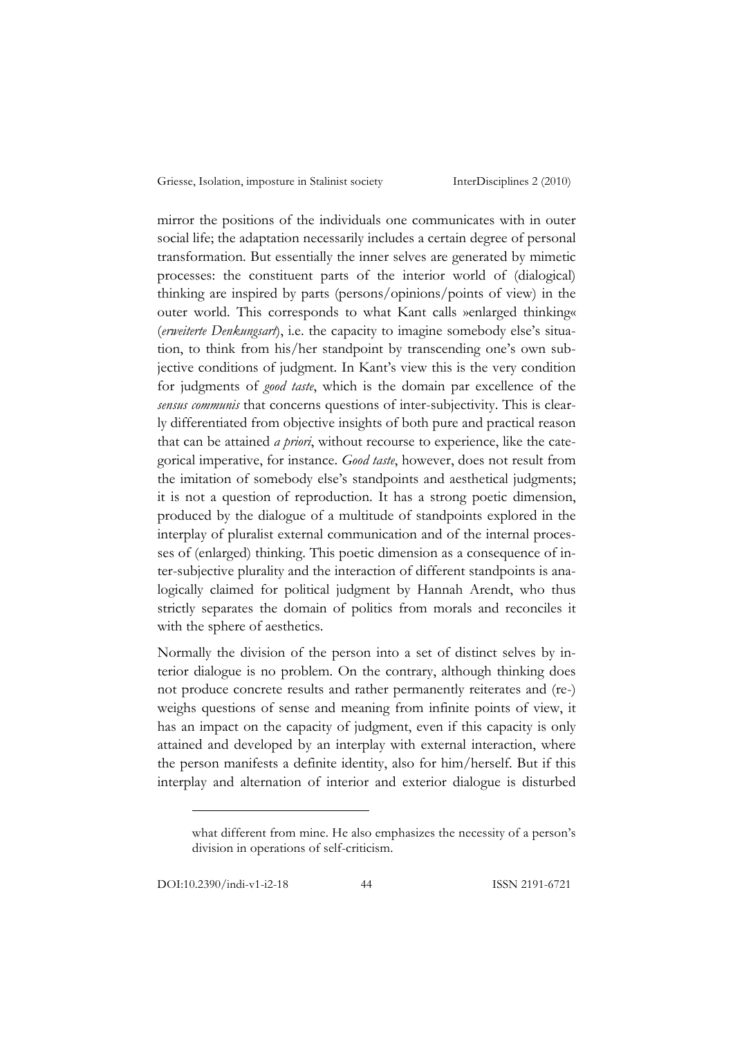mirror the positions of the individuals one communicates with in outer social life; the adaptation necessarily includes a certain degree of personal transformation. But essentially the inner selves are generated by mimetic processes: the constituent parts of the interior world of (dialogical) thinking are inspired by parts (persons/opinions/points of view) in the outer world. This corresponds to what Kant calls »enlarged thinking« (*erweiterte Denkungsart*), i.e. the capacity to imagine somebody else's situation, to think from his/her standpoint by transcending one's own subjective conditions of judgment. In Kant's view this is the very condition for judgments of *good taste*, which is the domain par excellence of the *sensus communis* that concerns questions of inter-subjectivity. This is clearly differentiated from objective insights of both pure and practical reason that can be attained *a priori*, without recourse to experience, like the categorical imperative, for instance. *Good taste*, however, does not result from the imitation of somebody else's standpoints and aesthetical judgments; it is not a question of reproduction. It has a strong poetic dimension, produced by the dialogue of a multitude of standpoints explored in the interplay of pluralist external communication and of the internal processes of (enlarged) thinking. This poetic dimension as a consequence of inter-subjective plurality and the interaction of different standpoints is analogically claimed for political judgment by Hannah Arendt, who thus strictly separates the domain of politics from morals and reconciles it with the sphere of aesthetics.

Normally the division of the person into a set of distinct selves by interior dialogue is no problem. On the contrary, although thinking does not produce concrete results and rather permanently reiterates and (re-) weighs questions of sense and meaning from infinite points of view, it has an impact on the capacity of judgment, even if this capacity is only attained and developed by an interplay with external interaction, where the person manifests a definite identity, also for him/herself. But if this interplay and alternation of interior and exterior dialogue is disturbed

---

what different from mine. He also emphasizes the necessity of a person's division in operations of self-criticism.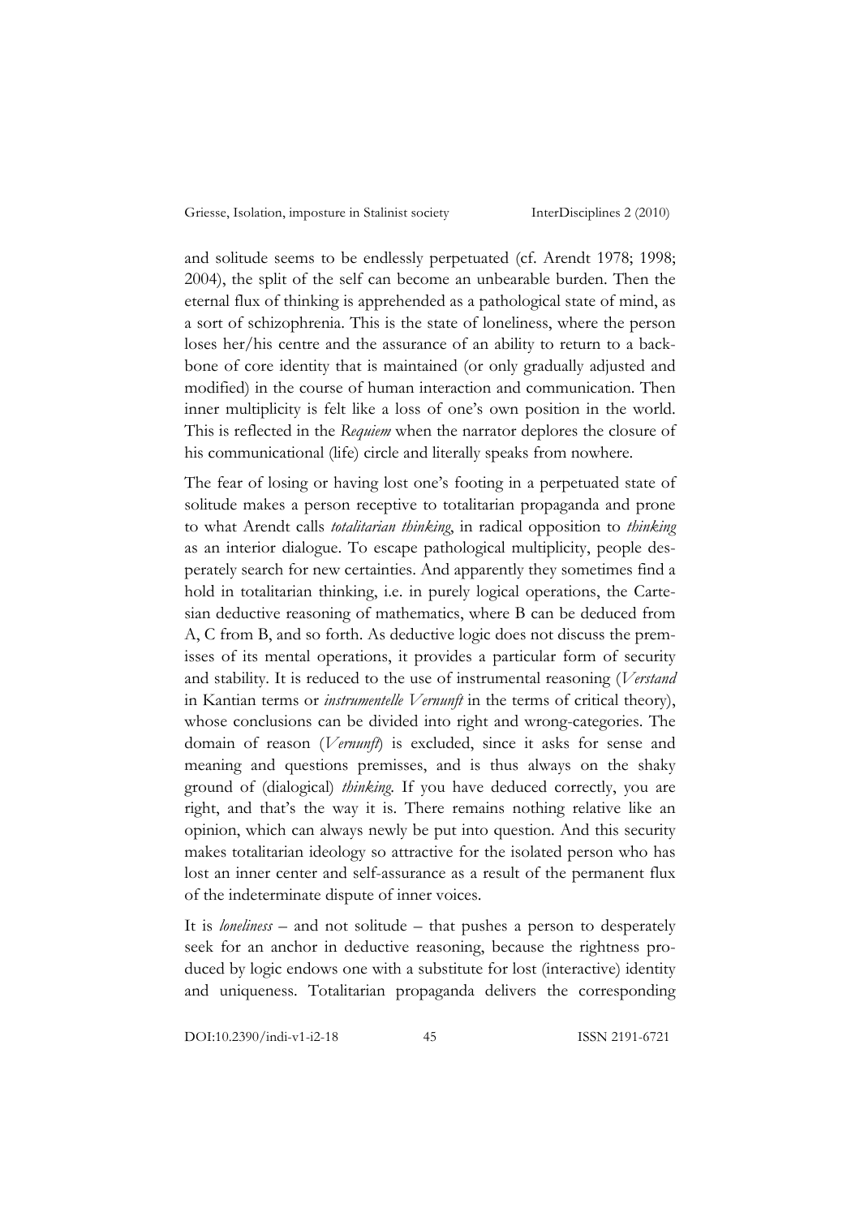and solitude seems to be endlessly perpetuated (cf. Arendt 1978; 1998; 2004), the split of the self can become an unbearable burden. Then the eternal flux of thinking is apprehended as a pathological state of mind, as a sort of schizophrenia. This is the state of loneliness, where the person loses her/his centre and the assurance of an ability to return to a backbone of core identity that is maintained (or only gradually adjusted and modified) in the course of human interaction and communication. Then inner multiplicity is felt like a loss of one's own position in the world. This is reflected in the *Requiem* when the narrator deplores the closure of his communicational (life) circle and literally speaks from nowhere.

The fear of losing or having lost one's footing in a perpetuated state of solitude makes a person receptive to totalitarian propaganda and prone to what Arendt calls *totalitarian thinking*, in radical opposition to *thinking* as an interior dialogue. To escape pathological multiplicity, people desperately search for new certainties. And apparently they sometimes find a hold in totalitarian thinking, i.e. in purely logical operations, the Cartesian deductive reasoning of mathematics, where B can be deduced from A, C from B, and so forth. As deductive logic does not discuss the premisses of its mental operations, it provides a particular form of security and stability. It is reduced to the use of instrumental reasoning (*Verstand* in Kantian terms or *instrumentelle Vernunft* in the terms of critical theory), whose conclusions can be divided into right and wrong-categories. The domain of reason (*Vernunft*) is excluded, since it asks for sense and meaning and questions premisses, and is thus always on the shaky ground of (dialogical) *thinking*. If you have deduced correctly, you are right, and that's the way it is. There remains nothing relative like an opinion, which can always newly be put into question. And this security makes totalitarian ideology so attractive for the isolated person who has lost an inner center and self-assurance as a result of the permanent flux of the indeterminate dispute of inner voices.

It is *loneliness* – and not solitude – that pushes a person to desperately seek for an anchor in deductive reasoning, because the rightness produced by logic endows one with a substitute for lost (interactive) identity and uniqueness. Totalitarian propaganda delivers the corresponding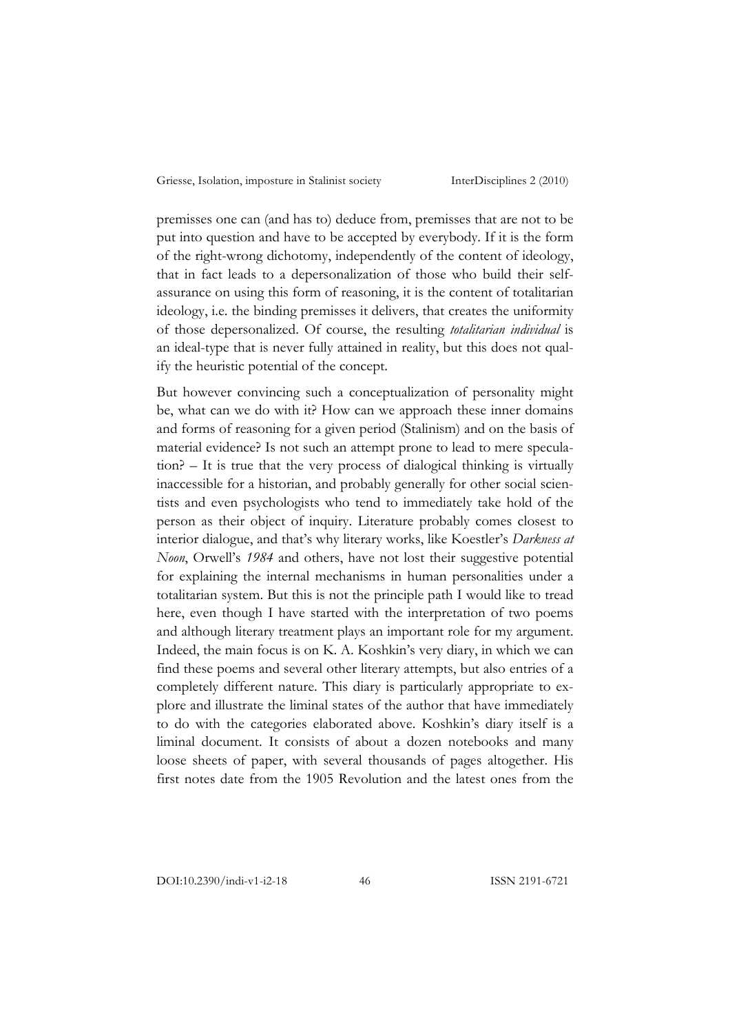premisses one can (and has to) deduce from, premisses that are not to be put into question and have to be accepted by everybody. If it is the form of the right-wrong dichotomy, independently of the content of ideology, that in fact leads to a depersonalization of those who build their self-assurance on using this form of reasoning, it is the content of totalitarian ideology, i.e. the binding premisses it delivers, that creates the uniformity of those depersonalized. Of course, the resulting *totalitarian individual* is an ideal-type that is never fully attained in reality, but this does not qualify the heuristic potential of the concept.

But however convincing such a conceptualization of personality might be, what can we do with it? How can we approach these inner domains and forms of reasoning for a given period (Stalinism) and on the basis of material evidence? Is not such an attempt prone to lead to mere speculation? – It is true that the very process of dialogical thinking is virtually inaccessible for a historian, and probably generally for other social scientists and even psychologists who tend to immediately take hold of the person as their object of inquiry. Literature probably comes closest to interior dialogue, and that's why literary works, like Koestler's *Darkness at Noon*, Orwell's *1984* and others, have not lost their suggestive potential for explaining the internal mechanisms in human personalities under a totalitarian system. But this is not the principle path I would like to tread here, even though I have started with the interpretation of two poems and although literary treatment plays an important role for my argument. Indeed, the main focus is on K. A. Koshkin's very diary, in which we can find these poems and several other literary attempts, but also entries of a completely different nature. This diary is particularly appropriate to explore and illustrate the liminal states of the author that have immediately to do with the categories elaborated above. Koshkin's diary itself is a liminal document. It consists of about a dozen notebooks and many loose sheets of paper, with several thousands of pages altogether. His first notes date from the 1905 Revolution and the latest ones from the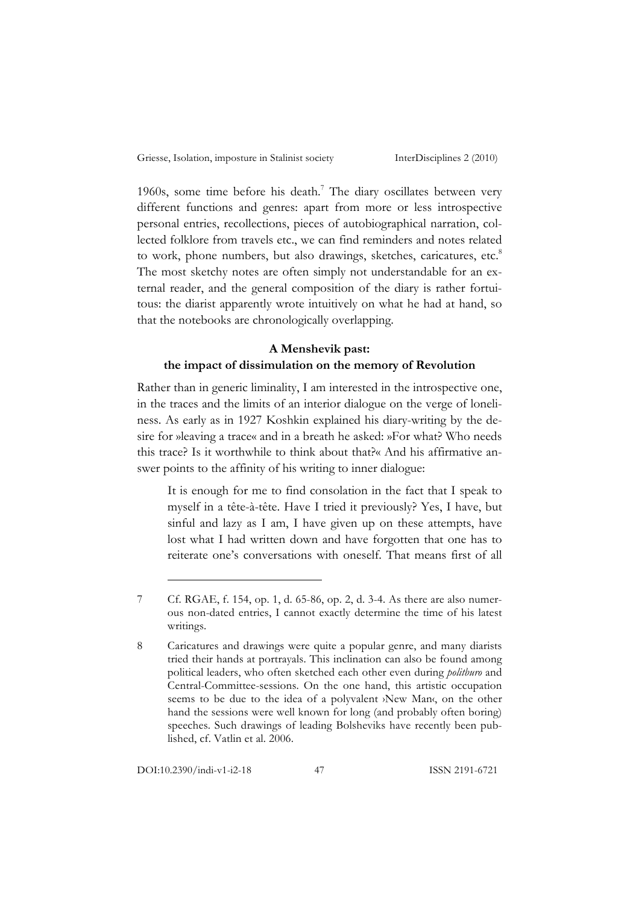1960s, some time before his death.[7] The diary oscillates between very different functions and genres: apart from more or less introspective personal entries, recollections, pieces of autobiographical narration, collected folklore from travels etc., we can find reminders and notes related to work, phone numbers, but also drawings, sketches, caricatures, etc.[8] The most sketchy notes are often simply not understandable for an external reader, and the general composition of the diary is rather fortuitous: the diarist apparently wrote intuitively on what he had at hand, so that the notebooks are chronologically overlapping.

## A Menshevik past: the impact of dissimulation on the memory of Revolution

Rather than in generic liminality, I am interested in the introspective one, in the traces and the limits of an interior dialogue on the verge of loneliness. As early as in 1927 Koshkin explained his diary-writing by the desire for »leaving a trace« and in a breath he asked: »For what? Who needs this trace? Is it worthwhile to think about that?« And his affirmative answer points to the affinity of his writing to inner dialogue:

> It is enough for me to find consolation in the fact that I speak to myself in a tête-à-tête. Have I tried it previously? Yes, I have, but sinful and lazy as I am, I have given up on these attempts, have lost what I had written down and have forgotten that one has to reiterate one's conversations with oneself. That means first of all

---

7 Cf. RGAE, f. 154, op. 1, d. 65-86, op. 2, d. 3-4. As there are also numerous non-dated entries, I cannot exactly determine the time of his latest writings.

8 Caricatures and drawings were quite a popular genre, and many diarists tried their hands at portrayals. This inclination can also be found among political leaders, who often sketched each other even during *politburo* and Central-Committee-sessions. On the one hand, this artistic occupation seems to be due to the idea of a polyvalent ›New Man‹, on the other hand the sessions were well known for long (and probably often boring) speeches. Such drawings of leading Bolsheviks have recently been published, cf. Vatlin et al. 2006.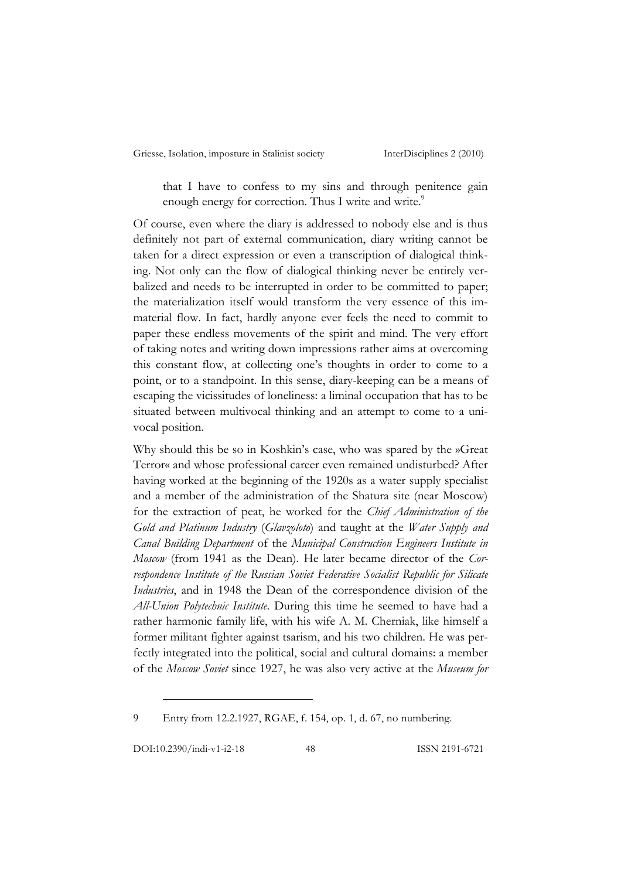> that I have to confess to my sins and through penitence gain enough energy for correction. Thus I write and write.[9]

Of course, even where the diary is addressed to nobody else and is thus definitely not part of external communication, diary writing cannot be taken for a direct expression or even a transcription of dialogical thinking. Not only can the flow of dialogical thinking never be entirely verbalized and needs to be interrupted in order to be committed to paper; the materialization itself would transform the very essence of this immaterial flow. In fact, hardly anyone ever feels the need to commit to paper these endless movements of the spirit and mind. The very effort of taking notes and writing down impressions rather aims at overcoming this constant flow, at collecting one's thoughts in order to come to a point, or to a standpoint. In this sense, diary-keeping can be a means of escaping the vicissitudes of loneliness: a liminal occupation that has to be situated between multivocal thinking and an attempt to come to a univocal position.

Why should this be so in Koshkin's case, who was spared by the »Great Terror« and whose professional career even remained undisturbed? After having worked at the beginning of the 1920s as a water supply specialist and a member of the administration of the Shatura site (near Moscow) for the extraction of peat, he worked for the *Chief Administration of the Gold and Platinum Industry* (*Glavzoloto*) and taught at the *Water Supply and Canal Building Department* of the *Municipal Construction Engineers Institute in Moscow* (from 1941 as the Dean). He later became director of the *Correspondence Institute of the Russian Soviet Federative Socialist Republic for Silicate Industries*, and in 1948 the Dean of the correspondence division of the *All-Union Polytechnic Institute*. During this time he seemed to have had a rather harmonic family life, with his wife A. M. Cherniak, like himself a former militant fighter against tsarism, and his two children. He was perfectly integrated into the political, social and cultural domains: a member of the *Moscow Soviet* since 1927, he was also very active at the *Museum for*

---

9 Entry from 12.2.1927, RGAE, f. 154, op. 1, d. 67, no numbering.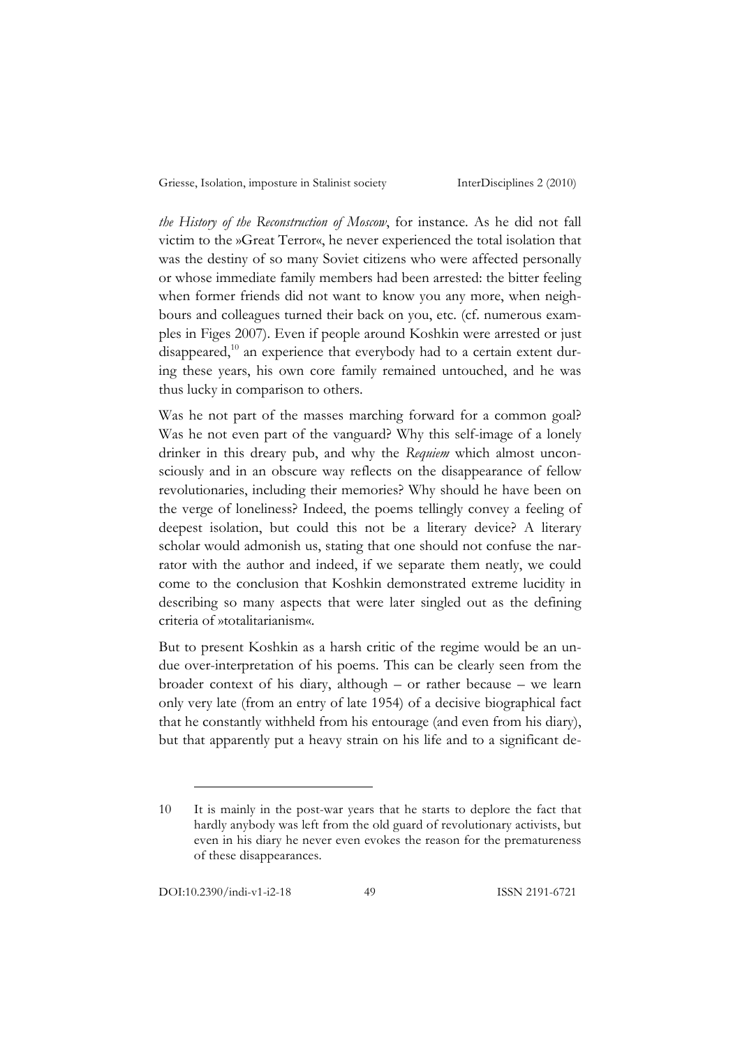*the History of the Reconstruction of Moscow*, for instance. As he did not fall victim to the »Great Terror«, he never experienced the total isolation that was the destiny of so many Soviet citizens who were affected personally or whose immediate family members had been arrested: the bitter feeling when former friends did not want to know you any more, when neighbours and colleagues turned their back on you, etc. (cf. numerous examples in Figes 2007). Even if people around Koshkin were arrested or just disappeared,[10] an experience that everybody had to a certain extent during these years, his own core family remained untouched, and he was thus lucky in comparison to others.

Was he not part of the masses marching forward for a common goal? Was he not even part of the vanguard? Why this self-image of a lonely drinker in this dreary pub, and why the *Requiem* which almost unconsciously and in an obscure way reflects on the disappearance of fellow revolutionaries, including their memories? Why should he have been on the verge of loneliness? Indeed, the poems tellingly convey a feeling of deepest isolation, but could this not be a literary device? A literary scholar would admonish us, stating that one should not confuse the narrator with the author and indeed, if we separate them neatly, we could come to the conclusion that Koshkin demonstrated extreme lucidity in describing so many aspects that were later singled out as the defining criteria of »totalitarianism«.

But to present Koshkin as a harsh critic of the regime would be an undue over-interpretation of his poems. This can be clearly seen from the broader context of his diary, although – or rather because – we learn only very late (from an entry of late 1954) of a decisive biographical fact that he constantly withheld from his entourage (and even from his diary), but that apparently put a heavy strain on his life and to a significant de-

---

10 It is mainly in the post-war years that he starts to deplore the fact that hardly anybody was left from the old guard of revolutionary activists, but even in his diary he never even evokes the reason for the prematureness of these disappearances.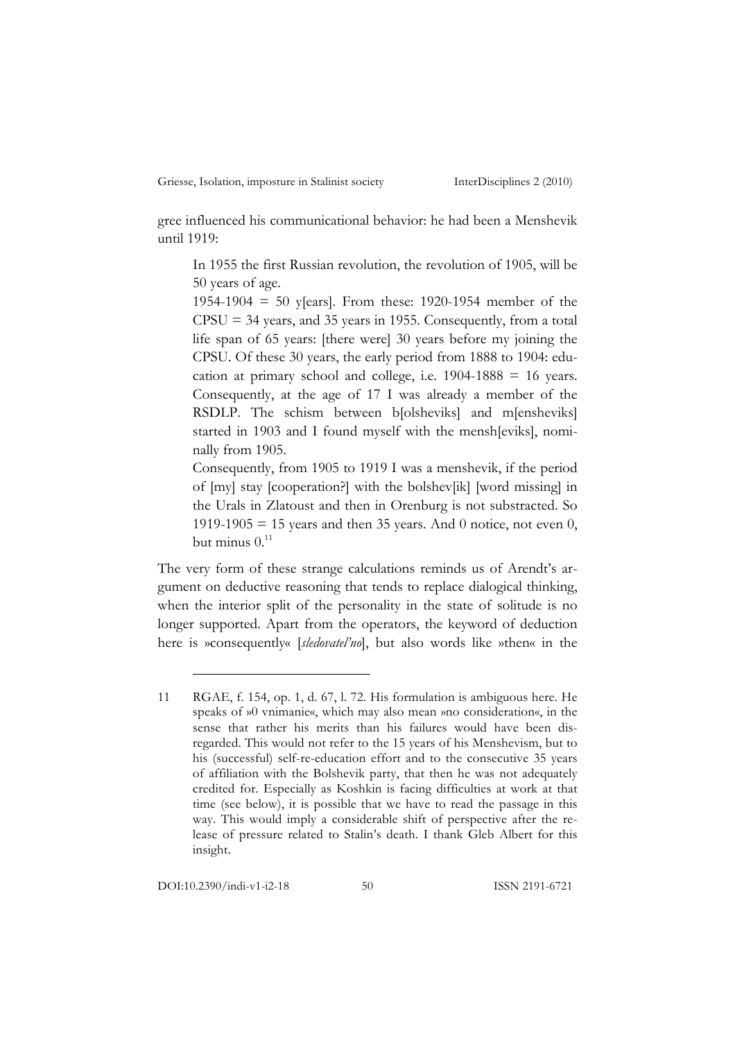gree influenced his communicational behavior: he had been a Menshevik until 1919:

> In 1955 the first Russian revolution, the revolution of 1905, will be 50 years of age.
>
> 1954-1904 = 50 y[ears]. From these: 1920-1954 member of the CPSU = 34 years, and 35 years in 1955. Consequently, from a total life span of 65 years: [there were] 30 years before my joining the CPSU. Of these 30 years, the early period from 1888 to 1904: education at primary school and college, i.e. 1904-1888 = 16 years. Consequently, at the age of 17 I was already a member of the RSDLP. The schism between b[olsheviks] and m[ensheviks] started in 1903 and I found myself with the mensh[eviks], nominally from 1905.
>
> Consequently, from 1905 to 1919 I was a menshevik, if the period of [my] stay [cooperation?] with the bolshev[ik] [word missing] in the Urals in Zlatoust and then in Orenburg is not substracted. So 1919-1905 = 15 years and then 35 years. And 0 notice, not even 0, but minus 0.[11]

The very form of these strange calculations reminds us of Arendt's argument on deductive reasoning that tends to replace dialogical thinking, when the interior split of the personality in the state of solitude is no longer supported. Apart from the operators, the keyword of deduction here is »consequently« [*sledovatel'no*], but also words like »then« in the

---

11 RGAE, f. 154, op. 1, d. 67, l. 72. His formulation is ambiguous here. He speaks of »0 vnimanie«, which may also mean »no consideration«, in the sense that rather his merits than his failures would have been disregarded. This would not refer to the 15 years of his Menshevism, but to his (successful) self-re-education effort and to the consecutive 35 years of affiliation with the Bolshevik party, that then he was not adequately credited for. Especially as Koshkin is facing difficulties at work at that time (see below), it is possible that we have to read the passage in this way. This would imply a considerable shift of perspective after the release of pressure related to Stalin's death. I thank Gleb Albert for this insight.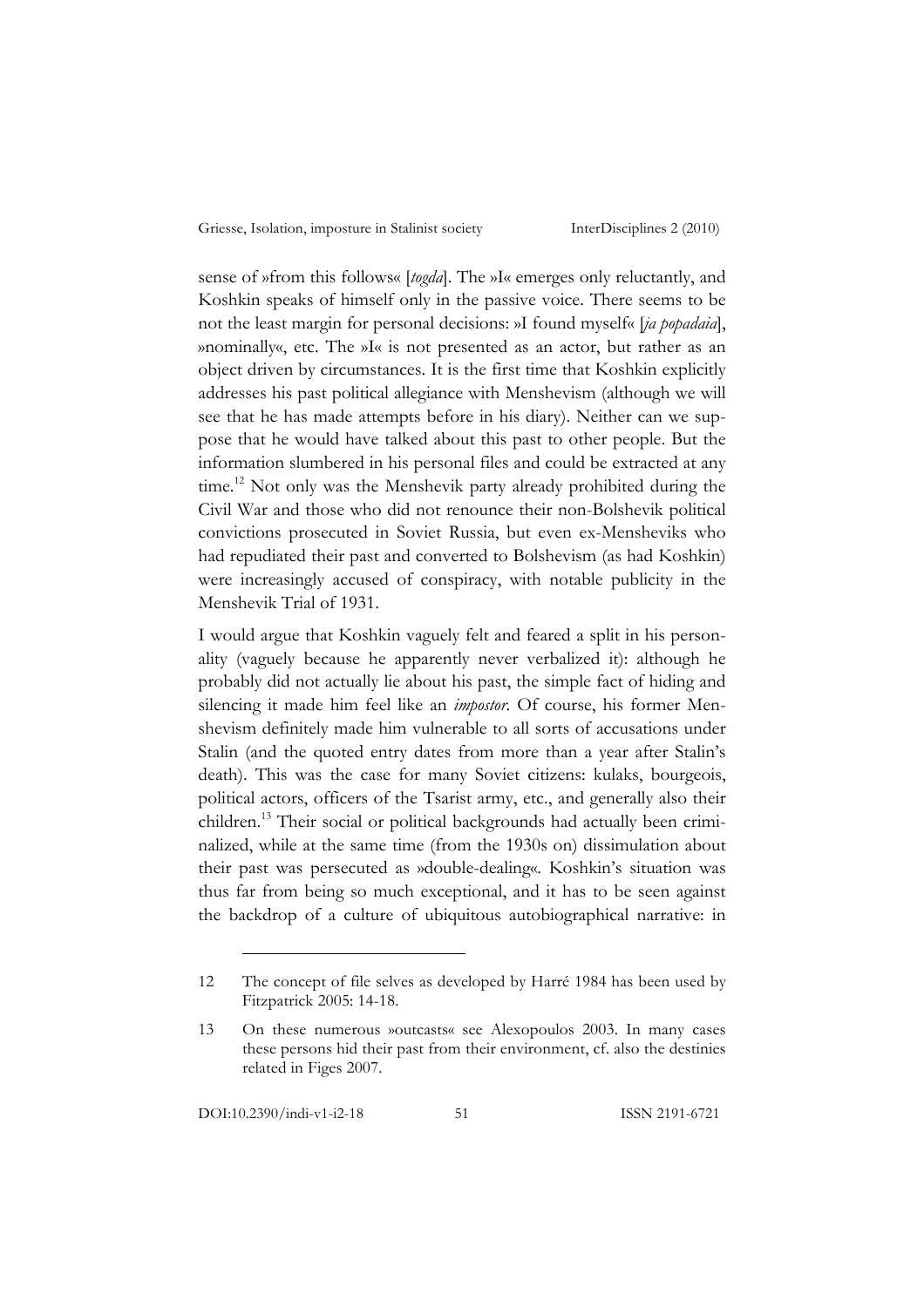sense of »from this follows« [*togda*]. The »I« emerges only reluctantly, and Koshkin speaks of himself only in the passive voice. There seems to be not the least margin for personal decisions: »I found myself« [*ja popadaia*], »nominally«, etc. The »I« is not presented as an actor, but rather as an object driven by circumstances. It is the first time that Koshkin explicitly addresses his past political allegiance with Menshevism (although we will see that he has made attempts before in his diary). Neither can we suppose that he would have talked about this past to other people. But the information slumbered in his personal files and could be extracted at any time.[12] Not only was the Menshevik party already prohibited during the Civil War and those who did not renounce their non-Bolshevik political convictions prosecuted in Soviet Russia, but even ex-Mensheviks who had repudiated their past and converted to Bolshevism (as had Koshkin) were increasingly accused of conspiracy, with notable publicity in the Menshevik Trial of 1931.

I would argue that Koshkin vaguely felt and feared a split in his personality (vaguely because he apparently never verbalized it): although he probably did not actually lie about his past, the simple fact of hiding and silencing it made him feel like an *impostor*. Of course, his former Menshevism definitely made him vulnerable to all sorts of accusations under Stalin (and the quoted entry dates from more than a year after Stalin's death). This was the case for many Soviet citizens: kulaks, bourgeois, political actors, officers of the Tsarist army, etc., and generally also their children.[13] Their social or political backgrounds had actually been criminalized, while at the same time (from the 1930s on) dissimulation about their past was persecuted as »double-dealing«. Koshkin's situation was thus far from being so much exceptional, and it has to be seen against the backdrop of a culture of ubiquitous autobiographical narrative: in

---

12 The concept of file selves as developed by Harré 1984 has been used by Fitzpatrick 2005: 14-18.

13 On these numerous »outcasts« see Alexopoulos 2003. In many cases these persons hid their past from their environment, cf. also the destinies related in Figes 2007.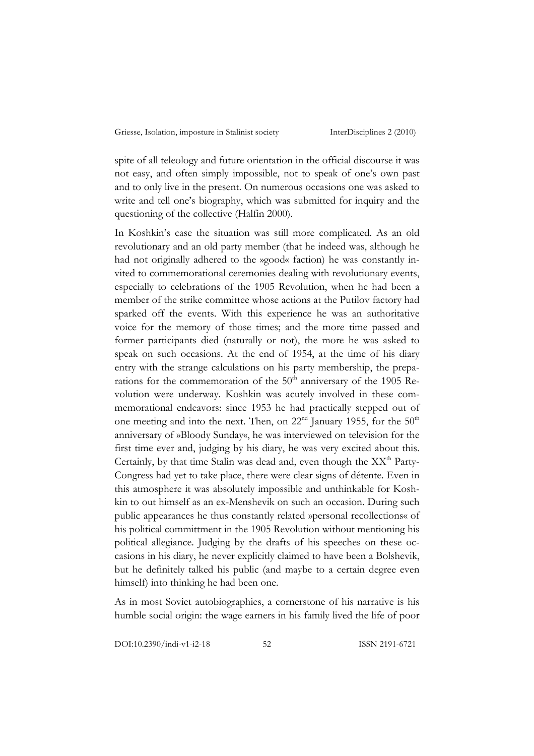spite of all teleology and future orientation in the official discourse it was not easy, and often simply impossible, not to speak of one's own past and to only live in the present. On numerous occasions one was asked to write and tell one's biography, which was submitted for inquiry and the questioning of the collective (Halfin 2000).

In Koshkin's case the situation was still more complicated. As an old revolutionary and an old party member (that he indeed was, although he had not originally adhered to the »good« faction) he was constantly invited to commemorational ceremonies dealing with revolutionary events, especially to celebrations of the 1905 Revolution, when he had been a member of the strike committee whose actions at the Putilov factory had sparked off the events. With this experience he was an authoritative voice for the memory of those times; and the more time passed and former participants died (naturally or not), the more he was asked to speak on such occasions. At the end of 1954, at the time of his diary entry with the strange calculations on his party membership, the preparations for the commemoration of the 50th anniversary of the 1905 Revolution were underway. Koshkin was acutely involved in these commemorational endeavors: since 1953 he had practically stepped out of one meeting and into the next. Then, on 22nd January 1955, for the 50th anniversary of »Bloody Sunday«, he was interviewed on television for the first time ever and, judging by his diary, he was very excited about this. Certainly, by that time Stalin was dead and, even though the XXth Party-Congress had yet to take place, there were clear signs of détente. Even in this atmosphere it was absolutely impossible and unthinkable for Koshkin to out himself as an ex-Menshevik on such an occasion. During such public appearances he thus constantly related »personal recollections« of his political committment in the 1905 Revolution without mentioning his political allegiance. Judging by the drafts of his speeches on these occasions in his diary, he never explicitly claimed to have been a Bolshevik, but he definitely talked his public (and maybe to a certain degree even himself) into thinking he had been one.

As in most Soviet autobiographies, a cornerstone of his narrative is his humble social origin: the wage earners in his family lived the life of poor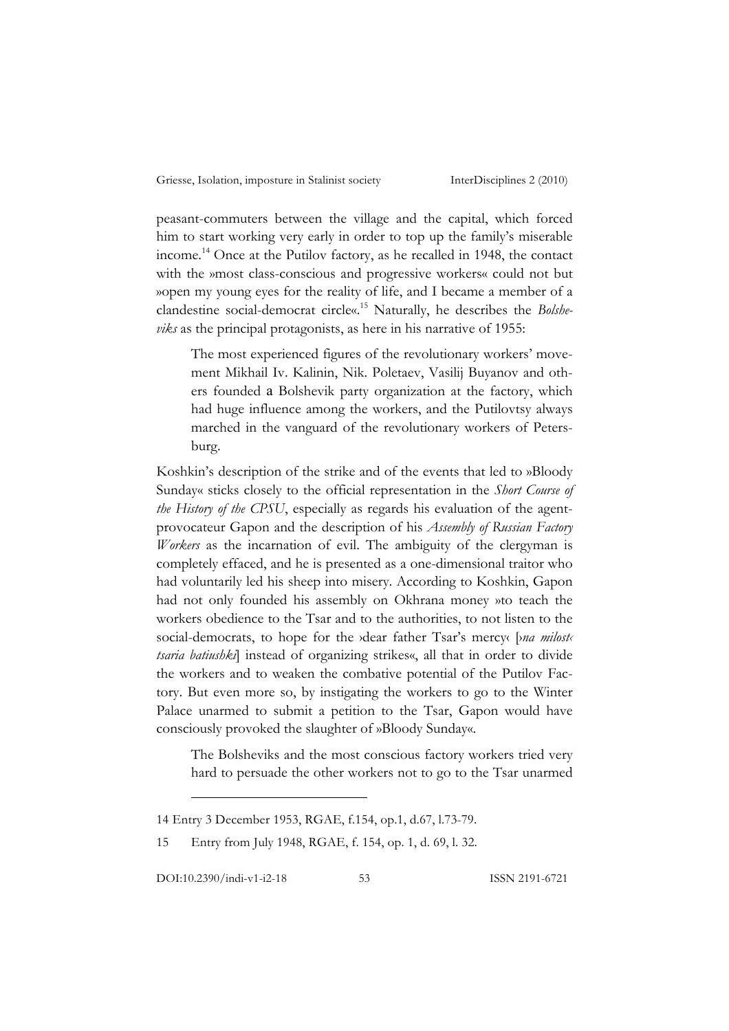peasant-commuters between the village and the capital, which forced him to start working very early in order to top up the family's miserable income.[14] Once at the Putilov factory, as he recalled in 1948, the contact with the »most class-conscious and progressive workers« could not but »open my young eyes for the reality of life, and I became a member of a clandestine social-democrat circle«.[15] Naturally, he describes the *Bolsheviks* as the principal protagonists, as here in his narrative of 1955:

> The most experienced figures of the revolutionary workers' movement Mikhail Iv. Kalinin, Nik. Poletaev, Vasilij Buyanov and others founded a Bolshevik party organization at the factory, which had huge influence among the workers, and the Putilovtsy always marched in the vanguard of the revolutionary workers of Petersburg.

Koshkin's description of the strike and of the events that led to »Bloody Sunday« sticks closely to the official representation in the *Short Course of the History of the CPSU*, especially as regards his evaluation of the agent-provocateur Gapon and the description of his *Assembly of Russian Factory Workers* as the incarnation of evil. The ambiguity of the clergyman is completely effaced, and he is presented as a one-dimensional traitor who had voluntarily led his sheep into misery. According to Koshkin, Gapon had not only founded his assembly on Okhrana money »to teach the workers obedience to the Tsar and to the authorities, to not listen to the social-democrats, to hope for the ›dear father Tsar's mercy‹ [›*na milost*‹ *tsaria batiushki*] instead of organizing strikes«, all that in order to divide the workers and to weaken the combative potential of the Putilov Factory. But even more so, by instigating the workers to go to the Winter Palace unarmed to submit a petition to the Tsar, Gapon would have consciously provoked the slaughter of »Bloody Sunday«.

> The Bolsheviks and the most conscious factory workers tried very hard to persuade the other workers not to go to the Tsar unarmed

---

14 Entry 3 December 1953, RGAE, f.154, op.1, d.67, l.73-79.

15 Entry from July 1948, RGAE, f. 154, op. 1, d. 69, l. 32.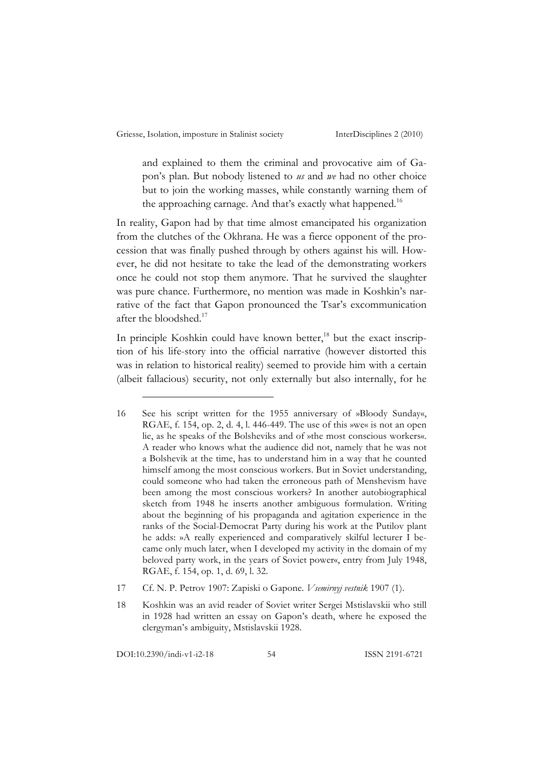> and explained to them the criminal and provocative aim of Gapon's plan. But nobody listened to *us* and *we* had no other choice but to join the working masses, while constantly warning them of the approaching carnage. And that's exactly what happened.[16]

In reality, Gapon had by that time almost emancipated his organization from the clutches of the Okhrana. He was a fierce opponent of the procession that was finally pushed through by others against his will. However, he did not hesitate to take the lead of the demonstrating workers once he could not stop them anymore. That he survived the slaughter was pure chance. Furthermore, no mention was made in Koshkin's narrative of the fact that Gapon pronounced the Tsar's excommunication after the bloodshed.[17]

In principle Koshkin could have known better,[18] but the exact inscription of his life-story into the official narrative (however distorted this was in relation to historical reality) seemed to provide him with a certain (albeit fallacious) security, not only externally but also internally, for he

---

16 See his script written for the 1955 anniversary of »Bloody Sunday«, RGAE, f. 154, op. 2, d. 4, l. 446-449. The use of this »we« is not an open lie, as he speaks of the Bolsheviks and of »the most conscious workers«. A reader who knows what the audience did not, namely that he was not a Bolshevik at the time, has to understand him in a way that he counted himself among the most conscious workers. But in Soviet understanding, could someone who had taken the erroneous path of Menshevism have been among the most conscious workers? In another autobiographical sketch from 1948 he inserts another ambiguous formulation. Writing about the beginning of his propaganda and agitation experience in the ranks of the Social-Democrat Party during his work at the Putilov plant he adds: »A really experienced and comparatively skilful lecturer I became only much later, when I developed my activity in the domain of my beloved party work, in the years of Soviet power«, entry from July 1948, RGAE, f. 154, op. 1, d. 69, l. 32.

17 Cf. N. P. Petrov 1907: Zapiski o Gapone. *Vsemirnyj vestnik* 1907 (1).

18 Koshkin was an avid reader of Soviet writer Sergei Mstislavskii who still in 1928 had written an essay on Gapon's death, where he exposed the clergyman's ambiguity, Mstislavskii 1928.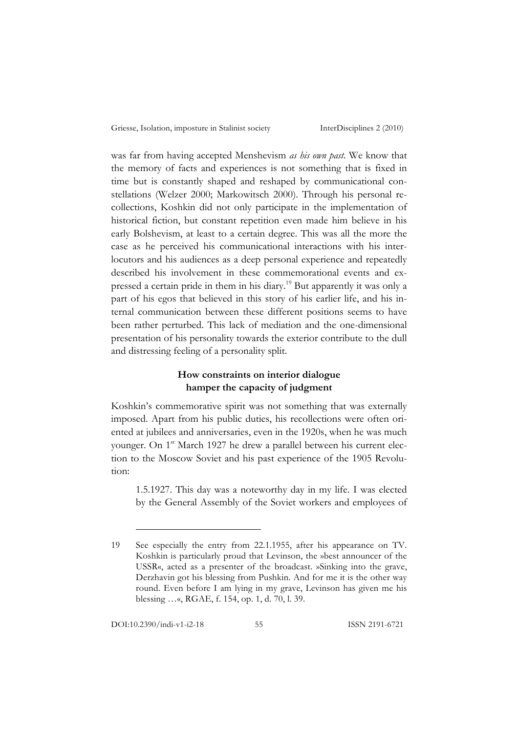was far from having accepted Menshevism *as his own past*. We know that the memory of facts and experiences is not something that is fixed in time but is constantly shaped and reshaped by communicational constellations (Welzer 2000; Markowitsch 2000). Through his personal recollections, Koshkin did not only participate in the implementation of historical fiction, but constant repetition even made him believe in his early Bolshevism, at least to a certain degree. This was all the more the case as he perceived his communicational interactions with his interlocutors and his audiences as a deep personal experience and repeatedly described his involvement in these commemorational events and expressed a certain pride in them in his diary.[19] But apparently it was only a part of his egos that believed in this story of his earlier life, and his internal communication between these different positions seems to have been rather perturbed. This lack of mediation and the one-dimensional presentation of his personality towards the exterior contribute to the dull and distressing feeling of a personality split.

## How constraints on interior dialogue hamper the capacity of judgment

Koshkin's commemorative spirit was not something that was externally imposed. Apart from his public duties, his recollections were often oriented at jubilees and anniversaries, even in the 1920s, when he was much younger. On 1st March 1927 he drew a parallel between his current election to the Moscow Soviet and his past experience of the 1905 Revolution:

> 1.5.1927. This day was a noteworthy day in my life. I was elected by the General Assembly of the Soviet workers and employees of

---

19 See especially the entry from 22.1.1955, after his appearance on TV. Koshkin is particularly proud that Levinson, the »best announcer of the USSR«, acted as a presenter of the broadcast. »Sinking into the grave, Derzhavin got his blessing from Pushkin. And for me it is the other way round. Even before I am lying in my grave, Levinson has given me his blessing …«, RGAE, f. 154, op. 1, d. 70, l. 39.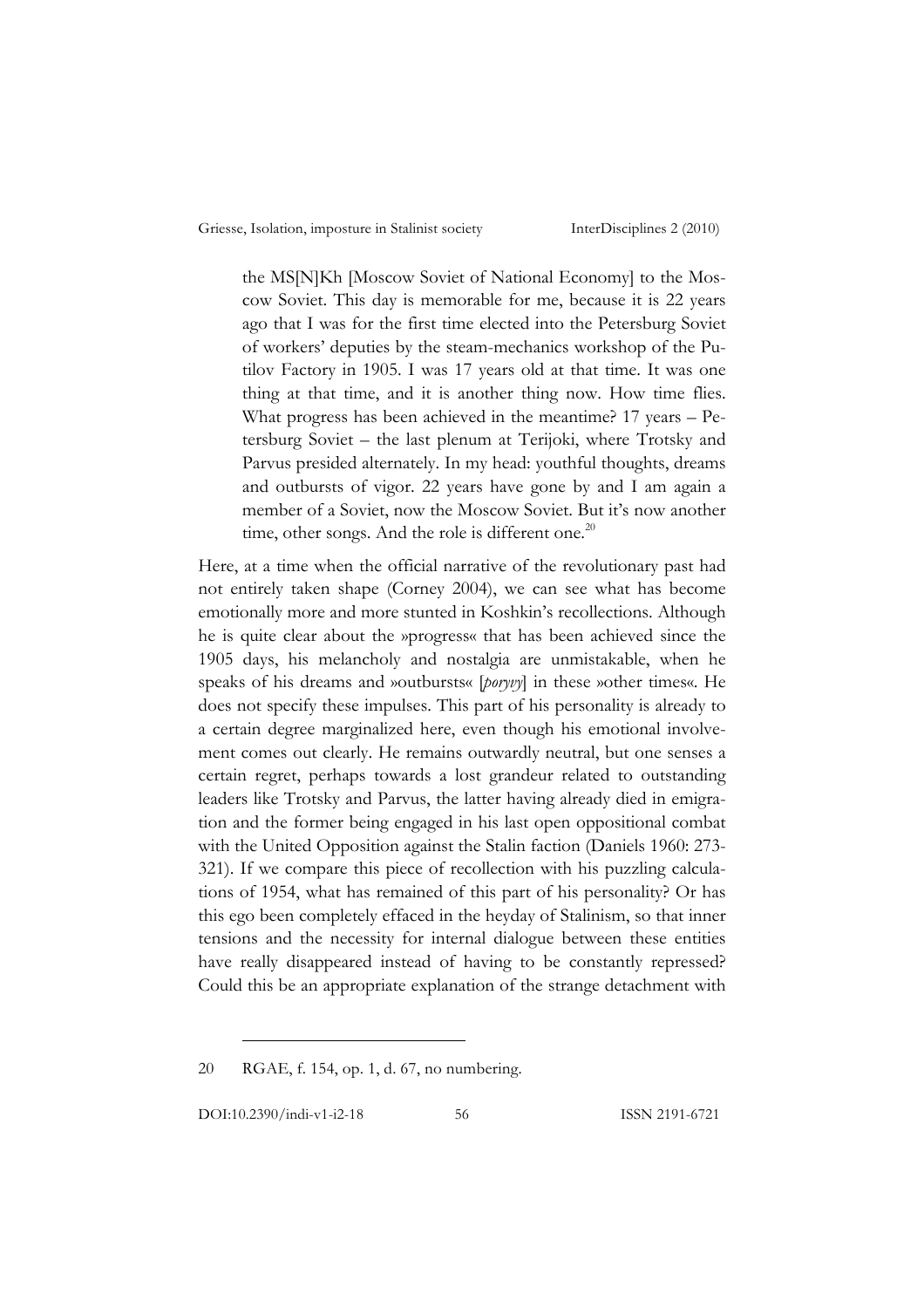> the MS[N]Kh [Moscow Soviet of National Economy] to the Moscow Soviet. This day is memorable for me, because it is 22 years ago that I was for the first time elected into the Petersburg Soviet of workers' deputies by the steam-mechanics workshop of the Putilov Factory in 1905. I was 17 years old at that time. It was one thing at that time, and it is another thing now. How time flies. What progress has been achieved in the meantime? 17 years – Petersburg Soviet – the last plenum at Terijoki, where Trotsky and Parvus presided alternately. In my head: youthful thoughts, dreams and outbursts of vigor. 22 years have gone by and I am again a member of a Soviet, now the Moscow Soviet. But it's now another time, other songs. And the role is different one.[20]

Here, at a time when the official narrative of the revolutionary past had not entirely taken shape (Corney 2004), we can see what has become emotionally more and more stunted in Koshkin's recollections. Although he is quite clear about the »progress« that has been achieved since the 1905 days, his melancholy and nostalgia are unmistakable, when he speaks of his dreams and »outbursts« [*poryvy*] in these »other times«. He does not specify these impulses. This part of his personality is already to a certain degree marginalized here, even though his emotional involvement comes out clearly. He remains outwardly neutral, but one senses a certain regret, perhaps towards a lost grandeur related to outstanding leaders like Trotsky and Parvus, the latter having already died in emigration and the former being engaged in his last open oppositional combat with the United Opposition against the Stalin faction (Daniels 1960: 273-321). If we compare this piece of recollection with his puzzling calculations of 1954, what has remained of this part of his personality? Or has this ego been completely effaced in the heyday of Stalinism, so that inner tensions and the necessity for internal dialogue between these entities have really disappeared instead of having to be constantly repressed? Could this be an appropriate explanation of the strange detachment with

---

20 RGAE, f. 154, op. 1, d. 67, no numbering.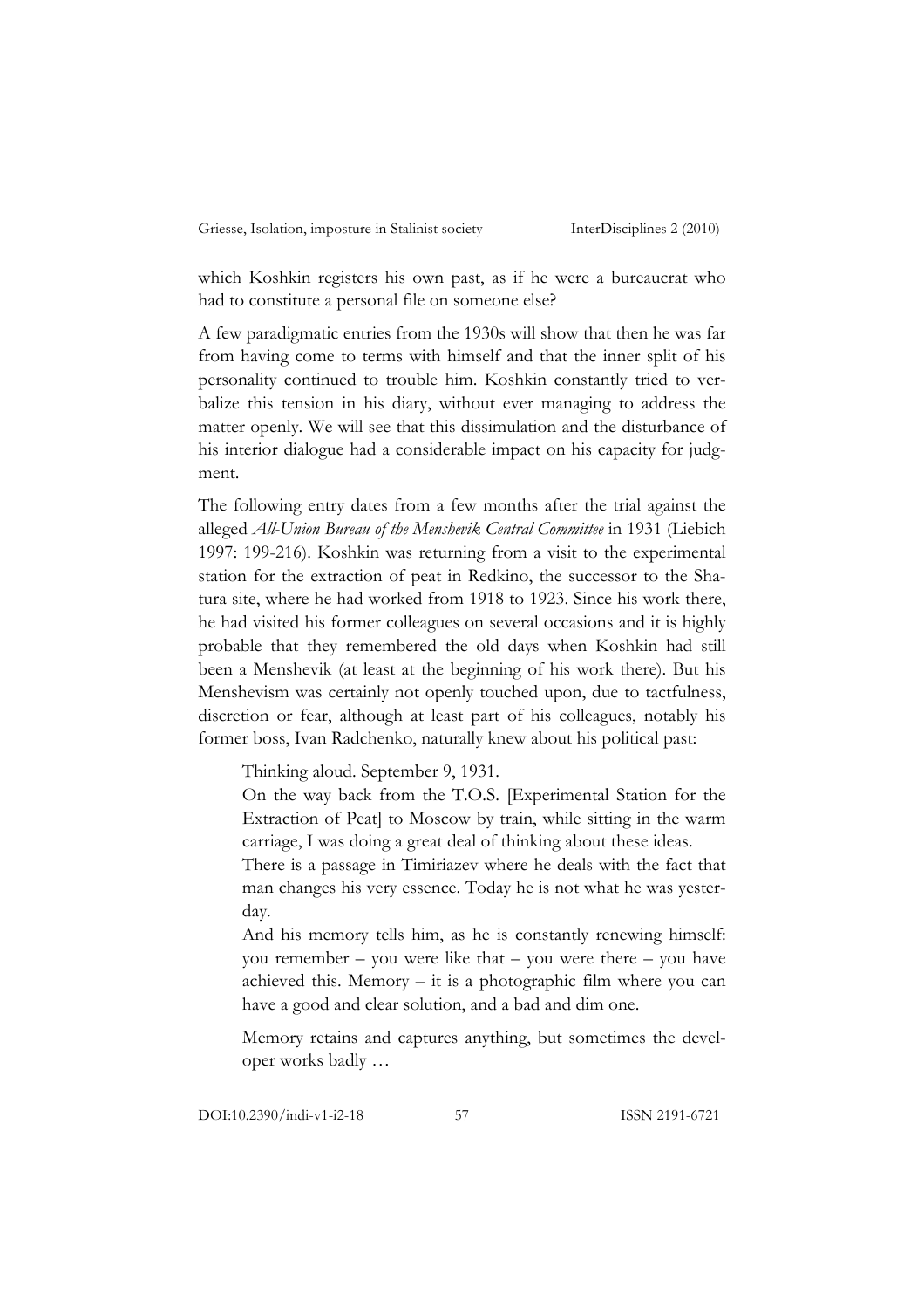which Koshkin registers his own past, as if he were a bureaucrat who had to constitute a personal file on someone else?

A few paradigmatic entries from the 1930s will show that then he was far from having come to terms with himself and that the inner split of his personality continued to trouble him. Koshkin constantly tried to verbalize this tension in his diary, without ever managing to address the matter openly. We will see that this dissimulation and the disturbance of his interior dialogue had a considerable impact on his capacity for judgment.

The following entry dates from a few months after the trial against the alleged *All-Union Bureau of the Menshevik Central Committee* in 1931 (Liebich 1997: 199-216). Koshkin was returning from a visit to the experimental station for the extraction of peat in Redkino, the successor to the Shatura site, where he had worked from 1918 to 1923. Since his work there, he had visited his former colleagues on several occasions and it is highly probable that they remembered the old days when Koshkin had still been a Menshevik (at least at the beginning of his work there). But his Menshevism was certainly not openly touched upon, due to tactfulness, discretion or fear, although at least part of his colleagues, notably his former boss, Ivan Radchenko, naturally knew about his political past:

> Thinking aloud. September 9, 1931.
> On the way back from the T.O.S. [Experimental Station for the Extraction of Peat] to Moscow by train, while sitting in the warm carriage, I was doing a great deal of thinking about these ideas.
> There is a passage in Timiriazev where he deals with the fact that man changes his very essence. Today he is not what he was yesterday.
> And his memory tells him, as he is constantly renewing himself: you remember – you were like that – you were there – you have achieved this. Memory – it is a photographic film where you can have a good and clear solution, and a bad and dim one.
>
> Memory retains and captures anything, but sometimes the developer works badly …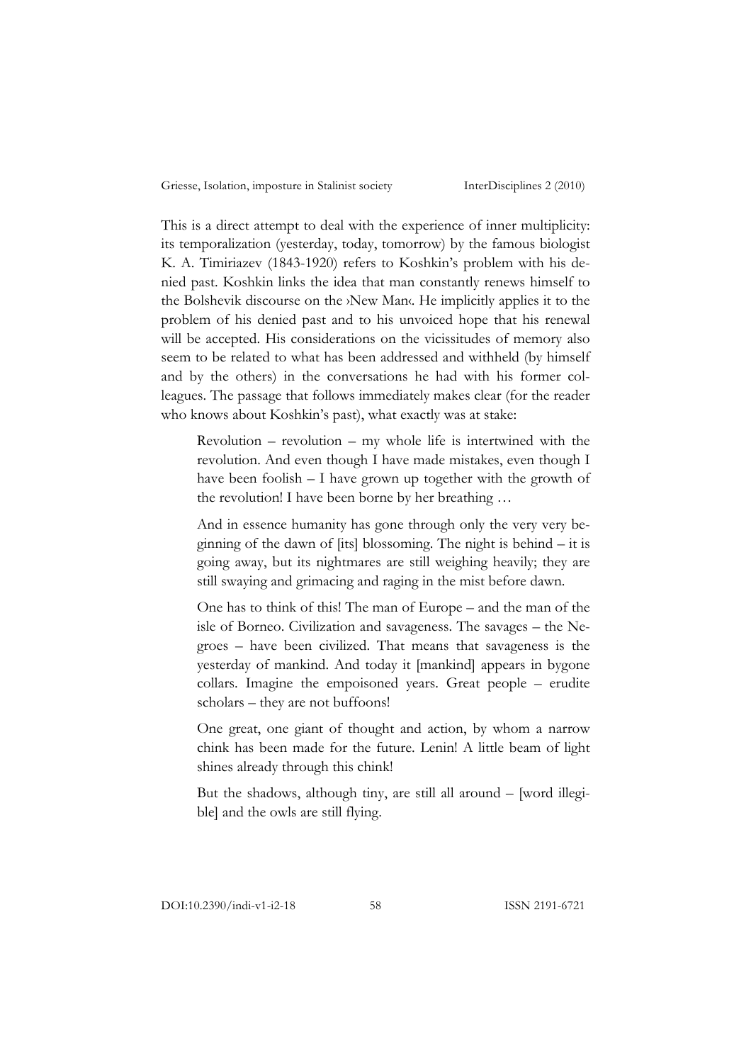This is a direct attempt to deal with the experience of inner multiplicity: its temporalization (yesterday, today, tomorrow) by the famous biologist K. A. Timiriazev (1843-1920) refers to Koshkin's problem with his denied past. Koshkin links the idea that man constantly renews himself to the Bolshevik discourse on the ›New Man‹. He implicitly applies it to the problem of his denied past and to his unvoiced hope that his renewal will be accepted. His considerations on the vicissitudes of memory also seem to be related to what has been addressed and withheld (by himself and by the others) in the conversations he had with his former colleagues. The passage that follows immediately makes clear (for the reader who knows about Koshkin's past), what exactly was at stake:

> Revolution – revolution – my whole life is intertwined with the revolution. And even though I have made mistakes, even though I have been foolish – I have grown up together with the growth of the revolution! I have been borne by her breathing …
>
> And in essence humanity has gone through only the very very beginning of the dawn of [its] blossoming. The night is behind – it is going away, but its nightmares are still weighing heavily; they are still swaying and grimacing and raging in the mist before dawn.
>
> One has to think of this! The man of Europe – and the man of the isle of Borneo. Civilization and savageness. The savages – the Negroes – have been civilized. That means that savageness is the yesterday of mankind. And today it [mankind] appears in bygone collars. Imagine the empoisoned years. Great people – erudite scholars – they are not buffoons!
>
> One great, one giant of thought and action, by whom a narrow chink has been made for the future. Lenin! A little beam of light shines already through this chink!
>
> But the shadows, although tiny, are still all around – [word illegible] and the owls are still flying.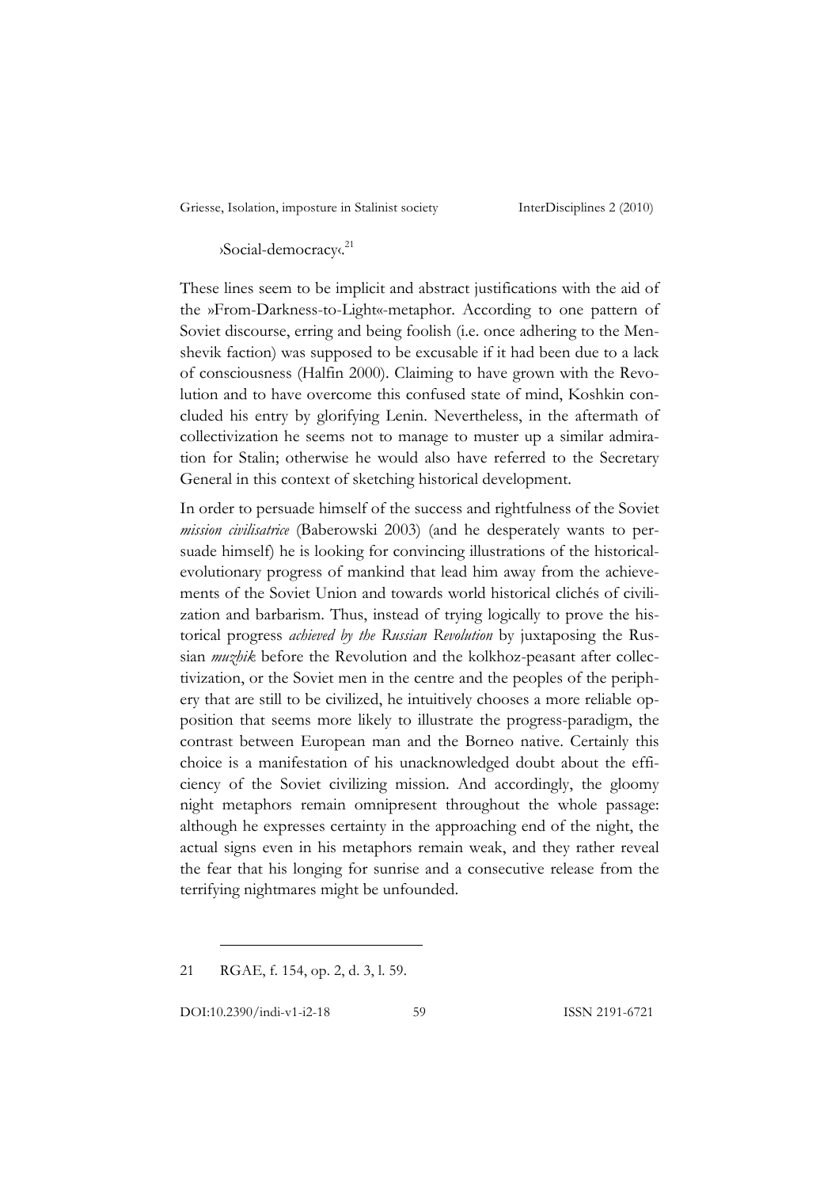›Social-democracy‹.[21]

These lines seem to be implicit and abstract justifications with the aid of the »From-Darkness-to-Light«-metaphor. According to one pattern of Soviet discourse, erring and being foolish (i.e. once adhering to the Menshevik faction) was supposed to be excusable if it had been due to a lack of consciousness (Halfin 2000). Claiming to have grown with the Revolution and to have overcome this confused state of mind, Koshkin concluded his entry by glorifying Lenin. Nevertheless, in the aftermath of collectivization he seems not to manage to muster up a similar admiration for Stalin; otherwise he would also have referred to the Secretary General in this context of sketching historical development.

In order to persuade himself of the success and rightfulness of the Soviet *mission civilisatrice* (Baberowski 2003) (and he desperately wants to persuade himself) he is looking for convincing illustrations of the historical-evolutionary progress of mankind that lead him away from the achievements of the Soviet Union and towards world historical clichés of civilization and barbarism. Thus, instead of trying logically to prove the historical progress *achieved by the Russian Revolution* by juxtaposing the Russian *muzhik* before the Revolution and the kolkhoz-peasant after collectivization, or the Soviet men in the centre and the peoples of the periphery that are still to be civilized, he intuitively chooses a more reliable opposition that seems more likely to illustrate the progress-paradigm, the contrast between European man and the Borneo native. Certainly this choice is a manifestation of his unacknowledged doubt about the efficiency of the Soviet civilizing mission. And accordingly, the gloomy night metaphors remain omnipresent throughout the whole passage: although he expresses certainty in the approaching end of the night, the actual signs even in his metaphors remain weak, and they rather reveal the fear that his longing for sunrise and a consecutive release from the terrifying nightmares might be unfounded.

---

21 RGAE, f. 154, op. 2, d. 3, l. 59.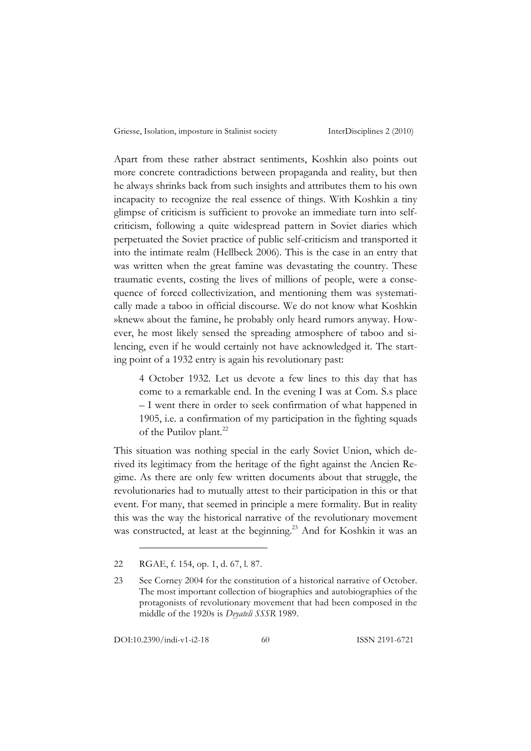Apart from these rather abstract sentiments, Koshkin also points out more concrete contradictions between propaganda and reality, but then he always shrinks back from such insights and attributes them to his own incapacity to recognize the real essence of things. With Koshkin a tiny glimpse of criticism is sufficient to provoke an immediate turn into self-criticism, following a quite widespread pattern in Soviet diaries which perpetuated the Soviet practice of public self-criticism and transported it into the intimate realm (Hellbeck 2006). This is the case in an entry that was written when the great famine was devastating the country. These traumatic events, costing the lives of millions of people, were a consequence of forced collectivization, and mentioning them was systematically made a taboo in official discourse. We do not know what Koshkin »knew« about the famine, he probably only heard rumors anyway. However, he most likely sensed the spreading atmosphere of taboo and silencing, even if he would certainly not have acknowledged it. The starting point of a 1932 entry is again his revolutionary past:

> 4 October 1932. Let us devote a few lines to this day that has come to a remarkable end. In the evening I was at Com. S.s place – I went there in order to seek confirmation of what happened in 1905, i.e. a confirmation of my participation in the fighting squads of the Putilov plant.[22]

This situation was nothing special in the early Soviet Union, which derived its legitimacy from the heritage of the fight against the Ancien Regime. As there are only few written documents about that struggle, the revolutionaries had to mutually attest to their participation in this or that event. For many, that seemed in principle a mere formality. But in reality this was the way the historical narrative of the revolutionary movement was constructed, at least at the beginning.[23] And for Koshkin it was an

---

22 RGAE, f. 154, op. 1, d. 67, l. 87.

23 See Corney 2004 for the constitution of a historical narrative of October. The most important collection of biographies and autobiographies of the protagonists of revolutionary movement that had been composed in the middle of the 1920s is *Deyateli SSSR* 1989.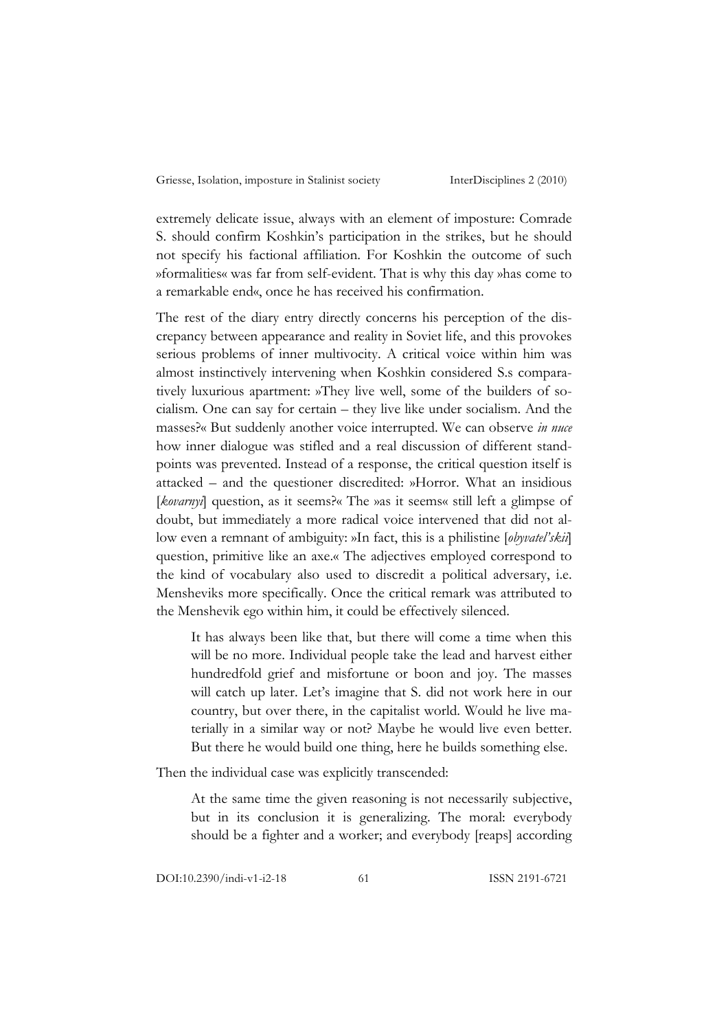extremely delicate issue, always with an element of imposture: Comrade S. should confirm Koshkin's participation in the strikes, but he should not specify his factional affiliation. For Koshkin the outcome of such »formalities« was far from self-evident. That is why this day »has come to a remarkable end«, once he has received his confirmation.

The rest of the diary entry directly concerns his perception of the discrepancy between appearance and reality in Soviet life, and this provokes serious problems of inner multivocity. A critical voice within him was almost instinctively intervening when Koshkin considered S.s comparatively luxurious apartment: »They live well, some of the builders of socialism. One can say for certain – they live like under socialism. And the masses?« But suddenly another voice interrupted. We can observe *in nuce* how inner dialogue was stifled and a real discussion of different standpoints was prevented. Instead of a response, the critical question itself is attacked – and the questioner discredited: »Horror. What an insidious [*kovarnyi*] question, as it seems?« The »as it seems« still left a glimpse of doubt, but immediately a more radical voice intervened that did not allow even a remnant of ambiguity: »In fact, this is a philistine [*obyvatel'skii*] question, primitive like an axe.« The adjectives employed correspond to the kind of vocabulary also used to discredit a political adversary, i.e. Mensheviks more specifically. Once the critical remark was attributed to the Menshevik ego within him, it could be effectively silenced.

> It has always been like that, but there will come a time when this will be no more. Individual people take the lead and harvest either hundredfold grief and misfortune or boon and joy. The masses will catch up later. Let's imagine that S. did not work here in our country, but over there, in the capitalist world. Would he live materially in a similar way or not? Maybe he would live even better. But there he would build one thing, here he builds something else.

Then the individual case was explicitly transcended:

> At the same time the given reasoning is not necessarily subjective, but in its conclusion it is generalizing. The moral: everybody should be a fighter and a worker; and everybody [reaps] according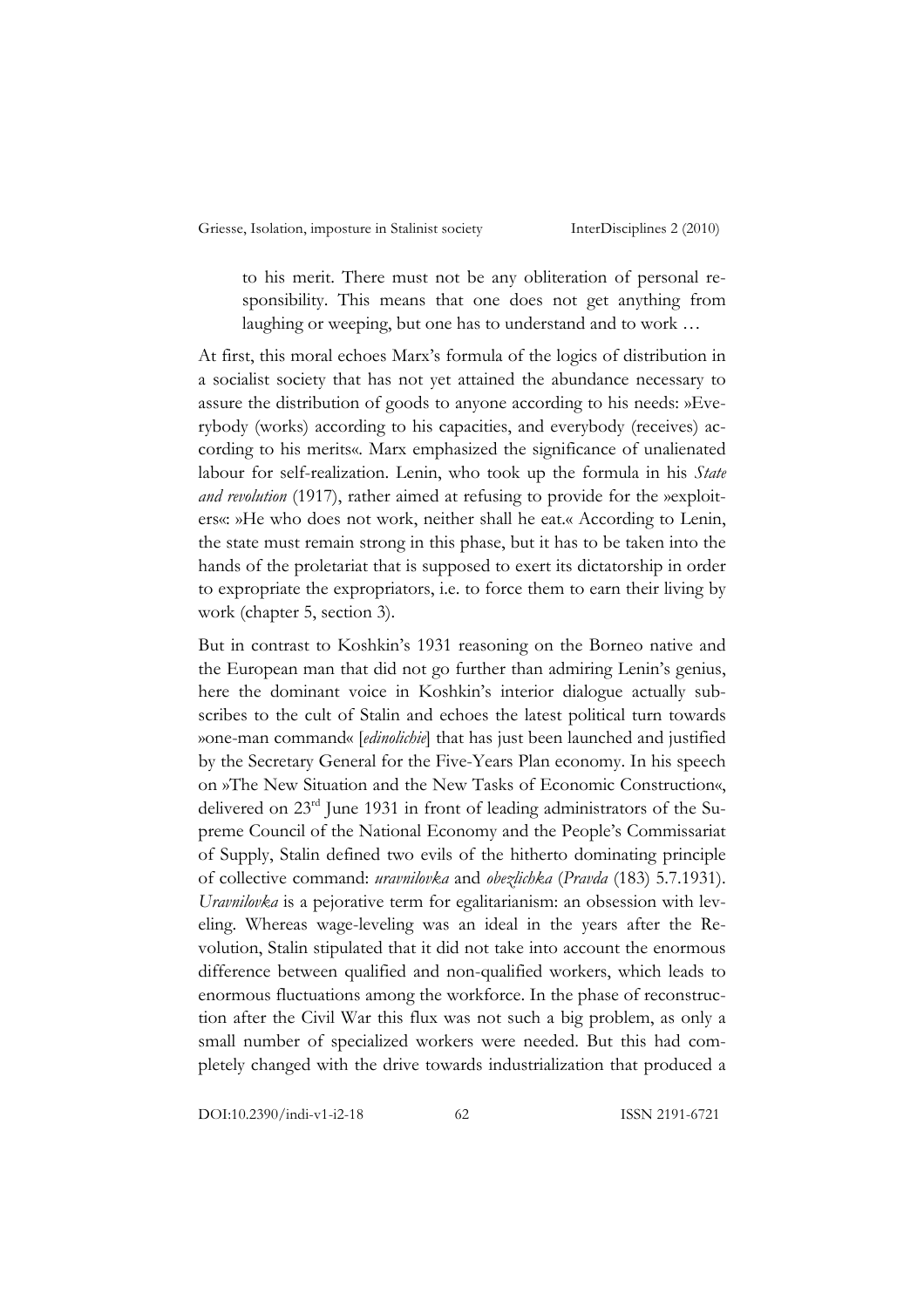> to his merit. There must not be any obliteration of personal responsibility. This means that one does not get anything from laughing or weeping, but one has to understand and to work …

At first, this moral echoes Marx's formula of the logics of distribution in a socialist society that has not yet attained the abundance necessary to assure the distribution of goods to anyone according to his needs: »Everybody (works) according to his capacities, and everybody (receives) according to his merits«. Marx emphasized the significance of unalienated labour for self-realization. Lenin, who took up the formula in his *State and revolution* (1917), rather aimed at refusing to provide for the »exploiters«: »He who does not work, neither shall he eat.« According to Lenin, the state must remain strong in this phase, but it has to be taken into the hands of the proletariat that is supposed to exert its dictatorship in order to expropriate the expropriators, i.e. to force them to earn their living by work (chapter 5, section 3).

But in contrast to Koshkin's 1931 reasoning on the Borneo native and the European man that did not go further than admiring Lenin's genius, here the dominant voice in Koshkin's interior dialogue actually subscribes to the cult of Stalin and echoes the latest political turn towards »one-man command« [*edinolichie*] that has just been launched and justified by the Secretary General for the Five-Years Plan economy. In his speech on »The New Situation and the New Tasks of Economic Construction«, delivered on 23rd June 1931 in front of leading administrators of the Supreme Council of the National Economy and the People's Commissariat of Supply, Stalin defined two evils of the hitherto dominating principle of collective command: *uravnilovka* and *obezlichka* (*Pravda* (183) 5.7.1931). *Uravnilovka* is a pejorative term for egalitarianism: an obsession with leveling. Whereas wage-leveling was an ideal in the years after the Revolution, Stalin stipulated that it did not take into account the enormous difference between qualified and non-qualified workers, which leads to enormous fluctuations among the workforce. In the phase of reconstruction after the Civil War this flux was not such a big problem, as only a small number of specialized workers were needed. But this had completely changed with the drive towards industrialization that produced a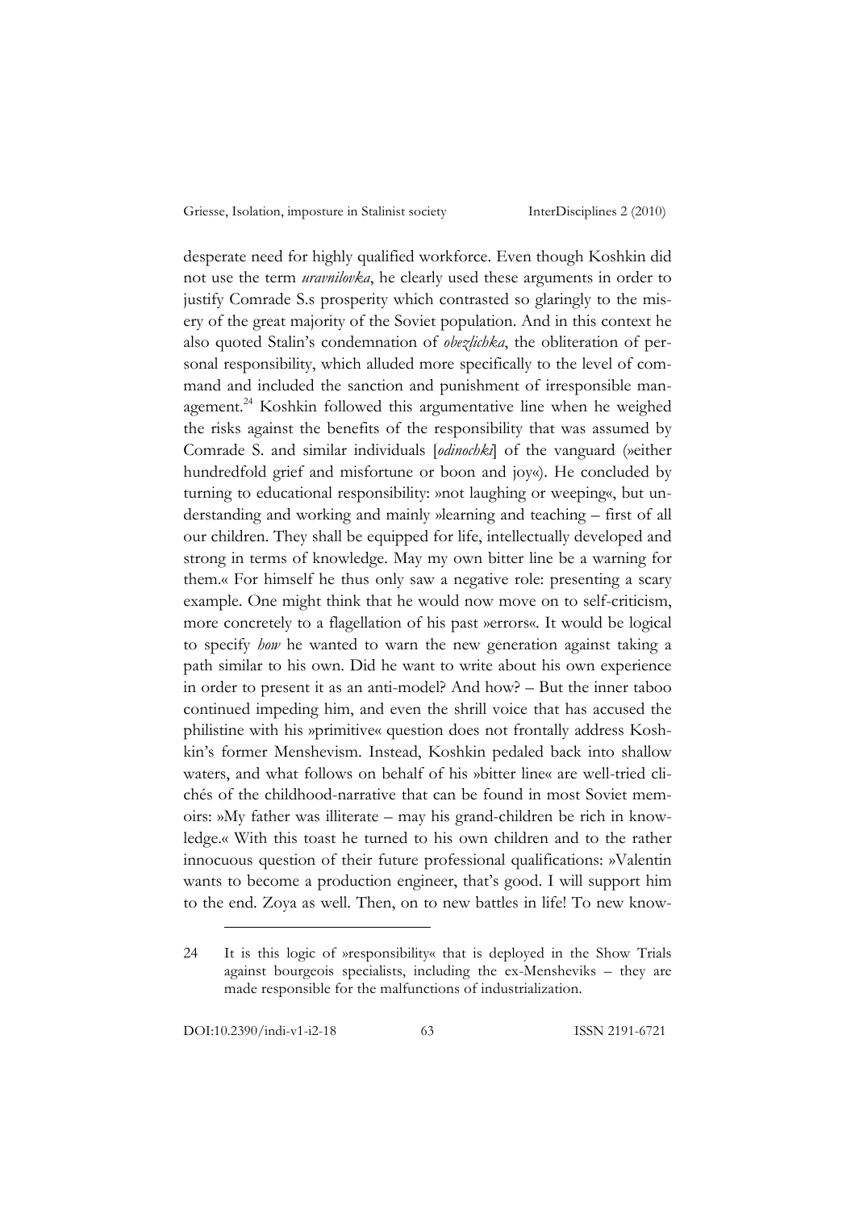desperate need for highly qualified workforce. Even though Koshkin did not use the term *uravnilovka*, he clearly used these arguments in order to justify Comrade S.s prosperity which contrasted so glaringly to the misery of the great majority of the Soviet population. And in this context he also quoted Stalin's condemnation of *obezlichka*, the obliteration of personal responsibility, which alluded more specifically to the level of command and included the sanction and punishment of irresponsible management.[24] Koshkin followed this argumentative line when he weighed the risks against the benefits of the responsibility that was assumed by Comrade S. and similar individuals [*odinochki*] of the vanguard (»either hundredfold grief and misfortune or boon and joy«). He concluded by turning to educational responsibility: »not laughing or weeping«, but understanding and working and mainly »learning and teaching – first of all our children. They shall be equipped for life, intellectually developed and strong in terms of knowledge. May my own bitter line be a warning for them.« For himself he thus only saw a negative role: presenting a scary example. One might think that he would now move on to self-criticism, more concretely to a flagellation of his past »errors«. It would be logical to specify *how* he wanted to warn the new generation against taking a path similar to his own. Did he want to write about his own experience in order to present it as an anti-model? And how? – But the inner taboo continued impeding him, and even the shrill voice that has accused the philistine with his »primitive« question does not frontally address Koshkin's former Menshevism. Instead, Koshkin pedaled back into shallow waters, and what follows on behalf of his »bitter line« are well-tried clichés of the childhood-narrative that can be found in most Soviet memoirs: »My father was illiterate – may his grand-children be rich in knowledge.« With this toast he turned to his own children and to the rather innocuous question of their future professional qualifications: »Valentin wants to become a production engineer, that's good. I will support him to the end. Zoya as well. Then, on to new battles in life! To new know-

24 It is this logic of »responsibility« that is deployed in the Show Trials against bourgeois specialists, including the ex-Mensheviks – they are made responsible for the malfunctions of industrialization.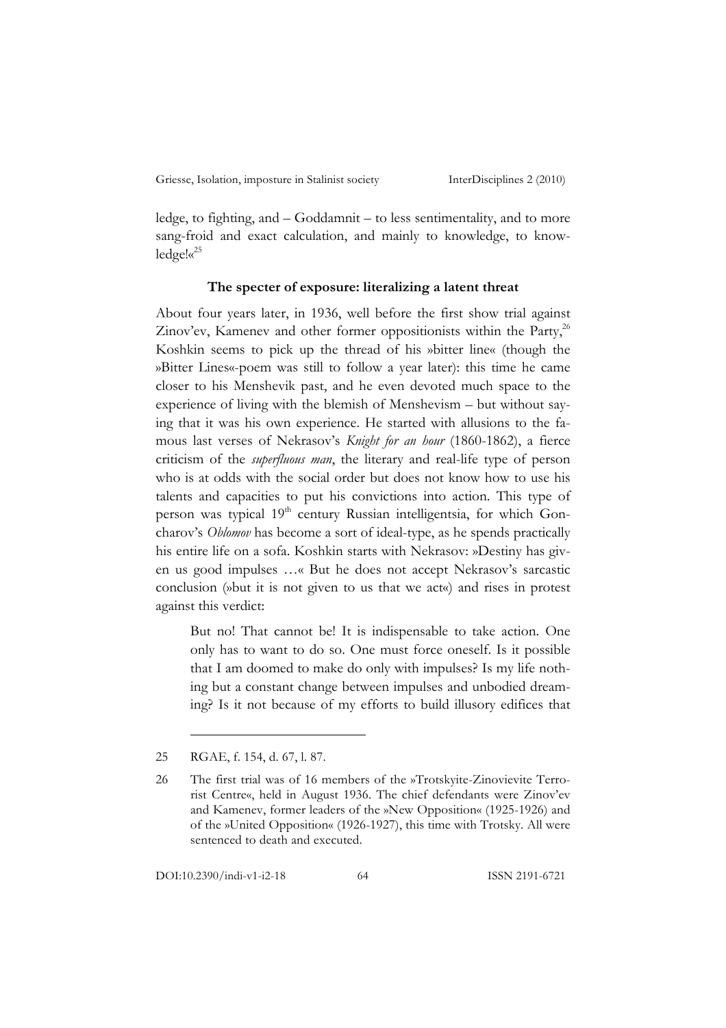ledge, to fighting, and – Goddamnit – to less sentimentality, and to more sang-froid and exact calculation, and mainly to knowledge, to knowledge!«[25]

### The specter of exposure: literalizing a latent threat

About four years later, in 1936, well before the first show trial against Zinov'ev, Kamenev and other former oppositionists within the Party,[26] Koshkin seems to pick up the thread of his »bitter line« (though the »Bitter Lines«-poem was still to follow a year later): this time he came closer to his Menshevik past, and he even devoted much space to the experience of living with the blemish of Menshevism – but without saying that it was his own experience. He started with allusions to the famous last verses of Nekrasov's *Knight for an hour* (1860-1862), a fierce criticism of the *superfluous man*, the literary and real-life type of person who is at odds with the social order but does not know how to use his talents and capacities to put his convictions into action. This type of person was typical 19th century Russian intelligentsia, for which Goncharov's *Oblomov* has become a sort of ideal-type, as he spends practically his entire life on a sofa. Koshkin starts with Nekrasov: »Destiny has given us good impulses …« But he does not accept Nekrasov's sarcastic conclusion (»but it is not given to us that we act«) and rises in protest against this verdict:

> But no! That cannot be! It is indispensable to take action. One only has to want to do so. One must force oneself. Is it possible that I am doomed to make do only with impulses? Is my life nothing but a constant change between impulses and unbodied dreaming? Is it not because of my efforts to build illusory edifices that

---

25 RGAE, f. 154, d. 67, l. 87.

26 The first trial was of 16 members of the »Trotskyite-Zinovievite Terrorist Centre«, held in August 1936. The chief defendants were Zinov'ev and Kamenev, former leaders of the »New Opposition« (1925-1926) and of the »United Opposition« (1926-1927), this time with Trotsky. All were sentenced to death and executed.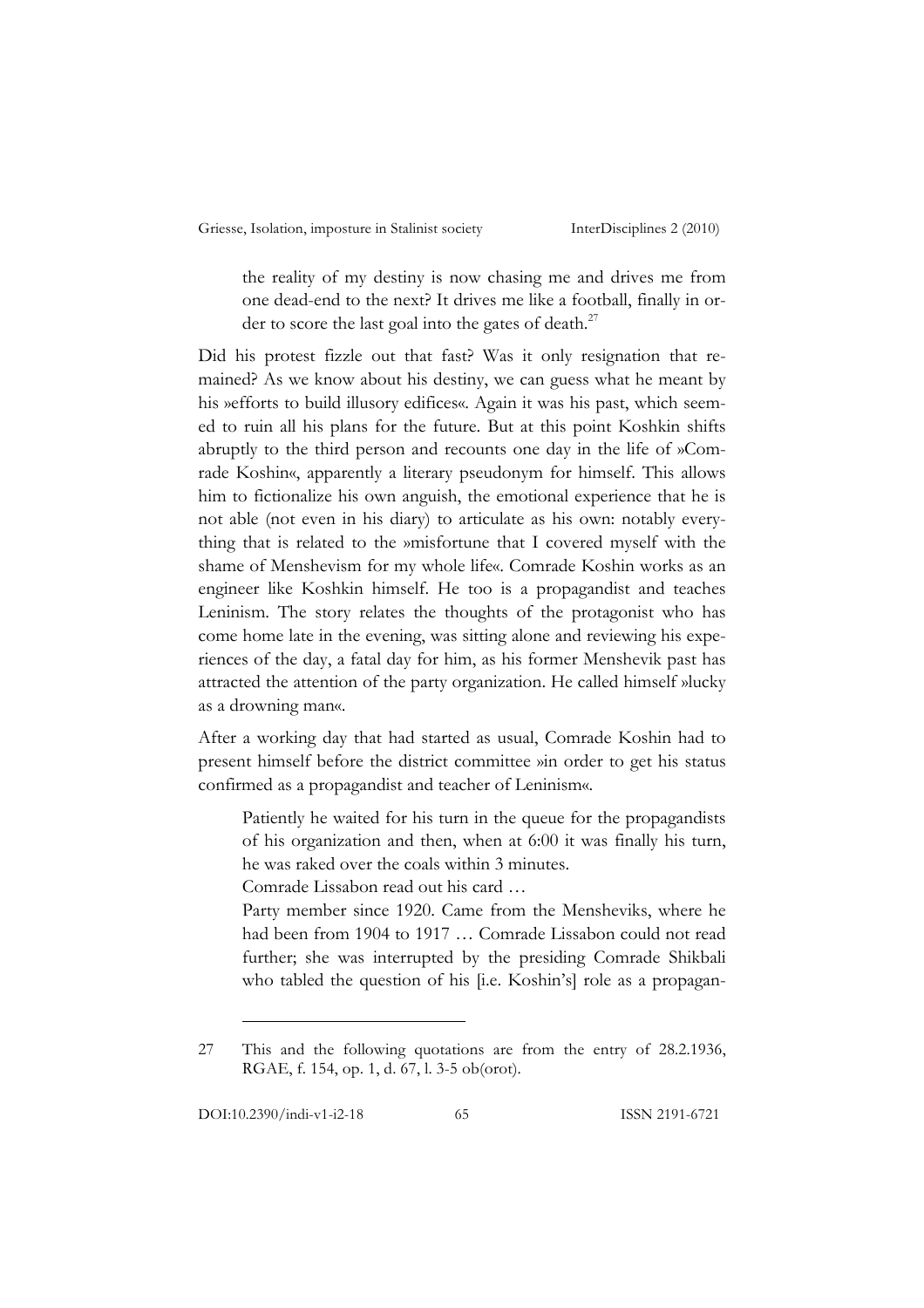> the reality of my destiny is now chasing me and drives me from one dead-end to the next? It drives me like a football, finally in order to score the last goal into the gates of death.[27]

Did his protest fizzle out that fast? Was it only resignation that remained? As we know about his destiny, we can guess what he meant by his »efforts to build illusory edifices«. Again it was his past, which seemed to ruin all his plans for the future. But at this point Koshkin shifts abruptly to the third person and recounts one day in the life of »Comrade Koshin«, apparently a literary pseudonym for himself. This allows him to fictionalize his own anguish, the emotional experience that he is not able (not even in his diary) to articulate as his own: notably everything that is related to the »misfortune that I covered myself with the shame of Menshevism for my whole life«. Comrade Koshin works as an engineer like Koshkin himself. He too is a propagandist and teaches Leninism. The story relates the thoughts of the protagonist who has come home late in the evening, was sitting alone and reviewing his experiences of the day, a fatal day for him, as his former Menshevik past has attracted the attention of the party organization. He called himself »lucky as a drowning man«.

After a working day that had started as usual, Comrade Koshin had to present himself before the district committee »in order to get his status confirmed as a propagandist and teacher of Leninism«.

> Patiently he waited for his turn in the queue for the propagandists of his organization and then, when at 6:00 it was finally his turn, he was raked over the coals within 3 minutes.
>
> Comrade Lissabon read out his card …
>
> Party member since 1920. Came from the Mensheviks, where he had been from 1904 to 1917 … Comrade Lissabon could not read further; she was interrupted by the presiding Comrade Shikbali who tabled the question of his [i.e. Koshin's] role as a propagan-

---

27 This and the following quotations are from the entry of 28.2.1936, RGAE, f. 154, op. 1, d. 67, l. 3-5 ob(orot).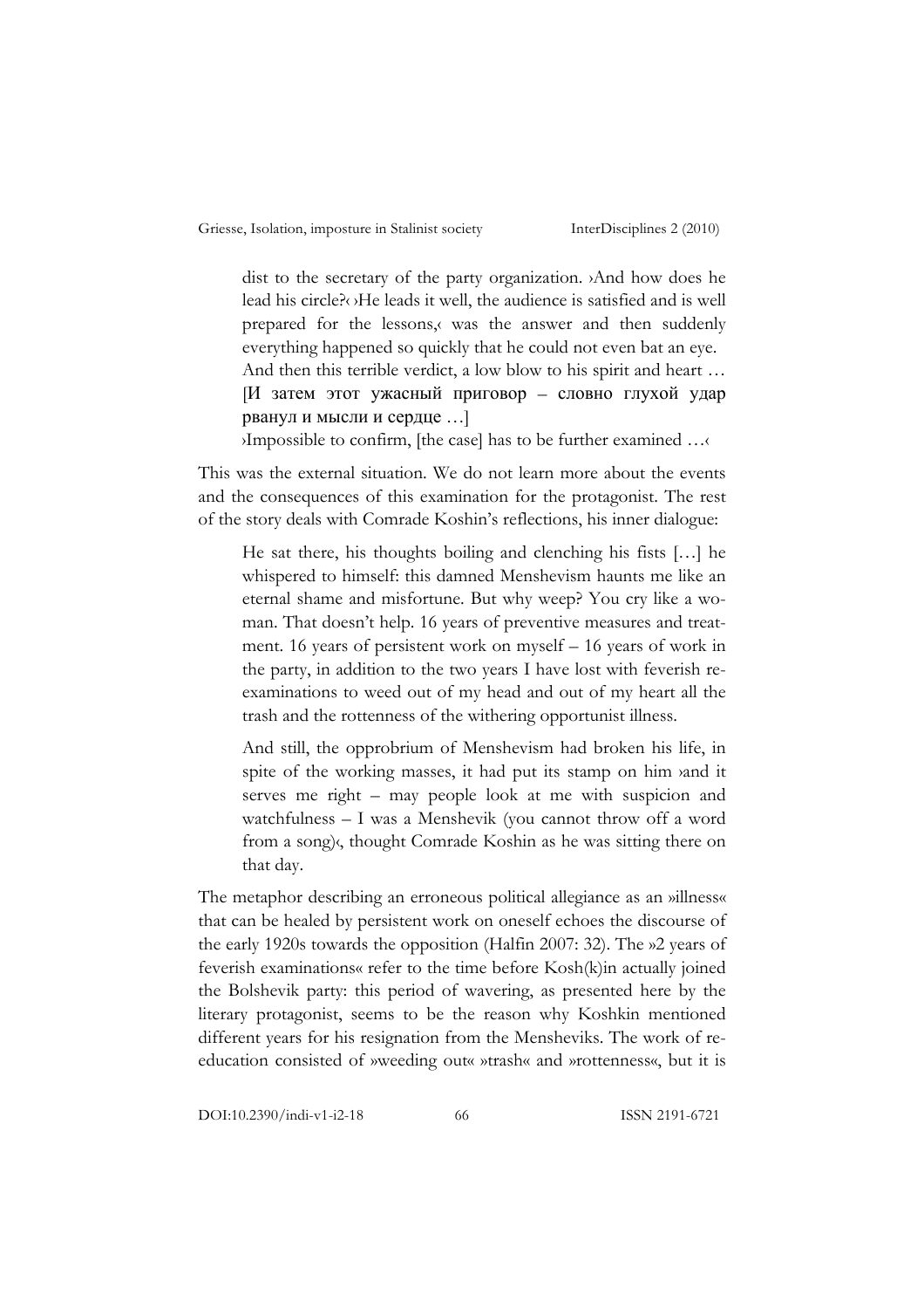> dist to the secretary of the party organization. ›And how does he lead his circle?‹ ›He leads it well, the audience is satisfied and is well prepared for the lessons,‹ was the answer and then suddenly everything happened so quickly that he could not even bat an eye. And then this terrible verdict, a low blow to his spirit and heart … [И затем этот ужасный приговор – словно глухой удар рванул и мысли и сердце …]
> ›Impossible to confirm, [the case] has to be further examined …‹

This was the external situation. We do not learn more about the events and the consequences of this examination for the protagonist. The rest of the story deals with Comrade Koshin's reflections, his inner dialogue:

> He sat there, his thoughts boiling and clenching his fists […] he whispered to himself: this damned Menshevism haunts me like an eternal shame and misfortune. But why weep? You cry like a woman. That doesn't help. 16 years of preventive measures and treatment. 16 years of persistent work on myself – 16 years of work in the party, in addition to the two years I have lost with feverish re-examinations to weed out of my head and out of my heart all the trash and the rottenness of the withering opportunist illness.
>
> And still, the opprobrium of Menshevism had broken his life, in spite of the working masses, it had put its stamp on him ›and it serves me right – may people look at me with suspicion and watchfulness – I was a Menshevik (you cannot throw off a word from a song)‹, thought Comrade Koshin as he was sitting there on that day.

The metaphor describing an erroneous political allegiance as an »illness« that can be healed by persistent work on oneself echoes the discourse of the early 1920s towards the opposition (Halfin 2007: 32). The »2 years of feverish examinations« refer to the time before Kosh(k)in actually joined the Bolshevik party: this period of wavering, as presented here by the literary protagonist, seems to be the reason why Koshkin mentioned different years for his resignation from the Mensheviks. The work of re-education consisted of »weeding out« »trash« and »rottenness«, but it is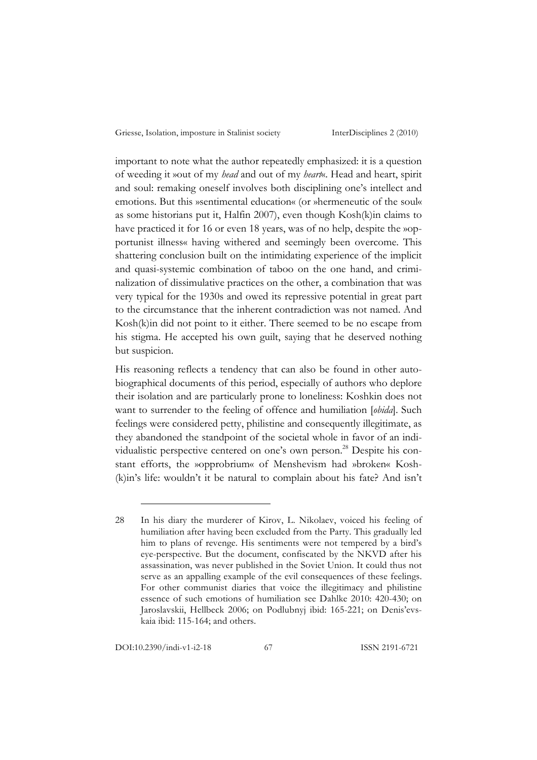important to note what the author repeatedly emphasized: it is a question of weeding it »out of my *head* and out of my *heart*«. Head and heart, spirit and soul: remaking oneself involves both disciplining one's intellect and emotions. But this »sentimental education« (or »hermeneutic of the soul« as some historians put it, Halfin 2007), even though Kosh(k)in claims to have practiced it for 16 or even 18 years, was of no help, despite the »opportunist illness« having withered and seemingly been overcome. This shattering conclusion built on the intimidating experience of the implicit and quasi-systemic combination of taboo on the one hand, and criminalization of dissimulative practices on the other, a combination that was very typical for the 1930s and owed its repressive potential in great part to the circumstance that the inherent contradiction was not named. And Kosh(k)in did not point to it either. There seemed to be no escape from his stigma. He accepted his own guilt, saying that he deserved nothing but suspicion.

His reasoning reflects a tendency that can also be found in other autobiographical documents of this period, especially of authors who deplore their isolation and are particularly prone to loneliness: Koshkin does not want to surrender to the feeling of offence and humiliation [*obida*]. Such feelings were considered petty, philistine and consequently illegitimate, as they abandoned the standpoint of the societal whole in favor of an individualistic perspective centered on one's own person.[28] Despite his constant efforts, the »opprobrium« of Menshevism had »broken« Kosh(k)in's life: wouldn't it be natural to complain about his fate? And isn't

---

28 In his diary the murderer of Kirov, L. Nikolaev, voiced his feeling of humiliation after having been excluded from the Party. This gradually led him to plans of revenge. His sentiments were not tempered by a bird's eye-perspective. But the document, confiscated by the NKVD after his assassination, was never published in the Soviet Union. It could thus not serve as an appalling example of the evil consequences of these feelings. For other communist diaries that voice the illegitimacy and philistine essence of such emotions of humiliation see Dahlke 2010: 420-430; on Jaroslavskii, Hellbeck 2006; on Podlubnyj ibid: 165-221; on Denis'evskaia ibid: 115-164; and others.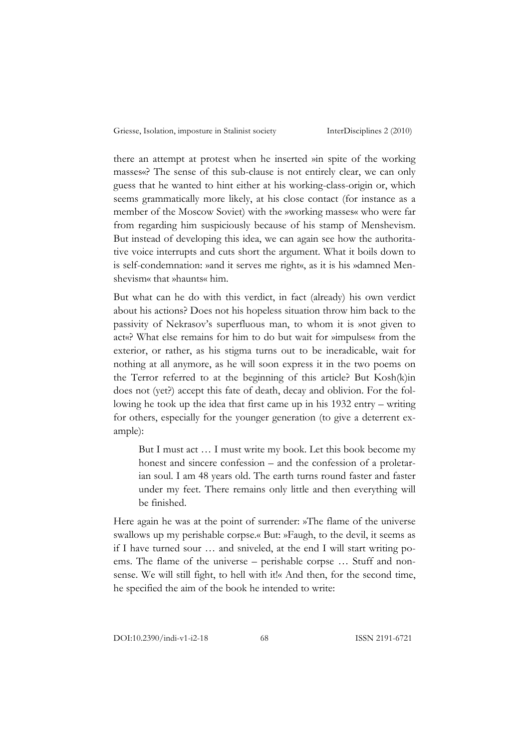there an attempt at protest when he inserted »in spite of the working masses«? The sense of this sub-clause is not entirely clear, we can only guess that he wanted to hint either at his working-class-origin or, which seems grammatically more likely, at his close contact (for instance as a member of the Moscow Soviet) with the »working masses« who were far from regarding him suspiciously because of his stamp of Menshevism. But instead of developing this idea, we can again see how the authoritative voice interrupts and cuts short the argument. What it boils down to is self-condemnation: »and it serves me right«, as it is his »damned Menshevism« that »haunts« him.

But what can he do with this verdict, in fact (already) his own verdict about his actions? Does not his hopeless situation throw him back to the passivity of Nekrasov's superfluous man, to whom it is »not given to act«? What else remains for him to do but wait for »impulses« from the exterior, or rather, as his stigma turns out to be ineradicable, wait for nothing at all anymore, as he will soon express it in the two poems on the Terror referred to at the beginning of this article? But Kosh(k)in does not (yet?) accept this fate of death, decay and oblivion. For the following he took up the idea that first came up in his 1932 entry – writing for others, especially for the younger generation (to give a deterrent example):

> But I must act … I must write my book. Let this book become my honest and sincere confession – and the confession of a proletarian soul. I am 48 years old. The earth turns round faster and faster under my feet. There remains only little and then everything will be finished.

Here again he was at the point of surrender: »The flame of the universe swallows up my perishable corpse.« But: »Faugh, to the devil, it seems as if I have turned sour … and sniveled, at the end I will start writing poems. The flame of the universe – perishable corpse … Stuff and nonsense. We will still fight, to hell with it!« And then, for the second time, he specified the aim of the book he intended to write: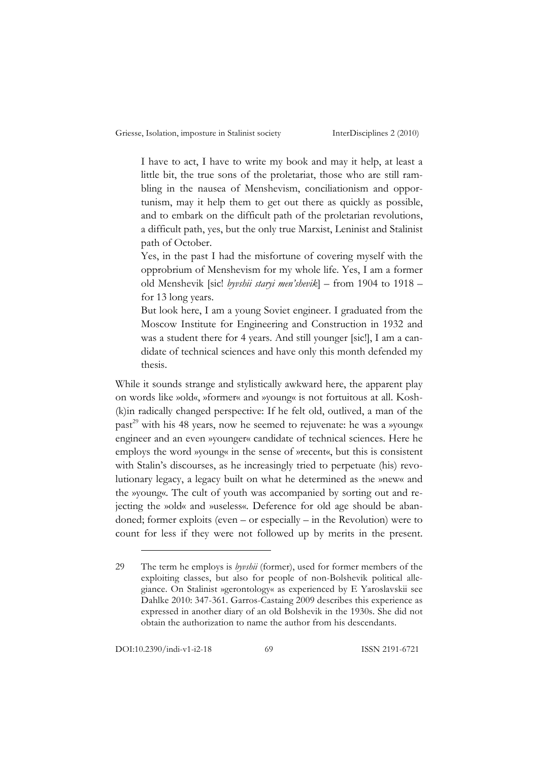> I have to act, I have to write my book and may it help, at least a little bit, the true sons of the proletariat, those who are still rambling in the nausea of Menshevism, conciliationism and opportunism, may it help them to get out there as quickly as possible, and to embark on the difficult path of the proletarian revolutions, a difficult path, yes, but the only true Marxist, Leninist and Stalinist path of October.
>
> Yes, in the past I had the misfortune of covering myself with the opprobrium of Menshevism for my whole life. Yes, I am a former old Menshevik [sic! *byvshii staryi men'shevik*] – from 1904 to 1918 – for 13 long years.
>
> But look here, I am a young Soviet engineer. I graduated from the Moscow Institute for Engineering and Construction in 1932 and was a student there for 4 years. And still younger [sic!], I am a candidate of technical sciences and have only this month defended my thesis.

While it sounds strange and stylistically awkward here, the apparent play on words like »old«, »former« and »young« is not fortuitous at all. Kosh(k)in radically changed perspective: If he felt old, outlived, a man of the past[29] with his 48 years, now he seemed to rejuvenate: he was a »young« engineer and an even »younger« candidate of technical sciences. Here he employs the word »young« in the sense of »recent«, but this is consistent with Stalin's discourses, as he increasingly tried to perpetuate (his) revolutionary legacy, a legacy built on what he determined as the »new« and the »young«. The cult of youth was accompanied by sorting out and rejecting the »old« and »useless«. Deference for old age should be abandoned; former exploits (even – or especially – in the Revolution) were to count for less if they were not followed up by merits in the present.

---

29 The term he employs is *byvshii* (former), used for former members of the exploiting classes, but also for people of non-Bolshevik political allegiance. On Stalinist »gerontology« as experienced by E Yaroslavskii see Dahlke 2010: 347-361. Garros-Castaing 2009 describes this experience as expressed in another diary of an old Bolshevik in the 1930s. She did not obtain the authorization to name the author from his descendants.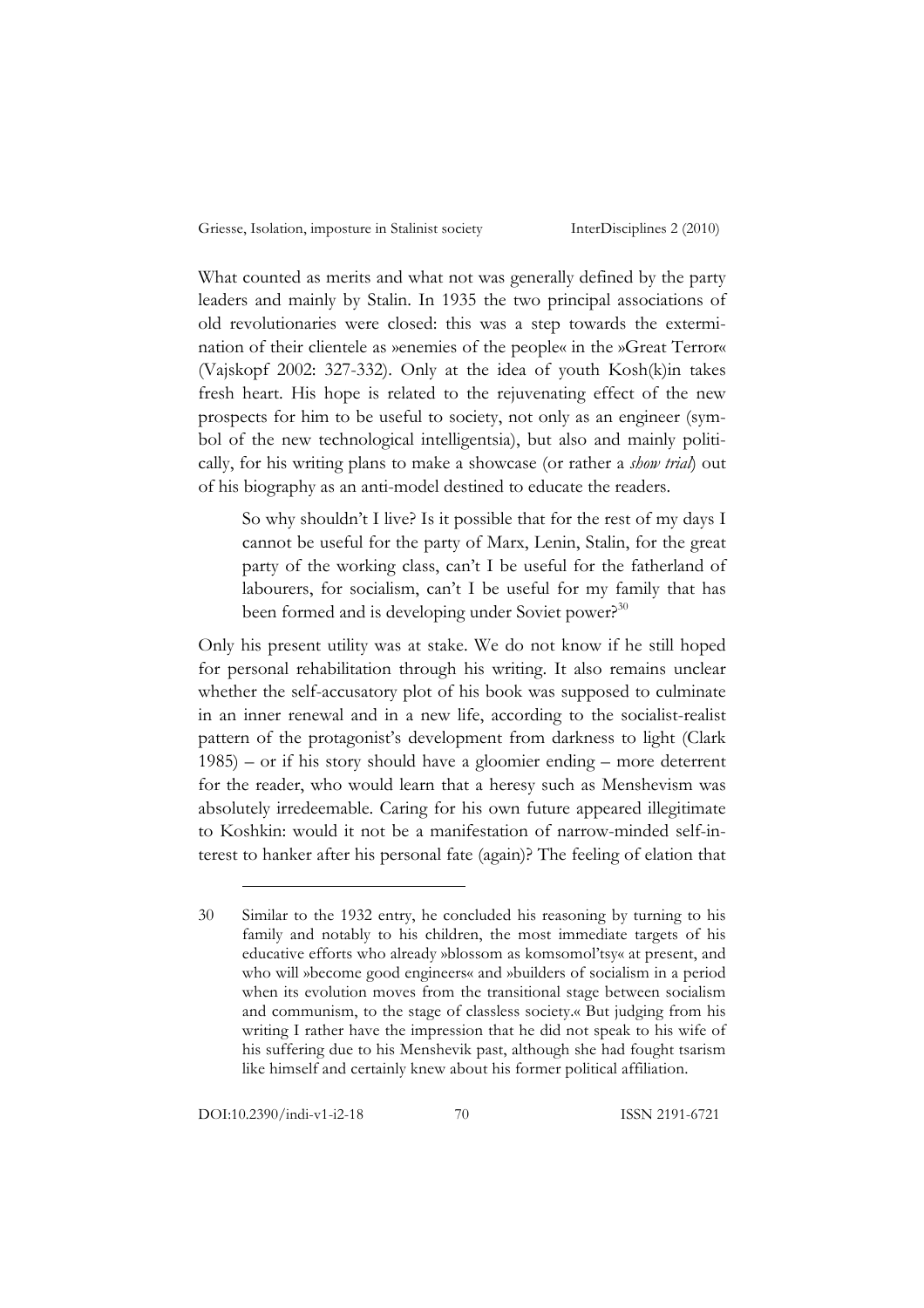What counted as merits and what not was generally defined by the party leaders and mainly by Stalin. In 1935 the two principal associations of old revolutionaries were closed: this was a step towards the extermination of their clientele as »enemies of the people« in the »Great Terror« (Vajskopf 2002: 327-332). Only at the idea of youth Kosh(k)in takes fresh heart. His hope is related to the rejuvenating effect of the new prospects for him to be useful to society, not only as an engineer (symbol of the new technological intelligentsia), but also and mainly politically, for his writing plans to make a showcase (or rather a *show trial*) out of his biography as an anti-model destined to educate the readers.

> So why shouldn't I live? Is it possible that for the rest of my days I cannot be useful for the party of Marx, Lenin, Stalin, for the great party of the working class, can't I be useful for the fatherland of labourers, for socialism, can't I be useful for my family that has been formed and is developing under Soviet power?[30]

Only his present utility was at stake. We do not know if he still hoped for personal rehabilitation through his writing. It also remains unclear whether the self-accusatory plot of his book was supposed to culminate in an inner renewal and in a new life, according to the socialist-realist pattern of the protagonist's development from darkness to light (Clark 1985) – or if his story should have a gloomier ending – more deterrent for the reader, who would learn that a heresy such as Menshevism was absolutely irredeemable. Caring for his own future appeared illegitimate to Koshkin: would it not be a manifestation of narrow-minded self-interest to hanker after his personal fate (again)? The feeling of elation that

---

30 Similar to the 1932 entry, he concluded his reasoning by turning to his family and notably to his children, the most immediate targets of his educative efforts who already »blossom as komsomol'tsy« at present, and who will »become good engineers« and »builders of socialism in a period when its evolution moves from the transitional stage between socialism and communism, to the stage of classless society.« But judging from his writing I rather have the impression that he did not speak to his wife of his suffering due to his Menshevik past, although she had fought tsarism like himself and certainly knew about his former political affiliation.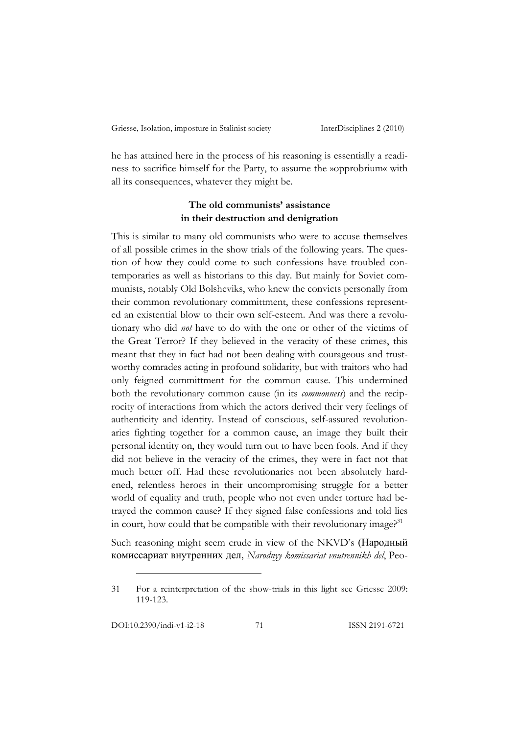he has attained here in the process of his reasoning is essentially a readiness to sacrifice himself for the Party, to assume the »opprobrium« with all its consequences, whatever they might be.

### The old communists' assistance in their destruction and denigration

This is similar to many old communists who were to accuse themselves of all possible crimes in the show trials of the following years. The question of how they could come to such confessions have troubled contemporaries as well as historians to this day. But mainly for Soviet communists, notably Old Bolsheviks, who knew the convicts personally from their common revolutionary committment, these confessions represented an existential blow to their own self-esteem. And was there a revolutionary who did *not* have to do with the one or other of the victims of the Great Terror? If they believed in the veracity of these crimes, this meant that they in fact had not been dealing with courageous and trustworthy comrades acting in profound solidarity, but with traitors who had only feigned committment for the common cause. This undermined both the revolutionary common cause (in its *commonness*) and the reciprocity of interactions from which the actors derived their very feelings of authenticity and identity. Instead of conscious, self-assured revolutionaries fighting together for a common cause, an image they built their personal identity on, they would turn out to have been fools. And if they did not believe in the veracity of the crimes, they were in fact not that much better off. Had these revolutionaries not been absolutely hardened, relentless heroes in their uncompromising struggle for a better world of equality and truth, people who not even under torture had betrayed the common cause? If they signed false confessions and told lies in court, how could that be compatible with their revolutionary image?[31]

Such reasoning might seem crude in view of the NKVD's (Народный комиссариат внутренних дел, *Narodnyy komissariat vnutrennikh del*, Peo-

31 For a reinterpretation of the show-trials in this light see Griesse 2009: 119-123.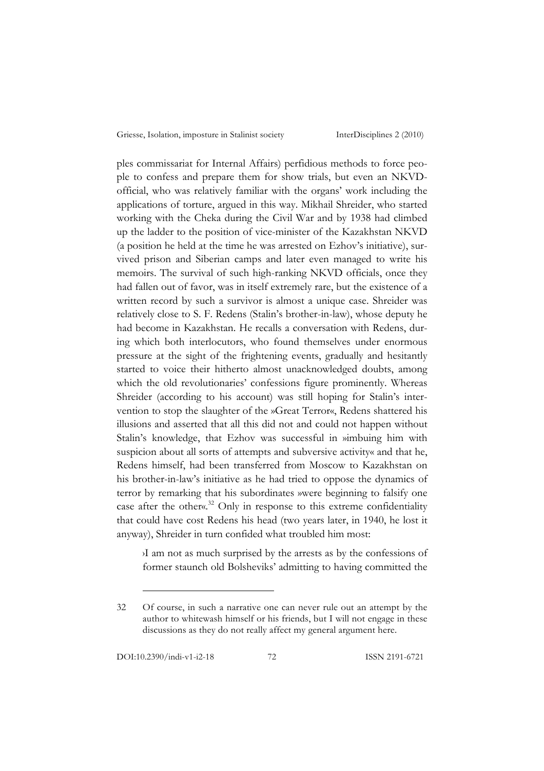ples commissariat for Internal Affairs) perfidious methods to force people to confess and prepare them for show trials, but even an NKVD-official, who was relatively familiar with the organs' work including the applications of torture, argued in this way. Mikhail Shreider, who started working with the Cheka during the Civil War and by 1938 had climbed up the ladder to the position of vice-minister of the Kazakhstan NKVD (a position he held at the time he was arrested on Ezhov's initiative), survived prison and Siberian camps and later even managed to write his memoirs. The survival of such high-ranking NKVD officials, once they had fallen out of favor, was in itself extremely rare, but the existence of a written record by such a survivor is almost a unique case. Shreider was relatively close to S. F. Redens (Stalin's brother-in-law), whose deputy he had become in Kazakhstan. He recalls a conversation with Redens, during which both interlocutors, who found themselves under enormous pressure at the sight of the frightening events, gradually and hesitantly started to voice their hitherto almost unacknowledged doubts, among which the old revolutionaries' confessions figure prominently. Whereas Shreider (according to his account) was still hoping for Stalin's intervention to stop the slaughter of the »Great Terror«, Redens shattered his illusions and asserted that all this did not and could not happen without Stalin's knowledge, that Ezhov was successful in »imbuing him with suspicion about all sorts of attempts and subversive activity« and that he, Redens himself, had been transferred from Moscow to Kazakhstan on his brother-in-law's initiative as he had tried to oppose the dynamics of terror by remarking that his subordinates »were beginning to falsify one case after the other«.[32] Only in response to this extreme confidentiality that could have cost Redens his head (two years later, in 1940, he lost it anyway), Shreider in turn confided what troubled him most:

> ›I am not as much surprised by the arrests as by the confessions of former staunch old Bolsheviks' admitting to having committed the

---

32 Of course, in such a narrative one can never rule out an attempt by the author to whitewash himself or his friends, but I will not engage in these discussions as they do not really affect my general argument here.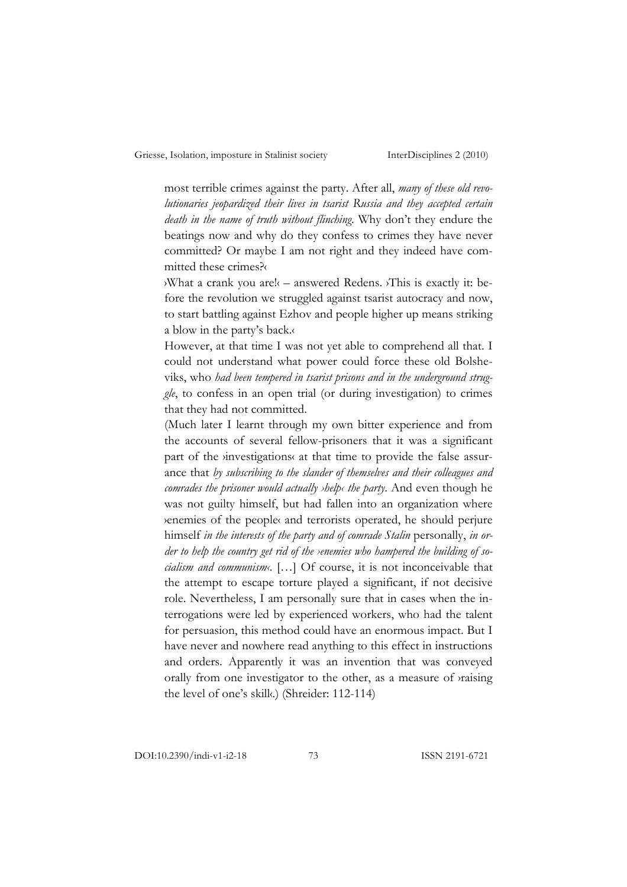most terrible crimes against the party. After all, *many of these old revolutionaries jeopardized their lives in tsarist Russia and they accepted certain death in the name of truth without flinching*. Why don't they endure the beatings now and why do they confess to crimes they have never committed? Or maybe I am not right and they indeed have committed these crimes?‹

›What a crank you are!‹ – answered Redens. ›This is exactly it: before the revolution we struggled against tsarist autocracy and now, to start battling against Ezhov and people higher up means striking a blow in the party's back.‹

However, at that time I was not yet able to comprehend all that. I could not understand what power could force these old Bolsheviks, who *had been tempered in tsarist prisons and in the underground struggle*, to confess in an open trial (or during investigation) to crimes that they had not committed.

(Much later I learnt through my own bitter experience and from the accounts of several fellow-prisoners that it was a significant part of the ›investigations‹ at that time to provide the false assurance that *by subscribing to the slander of themselves and their colleagues and comrades the prisoner would actually ›help‹ the party*. And even though he was not guilty himself, but had fallen into an organization where ›enemies of the people‹ and terrorists operated, he should perjure himself *in the interests of the party and of comrade Stalin* personally, *in order to help the country get rid of the ›enemies who hampered the building of socialism and communism‹*. […] Of course, it is not inconceivable that the attempt to escape torture played a significant, if not decisive role. Nevertheless, I am personally sure that in cases when the interrogations were led by experienced workers, who had the talent for persuasion, this method could have an enormous impact. But I have never and nowhere read anything to this effect in instructions and orders. Apparently it was an invention that was conveyed orally from one investigator to the other, as a measure of ›raising the level of one's skill‹.) (Shreider: 112-114)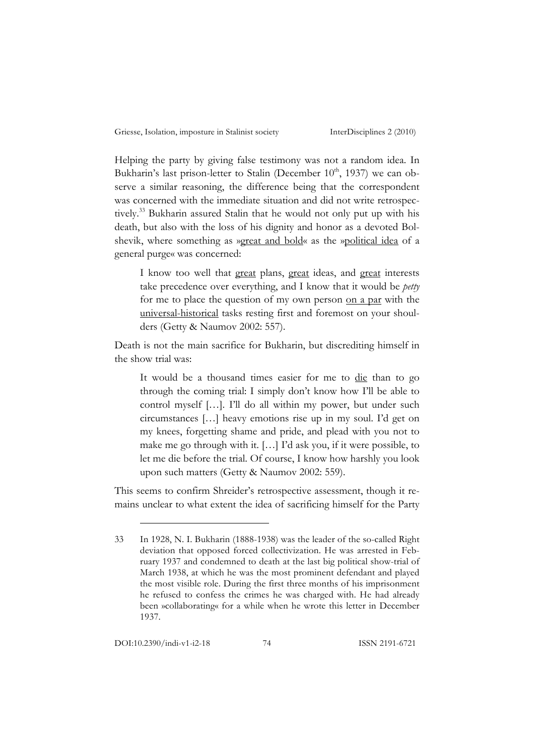Helping the party by giving false testimony was not a random idea. In Bukharin's last prison-letter to Stalin (December 10th, 1937) we can observe a similar reasoning, the difference being that the correspondent was concerned with the immediate situation and did not write retrospectively.[33] Bukharin assured Stalin that he would not only put up with his death, but also with the loss of his dignity and honor as a devoted Bolshevik, where something as »great and bold« as the »political idea of a general purge« was concerned:

> I know too well that great plans, great ideas, and great interests take precedence over everything, and I know that it would be *petty* for me to place the question of my own person on a par with the universal-historical tasks resting first and foremost on your shoulders (Getty & Naumov 2002: 557).

Death is not the main sacrifice for Bukharin, but discrediting himself in the show trial was:

> It would be a thousand times easier for me to die than to go through the coming trial: I simply don't know how I'll be able to control myself […]. I'll do all within my power, but under such circumstances […] heavy emotions rise up in my soul. I'd get on my knees, forgetting shame and pride, and plead with you not to make me go through with it. […] I'd ask you, if it were possible, to let me die before the trial. Of course, I know how harshly you look upon such matters (Getty & Naumov 2002: 559).

This seems to confirm Shreider's retrospective assessment, though it remains unclear to what extent the idea of sacrificing himself for the Party

---

33 In 1928, N. I. Bukharin (1888-1938) was the leader of the so-called Right deviation that opposed forced collectivization. He was arrested in February 1937 and condemned to death at the last big political show-trial of March 1938, at which he was the most prominent defendant and played the most visible role. During the first three months of his imprisonment he refused to confess the crimes he was charged with. He had already been »collaborating« for a while when he wrote this letter in December 1937.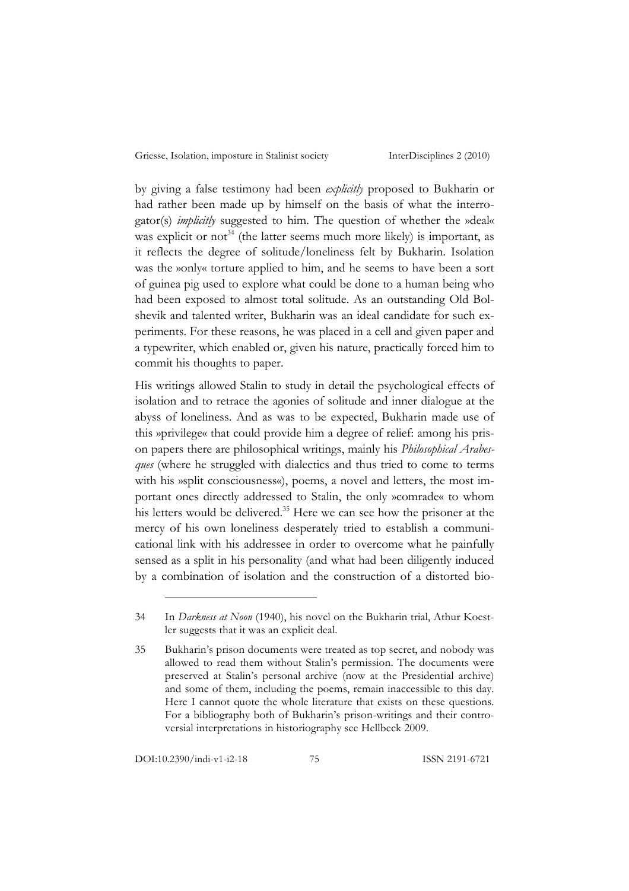by giving a false testimony had been *explicitly* proposed to Bukharin or had rather been made up by himself on the basis of what the interrogator(s) *implicitly* suggested to him. The question of whether the »deal« was explicit or not[34] (the latter seems much more likely) is important, as it reflects the degree of solitude/loneliness felt by Bukharin. Isolation was the »only« torture applied to him, and he seems to have been a sort of guinea pig used to explore what could be done to a human being who had been exposed to almost total solitude. As an outstanding Old Bolshevik and talented writer, Bukharin was an ideal candidate for such experiments. For these reasons, he was placed in a cell and given paper and a typewriter, which enabled or, given his nature, practically forced him to commit his thoughts to paper.

His writings allowed Stalin to study in detail the psychological effects of isolation and to retrace the agonies of solitude and inner dialogue at the abyss of loneliness. And as was to be expected, Bukharin made use of this »privilege« that could provide him a degree of relief: among his prison papers there are philosophical writings, mainly his *Philosophical Arabesques* (where he struggled with dialectics and thus tried to come to terms with his »split consciousness«), poems, a novel and letters, the most important ones directly addressed to Stalin, the only »comrade« to whom his letters would be delivered.[35] Here we can see how the prisoner at the mercy of his own loneliness desperately tried to establish a communicational link with his addressee in order to overcome what he painfully sensed as a split in his personality (and what had been diligently induced by a combination of isolation and the construction of a distorted bio-

---

34 In *Darkness at Noon* (1940), his novel on the Bukharin trial, Athur Koestler suggests that it was an explicit deal.

35 Bukharin's prison documents were treated as top secret, and nobody was allowed to read them without Stalin's permission. The documents were preserved at Stalin's personal archive (now at the Presidential archive) and some of them, including the poems, remain inaccessible to this day. Here I cannot quote the whole literature that exists on these questions. For a bibliography both of Bukharin's prison-writings and their controversial interpretations in historiography see Hellbeck 2009.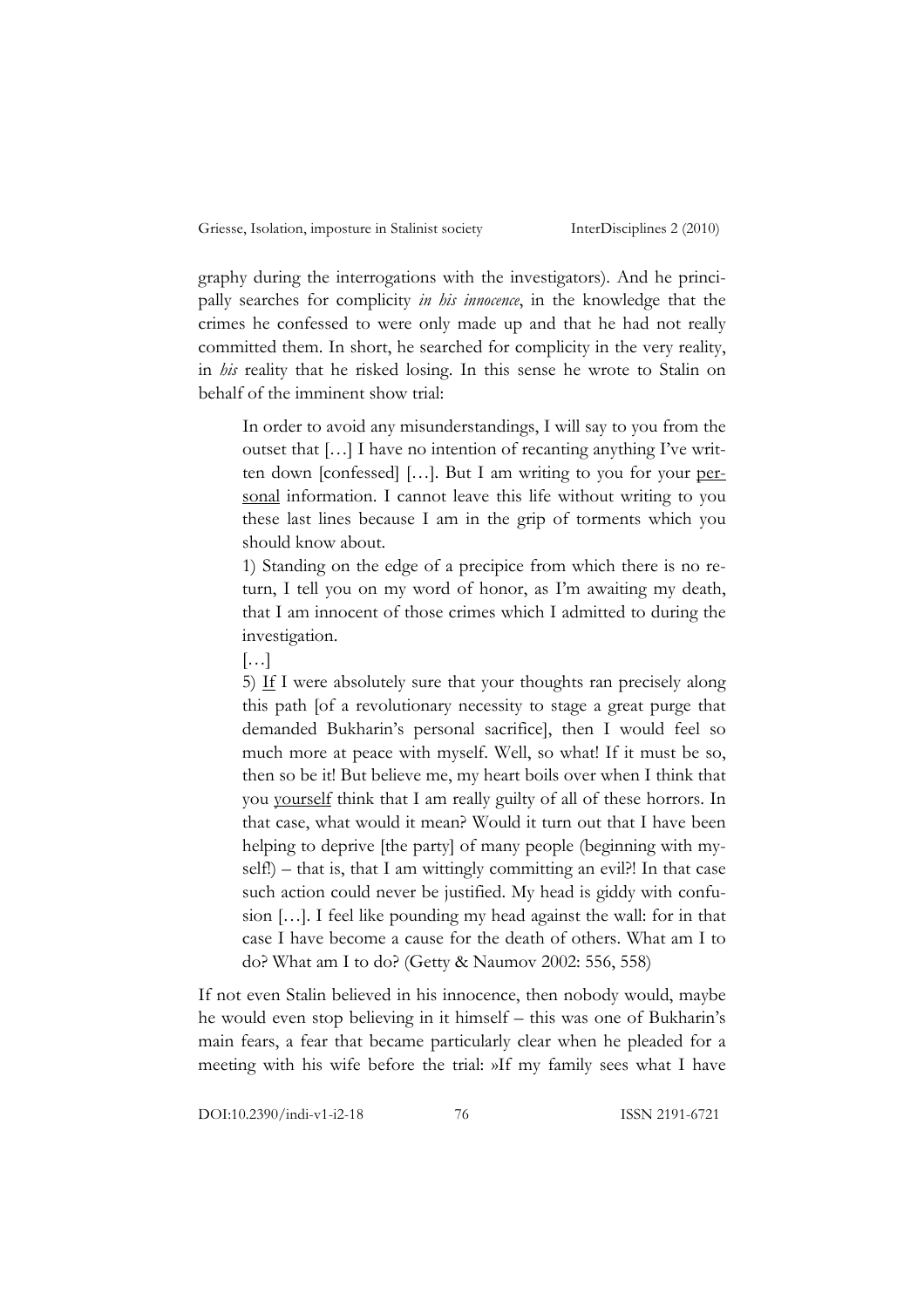graphy during the interrogations with the investigators). And he principally searches for complicity *in his innocence*, in the knowledge that the crimes he confessed to were only made up and that he had not really committed them. In short, he searched for complicity in the very reality, in *his* reality that he risked losing. In this sense he wrote to Stalin on behalf of the imminent show trial:

> In order to avoid any misunderstandings, I will say to you from the outset that […] I have no intention of recanting anything I've written down [confessed] […]. But I am writing to you for your <u>personal</u> information. I cannot leave this life without writing to you these last lines because I am in the grip of torments which you should know about.
>
> 1) Standing on the edge of a precipice from which there is no return, I tell you on my word of honor, as I'm awaiting my death, that I am innocent of those crimes which I admitted to during the investigation.
>
> […]
>
> 5) <u>If</u> I were absolutely sure that your thoughts ran precisely along this path [of a revolutionary necessity to stage a great purge that demanded Bukharin's personal sacrifice], then I would feel so much more at peace with myself. Well, so what! If it must be so, then so be it! But believe me, my heart boils over when I think that you <u>yourself</u> think that I am really guilty of all of these horrors. In that case, what would it mean? Would it turn out that I have been helping to deprive [the party] of many people (beginning with myself!) – that is, that I am wittingly committing an evil?! In that case such action could never be justified. My head is giddy with confusion […]. I feel like pounding my head against the wall: for in that case I have become a cause for the death of others. What am I to do? What am I to do? (Getty & Naumov 2002: 556, 558)

If not even Stalin believed in his innocence, then nobody would, maybe he would even stop believing in it himself – this was one of Bukharin's main fears, a fear that became particularly clear when he pleaded for a meeting with his wife before the trial: »If my family sees what I have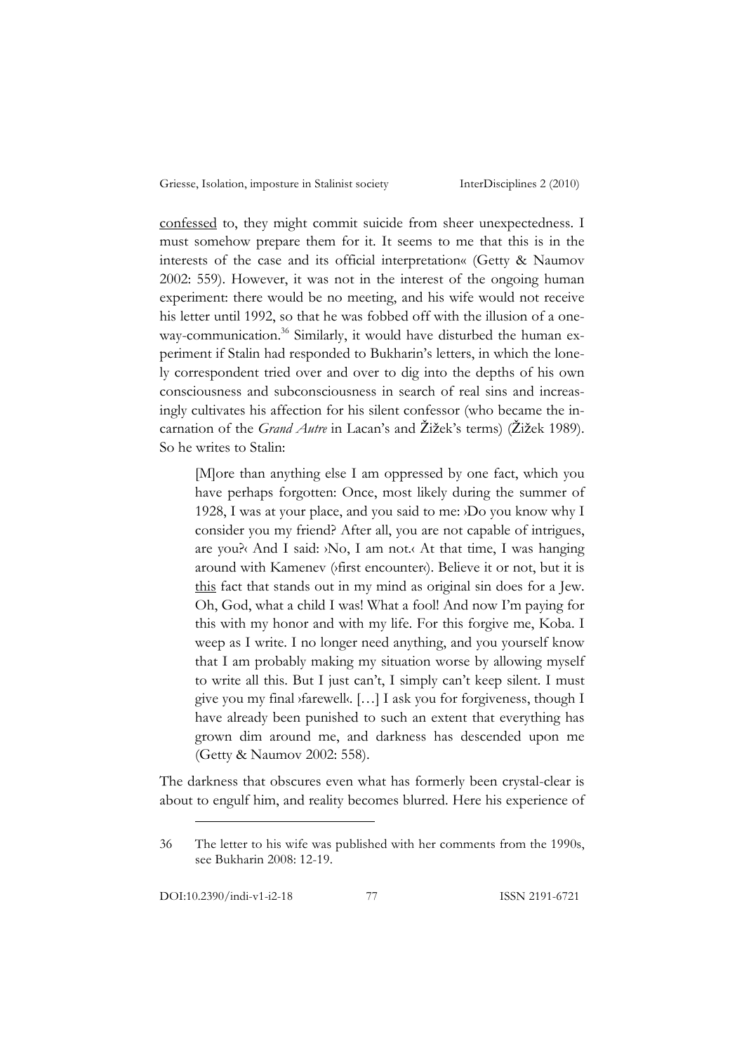confessed to, they might commit suicide from sheer unexpectedness. I must somehow prepare them for it. It seems to me that this is in the interests of the case and its official interpretation« (Getty & Naumov 2002: 559). However, it was not in the interest of the ongoing human experiment: there would be no meeting, and his wife would not receive his letter until 1992, so that he was fobbed off with the illusion of a one-way-communication.[36] Similarly, it would have disturbed the human experiment if Stalin had responded to Bukharin's letters, in which the lonely correspondent tried over and over to dig into the depths of his own consciousness and subconsciousness in search of real sins and increasingly cultivates his affection for his silent confessor (who became the incarnation of the *Grand Autre* in Lacan's and Žižek's terms) (Žižek 1989). So he writes to Stalin:

> [M]ore than anything else I am oppressed by one fact, which you have perhaps forgotten: Once, most likely during the summer of 1928, I was at your place, and you said to me: ›Do you know why I consider you my friend? After all, you are not capable of intrigues, are you?‹ And I said: ›No, I am not.‹ At that time, I was hanging around with Kamenev (›first encounter‹). Believe it or not, but it is this fact that stands out in my mind as original sin does for a Jew. Oh, God, what a child I was! What a fool! And now I'm paying for this with my honor and with my life. For this forgive me, Koba. I weep as I write. I no longer need anything, and you yourself know that I am probably making my situation worse by allowing myself to write all this. But I just can't, I simply can't keep silent. I must give you my final ›farewell‹. […] I ask you for forgiveness, though I have already been punished to such an extent that everything has grown dim around me, and darkness has descended upon me (Getty & Naumov 2002: 558).

The darkness that obscures even what has formerly been crystal-clear is about to engulf him, and reality becomes blurred. Here his experience of

36 The letter to his wife was published with her comments from the 1990s, see Bukharin 2008: 12-19.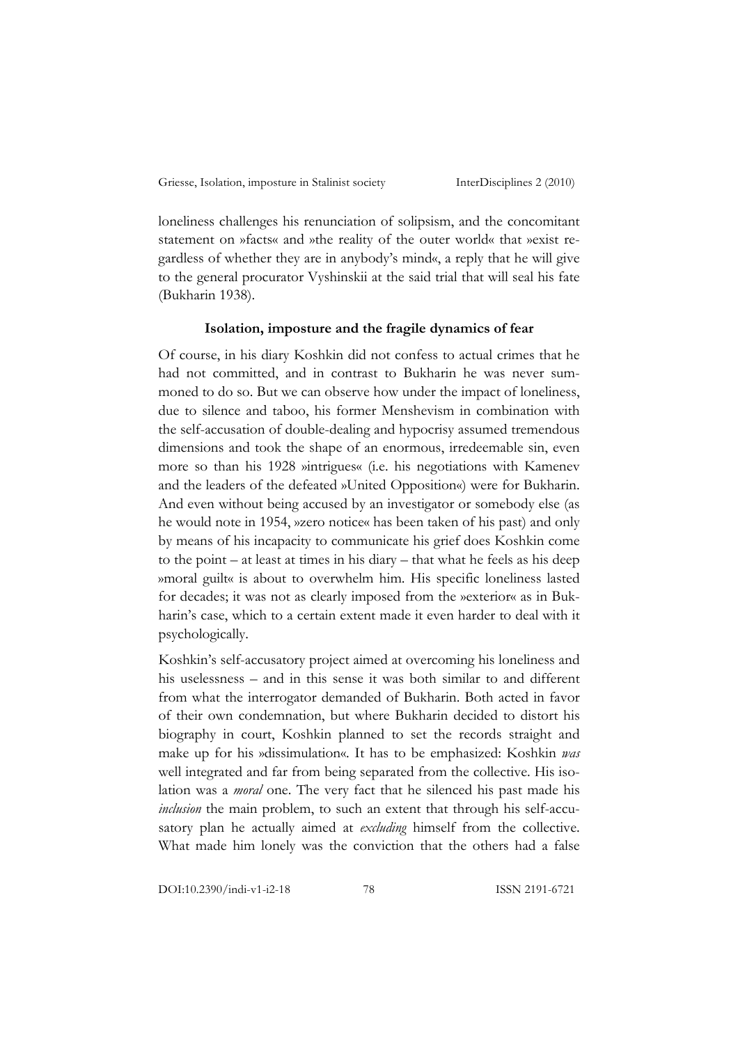loneliness challenges his renunciation of solipsism, and the concomitant statement on »facts« and »the reality of the outer world« that »exist regardless of whether they are in anybody's mind«, a reply that he will give to the general procurator Vyshinskii at the said trial that will seal his fate (Bukharin 1938).

### Isolation, imposture and the fragile dynamics of fear

Of course, in his diary Koshkin did not confess to actual crimes that he had not committed, and in contrast to Bukharin he was never summoned to do so. But we can observe how under the impact of loneliness, due to silence and taboo, his former Menshevism in combination with the self-accusation of double-dealing and hypocrisy assumed tremendous dimensions and took the shape of an enormous, irredeemable sin, even more so than his 1928 »intrigues« (i.e. his negotiations with Kamenev and the leaders of the defeated »United Opposition«) were for Bukharin. And even without being accused by an investigator or somebody else (as he would note in 1954, »zero notice« has been taken of his past) and only by means of his incapacity to communicate his grief does Koshkin come to the point – at least at times in his diary – that what he feels as his deep »moral guilt« is about to overwhelm him. His specific loneliness lasted for decades; it was not as clearly imposed from the »exterior« as in Bukharin's case, which to a certain extent made it even harder to deal with it psychologically.

Koshkin's self-accusatory project aimed at overcoming his loneliness and his uselessness – and in this sense it was both similar to and different from what the interrogator demanded of Bukharin. Both acted in favor of their own condemnation, but where Bukharin decided to distort his biography in court, Koshkin planned to set the records straight and make up for his »dissimulation«. It has to be emphasized: Koshkin *was* well integrated and far from being separated from the collective. His isolation was a *moral* one. The very fact that he silenced his past made his *inclusion* the main problem, to such an extent that through his self-accusatory plan he actually aimed at *excluding* himself from the collective. What made him lonely was the conviction that the others had a false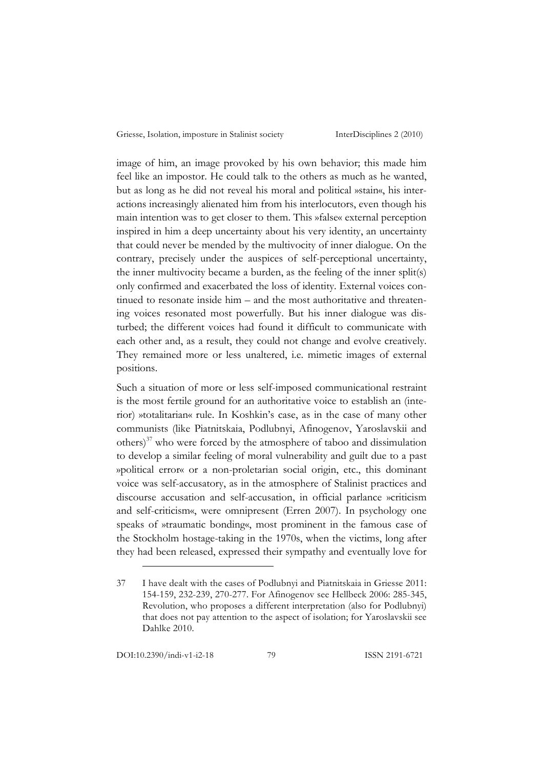image of him, an image provoked by his own behavior; this made him feel like an impostor. He could talk to the others as much as he wanted, but as long as he did not reveal his moral and political »stain«, his interactions increasingly alienated him from his interlocutors, even though his main intention was to get closer to them. This »false« external perception inspired in him a deep uncertainty about his very identity, an uncertainty that could never be mended by the multivocity of inner dialogue. On the contrary, precisely under the auspices of self-perceptional uncertainty, the inner multivocity became a burden, as the feeling of the inner split(s) only confirmed and exacerbated the loss of identity. External voices continued to resonate inside him – and the most authoritative and threatening voices resonated most powerfully. But his inner dialogue was disturbed; the different voices had found it difficult to communicate with each other and, as a result, they could not change and evolve creatively. They remained more or less unaltered, i.e. mimetic images of external positions.

Such a situation of more or less self-imposed communicational restraint is the most fertile ground for an authoritative voice to establish an (interior) »totalitarian« rule. In Koshkin's case, as in the case of many other communists (like Piatnitskaia, Podlubnyi, Afinogenov, Yaroslavskii and others)[37] who were forced by the atmosphere of taboo and dissimulation to develop a similar feeling of moral vulnerability and guilt due to a past »political error« or a non-proletarian social origin, etc., this dominant voice was self-accusatory, as in the atmosphere of Stalinist practices and discourse accusation and self-accusation, in official parlance »criticism and self-criticism«, were omnipresent (Erren 2007). In psychology one speaks of »traumatic bonding«, most prominent in the famous case of the Stockholm hostage-taking in the 1970s, when the victims, long after they had been released, expressed their sympathy and eventually love for

---

37 I have dealt with the cases of Podlubnyi and Piatnitskaia in Griesse 2011: 154-159, 232-239, 270-277. For Afinogenov see Hellbeck 2006: 285-345, Revolution, who proposes a different interpretation (also for Podlubnyi) that does not pay attention to the aspect of isolation; for Yaroslavskii see Dahlke 2010.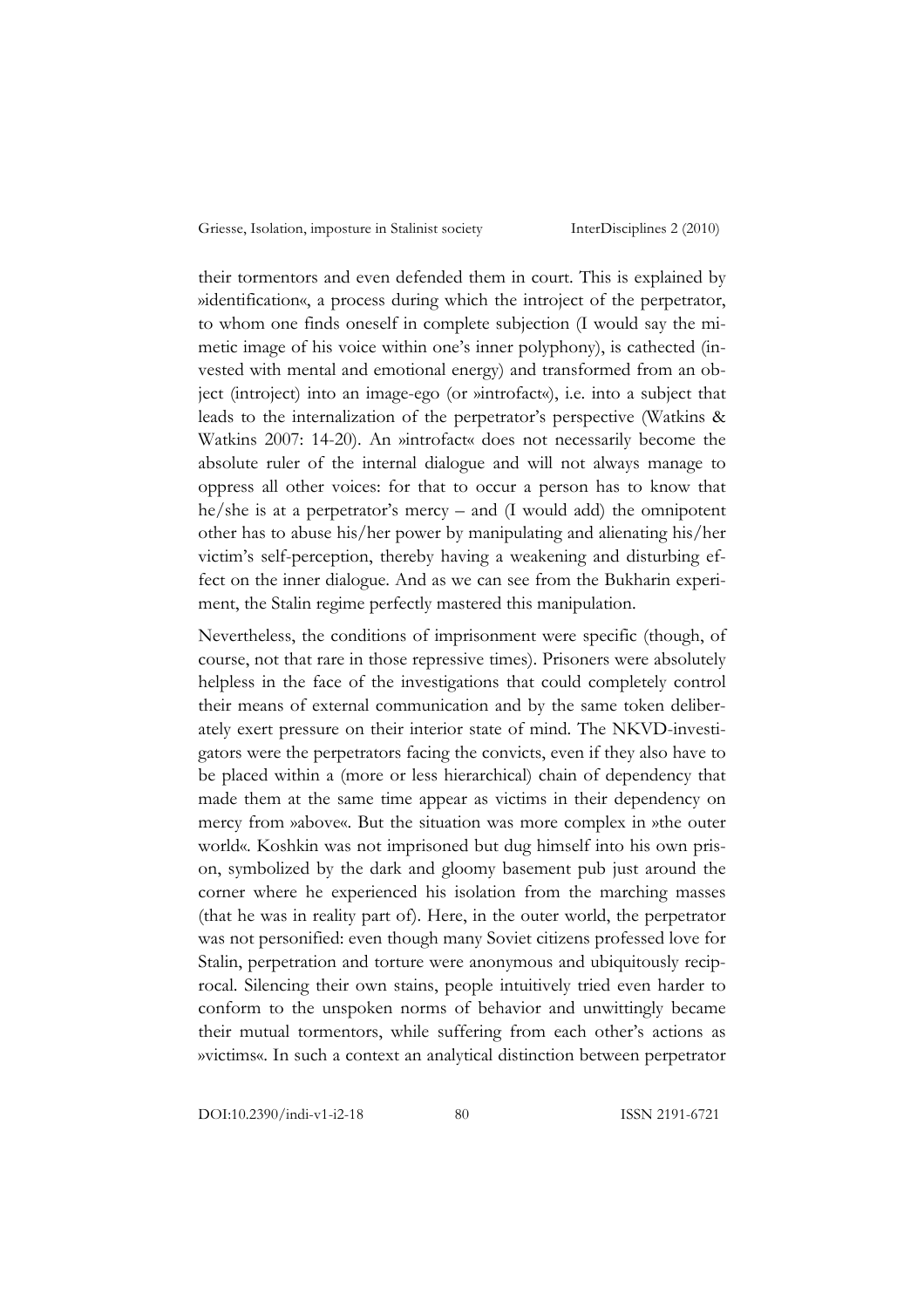their tormentors and even defended them in court. This is explained by »identification«, a process during which the introject of the perpetrator, to whom one finds oneself in complete subjection (I would say the mimetic image of his voice within one's inner polyphony), is cathected (invested with mental and emotional energy) and transformed from an object (introject) into an image-ego (or »introfact«), i.e. into a subject that leads to the internalization of the perpetrator's perspective (Watkins & Watkins 2007: 14-20). An »introfact« does not necessarily become the absolute ruler of the internal dialogue and will not always manage to oppress all other voices: for that to occur a person has to know that he/she is at a perpetrator's mercy – and (I would add) the omnipotent other has to abuse his/her power by manipulating and alienating his/her victim's self-perception, thereby having a weakening and disturbing effect on the inner dialogue. And as we can see from the Bukharin experiment, the Stalin regime perfectly mastered this manipulation.

Nevertheless, the conditions of imprisonment were specific (though, of course, not that rare in those repressive times). Prisoners were absolutely helpless in the face of the investigations that could completely control their means of external communication and by the same token deliberately exert pressure on their interior state of mind. The NKVD-investigators were the perpetrators facing the convicts, even if they also have to be placed within a (more or less hierarchical) chain of dependency that made them at the same time appear as victims in their dependency on mercy from »above«. But the situation was more complex in »the outer world«. Koshkin was not imprisoned but dug himself into his own prison, symbolized by the dark and gloomy basement pub just around the corner where he experienced his isolation from the marching masses (that he was in reality part of). Here, in the outer world, the perpetrator was not personified: even though many Soviet citizens professed love for Stalin, perpetration and torture were anonymous and ubiquitously reciprocal. Silencing their own stains, people intuitively tried even harder to conform to the unspoken norms of behavior and unwittingly became their mutual tormentors, while suffering from each other's actions as »victims«. In such a context an analytical distinction between perpetrator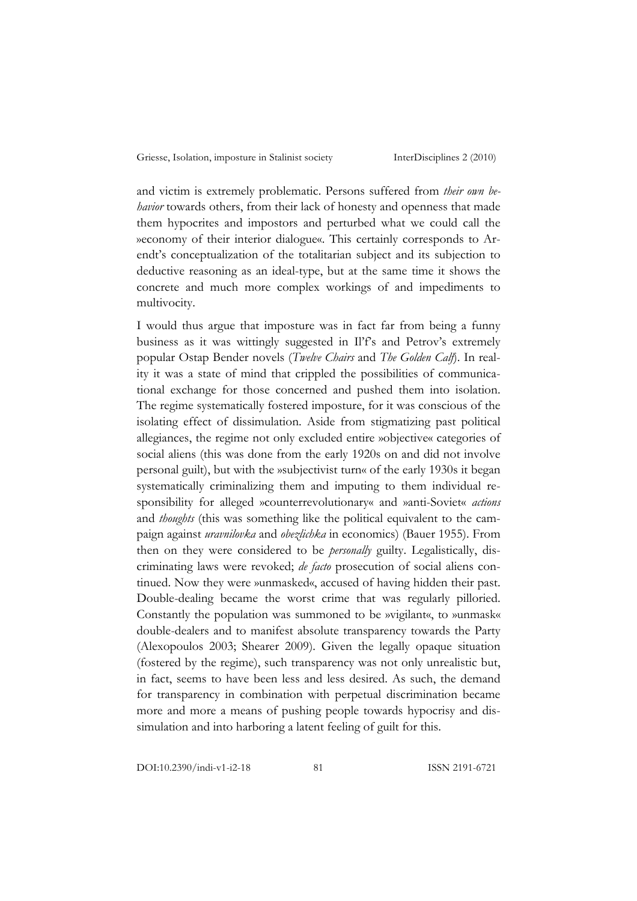and victim is extremely problematic. Persons suffered from *their own behavior* towards others, from their lack of honesty and openness that made them hypocrites and impostors and perturbed what we could call the »economy of their interior dialogue«. This certainly corresponds to Arendt's conceptualization of the totalitarian subject and its subjection to deductive reasoning as an ideal-type, but at the same time it shows the concrete and much more complex workings of and impediments to multivocity.

I would thus argue that imposture was in fact far from being a funny business as it was wittingly suggested in Il'f's and Petrov's extremely popular Ostap Bender novels (*Twelve Chairs* and *The Golden Calf*). In reality it was a state of mind that crippled the possibilities of communicational exchange for those concerned and pushed them into isolation. The regime systematically fostered imposture, for it was conscious of the isolating effect of dissimulation. Aside from stigmatizing past political allegiances, the regime not only excluded entire »objective« categories of social aliens (this was done from the early 1920s on and did not involve personal guilt), but with the »subjectivist turn« of the early 1930s it began systematically criminalizing them and imputing to them individual responsibility for alleged »counterrevolutionary« and »anti-Soviet« *actions* and *thoughts* (this was something like the political equivalent to the campaign against *uravnilovka* and *obezlichka* in economics) (Bauer 1955). From then on they were considered to be *personally* guilty. Legalistically, discriminating laws were revoked; *de facto* prosecution of social aliens continued. Now they were »unmasked«, accused of having hidden their past. Double-dealing became the worst crime that was regularly pilloried. Constantly the population was summoned to be »vigilant«, to »unmask« double-dealers and to manifest absolute transparency towards the Party (Alexopoulos 2003; Shearer 2009). Given the legally opaque situation (fostered by the regime), such transparency was not only unrealistic but, in fact, seems to have been less and less desired. As such, the demand for transparency in combination with perpetual discrimination became more and more a means of pushing people towards hypocrisy and dissimulation and into harboring a latent feeling of guilt for this.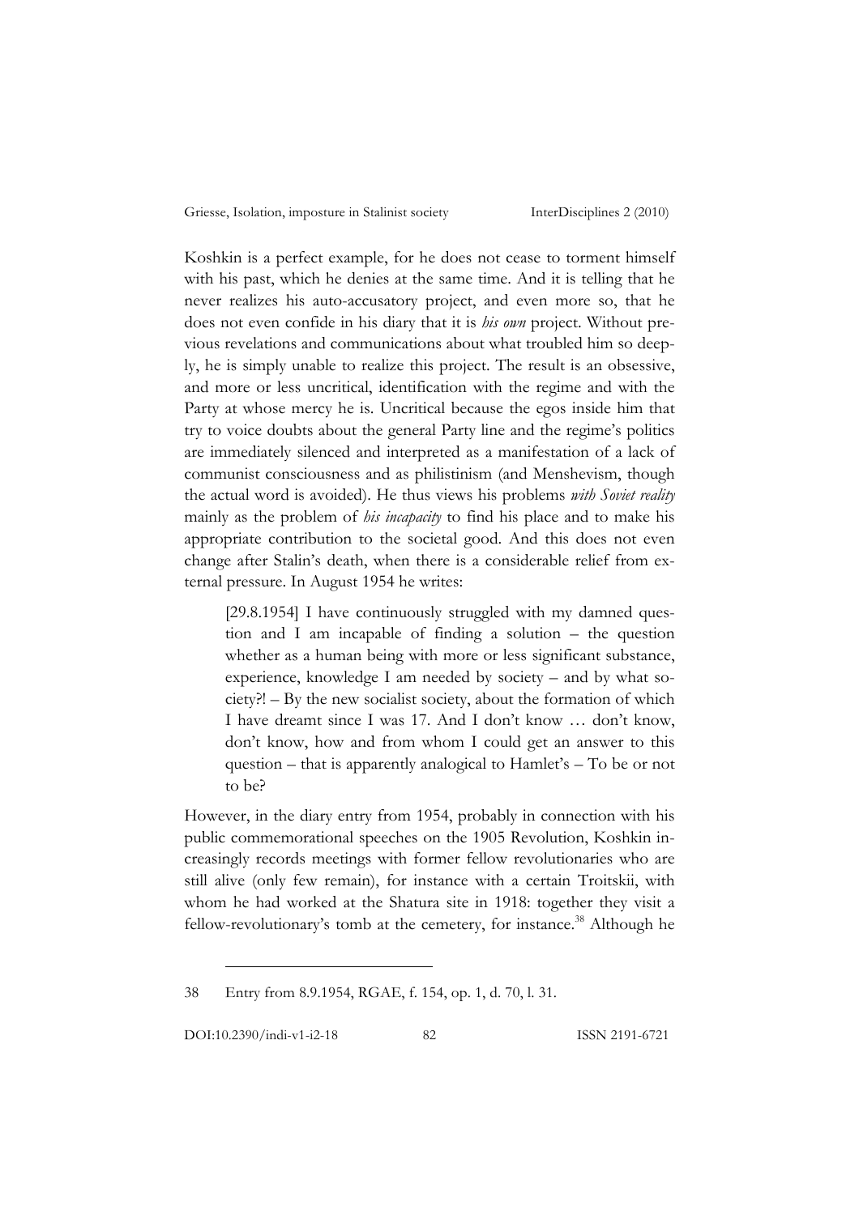Koshkin is a perfect example, for he does not cease to torment himself with his past, which he denies at the same time. And it is telling that he never realizes his auto-accusatory project, and even more so, that he does not even confide in his diary that it is *his own* project. Without previous revelations and communications about what troubled him so deeply, he is simply unable to realize this project. The result is an obsessive, and more or less uncritical, identification with the regime and with the Party at whose mercy he is. Uncritical because the egos inside him that try to voice doubts about the general Party line and the regime's politics are immediately silenced and interpreted as a manifestation of a lack of communist consciousness and as philistinism (and Menshevism, though the actual word is avoided). He thus views his problems *with Soviet reality* mainly as the problem of *his incapacity* to find his place and to make his appropriate contribution to the societal good. And this does not even change after Stalin's death, when there is a considerable relief from external pressure. In August 1954 he writes:

> [29.8.1954] I have continuously struggled with my damned question and I am incapable of finding a solution – the question whether as a human being with more or less significant substance, experience, knowledge I am needed by society – and by what society?! – By the new socialist society, about the formation of which I have dreamt since I was 17. And I don't know … don't know, don't know, how and from whom I could get an answer to this question – that is apparently analogical to Hamlet's – To be or not to be?

However, in the diary entry from 1954, probably in connection with his public commemorational speeches on the 1905 Revolution, Koshkin increasingly records meetings with former fellow revolutionaries who are still alive (only few remain), for instance with a certain Troitskii, with whom he had worked at the Shatura site in 1918: together they visit a fellow-revolutionary's tomb at the cemetery, for instance.[38] Although he

---

38 Entry from 8.9.1954, RGAE, f. 154, op. 1, d. 70, l. 31.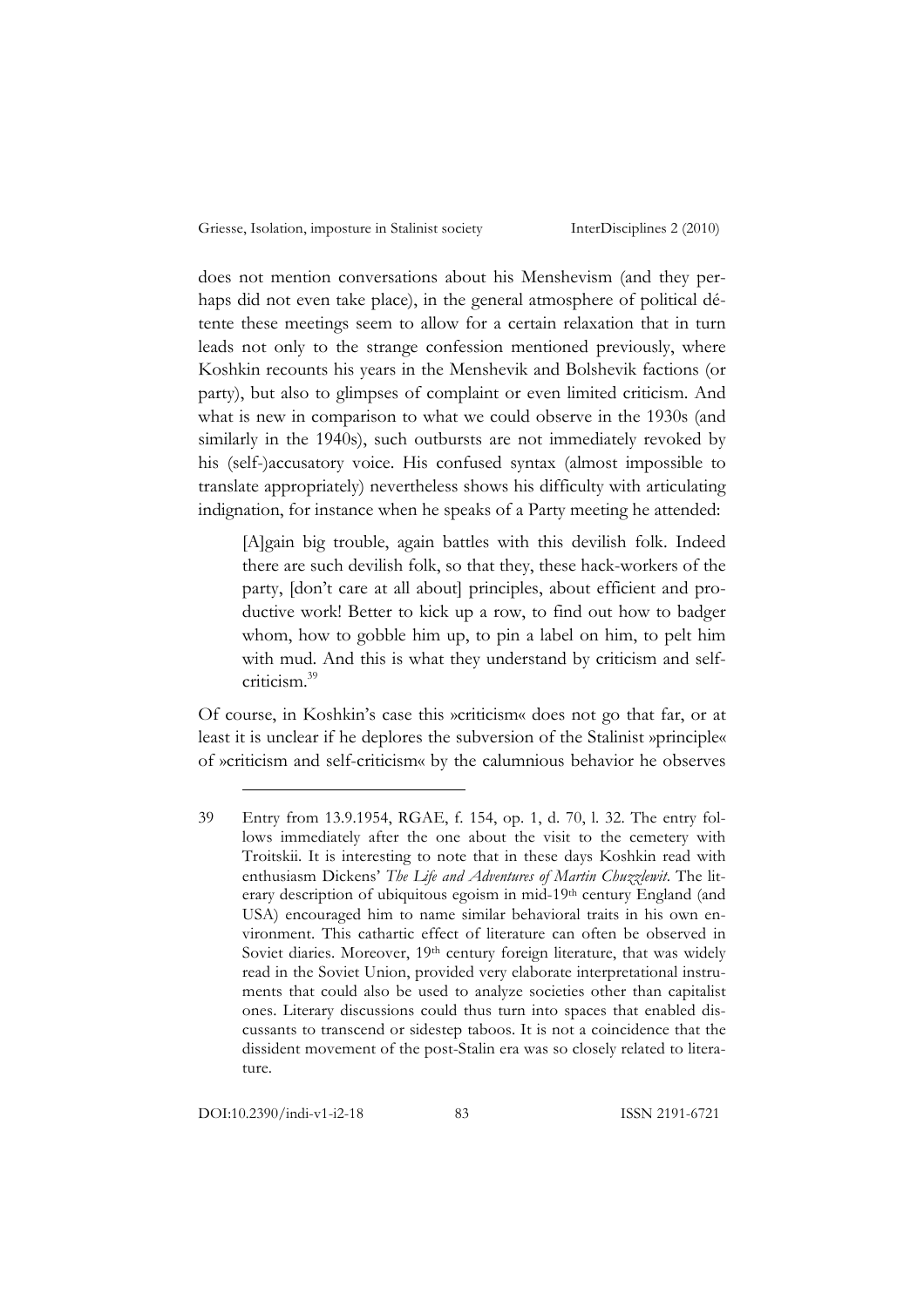does not mention conversations about his Menshevism (and they perhaps did not even take place), in the general atmosphere of political détente these meetings seem to allow for a certain relaxation that in turn leads not only to the strange confession mentioned previously, where Koshkin recounts his years in the Menshevik and Bolshevik factions (or party), but also to glimpses of complaint or even limited criticism. And what is new in comparison to what we could observe in the 1930s (and similarly in the 1940s), such outbursts are not immediately revoked by his (self-)accusatory voice. His confused syntax (almost impossible to translate appropriately) nevertheless shows his difficulty with articulating indignation, for instance when he speaks of a Party meeting he attended:

> [A]gain big trouble, again battles with this devilish folk. Indeed there are such devilish folk, so that they, these hack-workers of the party, [don't care at all about] principles, about efficient and productive work! Better to kick up a row, to find out how to badger whom, how to gobble him up, to pin a label on him, to pelt him with mud. And this is what they understand by criticism and self-criticism.[39]

Of course, in Koshkin's case this »criticism« does not go that far, or at least it is unclear if he deplores the subversion of the Stalinist »principle« of »criticism and self-criticism« by the calumnious behavior he observes

---

39 Entry from 13.9.1954, RGAE, f. 154, op. 1, d. 70, l. 32. The entry follows immediately after the one about the visit to the cemetery with Troitskii. It is interesting to note that in these days Koshkin read with enthusiasm Dickens' *The Life and Adventures of Martin Chuzzlewit*. The literary description of ubiquitous egoism in mid-19th century England (and USA) encouraged him to name similar behavioral traits in his own environment. This cathartic effect of literature can often be observed in Soviet diaries. Moreover, 19th century foreign literature, that was widely read in the Soviet Union, provided very elaborate interpretational instruments that could also be used to analyze societies other than capitalist ones. Literary discussions could thus turn into spaces that enabled discussants to transcend or sidestep taboos. It is not a coincidence that the dissident movement of the post-Stalin era was so closely related to literature.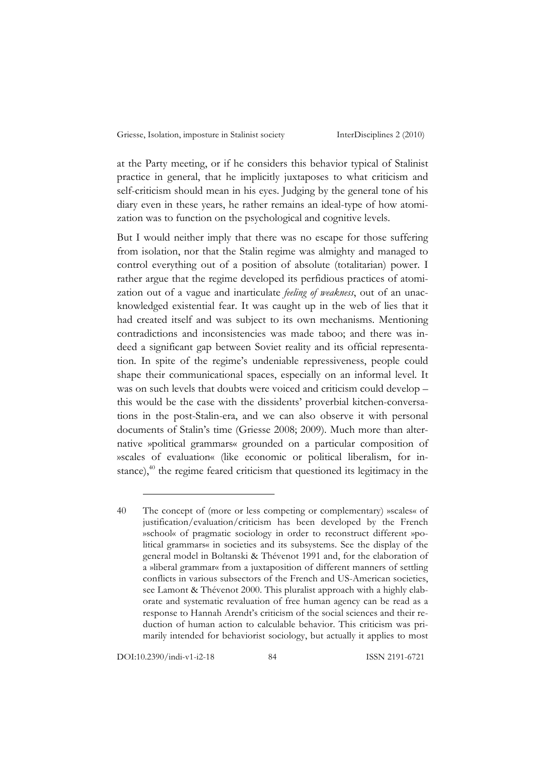at the Party meeting, or if he considers this behavior typical of Stalinist practice in general, that he implicitly juxtaposes to what criticism and self-criticism should mean in his eyes. Judging by the general tone of his diary even in these years, he rather remains an ideal-type of how atomization was to function on the psychological and cognitive levels.

But I would neither imply that there was no escape for those suffering from isolation, nor that the Stalin regime was almighty and managed to control everything out of a position of absolute (totalitarian) power. I rather argue that the regime developed its perfidious practices of atomization out of a vague and inarticulate *feeling of weakness*, out of an unacknowledged existential fear. It was caught up in the web of lies that it had created itself and was subject to its own mechanisms. Mentioning contradictions and inconsistencies was made taboo; and there was indeed a significant gap between Soviet reality and its official representation. In spite of the regime's undeniable repressiveness, people could shape their communicational spaces, especially on an informal level. It was on such levels that doubts were voiced and criticism could develop – this would be the case with the dissidents' proverbial kitchen-conversations in the post-Stalin-era, and we can also observe it with personal documents of Stalin's time (Griesse 2008; 2009). Much more than alternative »political grammars« grounded on a particular composition of »scales of evaluation« (like economic or political liberalism, for instance),[40] the regime feared criticism that questioned its legitimacy in the

---

40 The concept of (more or less competing or complementary) »scales« of justification/evaluation/criticism has been developed by the French »school« of pragmatic sociology in order to reconstruct different »political grammars« in societies and its subsystems. See the display of the general model in Boltanski & Thévenot 1991 and, for the elaboration of a »liberal grammar« from a juxtaposition of different manners of settling conflicts in various subsectors of the French and US-American societies, see Lamont & Thévenot 2000. This pluralist approach with a highly elaborate and systematic revaluation of free human agency can be read as a response to Hannah Arendt's criticism of the social sciences and their reduction of human action to calculable behavior. This criticism was primarily intended for behaviorist sociology, but actually it applies to most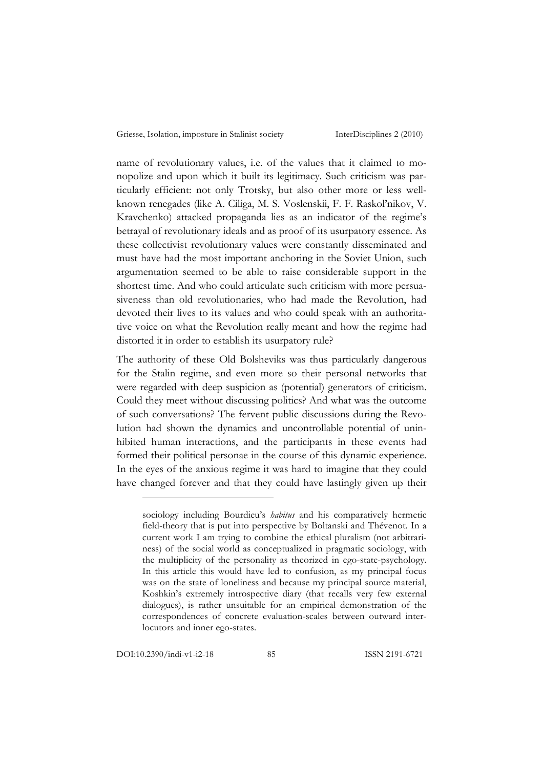name of revolutionary values, i.e. of the values that it claimed to monopolize and upon which it built its legitimacy. Such criticism was particularly efficient: not only Trotsky, but also other more or less well-known renegades (like A. Ciliga, M. S. Voslenskii, F. F. Raskol'nikov, V. Kravchenko) attacked propaganda lies as an indicator of the regime's betrayal of revolutionary ideals and as proof of its usurpatory essence. As these collectivist revolutionary values were constantly disseminated and must have had the most important anchoring in the Soviet Union, such argumentation seemed to be able to raise considerable support in the shortest time. And who could articulate such criticism with more persuasiveness than old revolutionaries, who had made the Revolution, had devoted their lives to its values and who could speak with an authoritative voice on what the Revolution really meant and how the regime had distorted it in order to establish its usurpatory rule?

The authority of these Old Bolsheviks was thus particularly dangerous for the Stalin regime, and even more so their personal networks that were regarded with deep suspicion as (potential) generators of criticism. Could they meet without discussing politics? And what was the outcome of such conversations? The fervent public discussions during the Revolution had shown the dynamics and uncontrollable potential of uninhibited human interactions, and the participants in these events had formed their political personae in the course of this dynamic experience. In the eyes of the anxious regime it was hard to imagine that they could have changed forever and that they could have lastingly given up their

---

sociology including Bourdieu's *habitus* and his comparatively hermetic field-theory that is put into perspective by Boltanski and Thévenot. In a current work I am trying to combine the ethical pluralism (not arbitrariness) of the social world as conceptualized in pragmatic sociology, with the multiplicity of the personality as theorized in ego-state-psychology. In this article this would have led to confusion, as my principal focus was on the state of loneliness and because my principal source material, Koshkin's extremely introspective diary (that recalls very few external dialogues), is rather unsuitable for an empirical demonstration of the correspondences of concrete evaluation-scales between outward interlocutors and inner ego-states.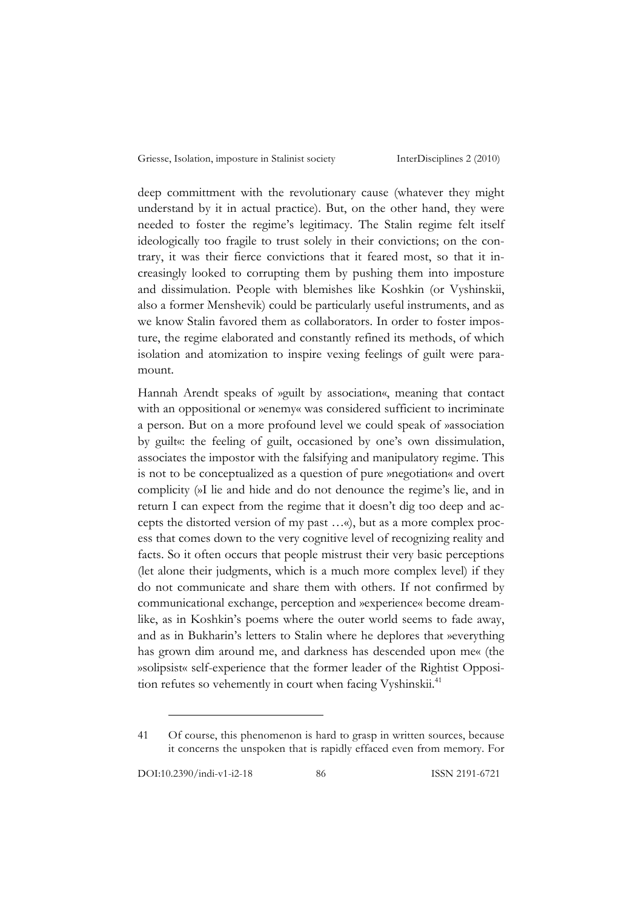deep committment with the revolutionary cause (whatever they might understand by it in actual practice). But, on the other hand, they were needed to foster the regime's legitimacy. The Stalin regime felt itself ideologically too fragile to trust solely in their convictions; on the contrary, it was their fierce convictions that it feared most, so that it increasingly looked to corrupting them by pushing them into imposture and dissimulation. People with blemishes like Koshkin (or Vyshinskii, also a former Menshevik) could be particularly useful instruments, and as we know Stalin favored them as collaborators. In order to foster imposture, the regime elaborated and constantly refined its methods, of which isolation and atomization to inspire vexing feelings of guilt were paramount.

Hannah Arendt speaks of »guilt by association«, meaning that contact with an oppositional or »enemy« was considered sufficient to incriminate a person. But on a more profound level we could speak of »association by guilt«: the feeling of guilt, occasioned by one's own dissimulation, associates the impostor with the falsifying and manipulatory regime. This is not to be conceptualized as a question of pure »negotiation« and overt complicity (»I lie and hide and do not denounce the regime's lie, and in return I can expect from the regime that it doesn't dig too deep and accepts the distorted version of my past …«), but as a more complex process that comes down to the very cognitive level of recognizing reality and facts. So it often occurs that people mistrust their very basic perceptions (let alone their judgments, which is a much more complex level) if they do not communicate and share them with others. If not confirmed by communicational exchange, perception and »experience« become dreamlike, as in Koshkin's poems where the outer world seems to fade away, and as in Bukharin's letters to Stalin where he deplores that »everything has grown dim around me, and darkness has descended upon me« (the »solipsist« self-experience that the former leader of the Rightist Opposition refutes so vehemently in court when facing Vyshinskii.[41]

41 Of course, this phenomenon is hard to grasp in written sources, because it concerns the unspoken that is rapidly effaced even from memory. For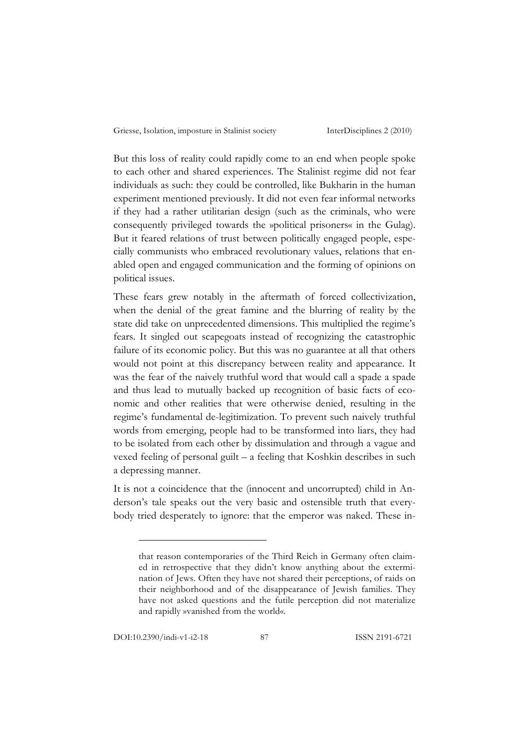But this loss of reality could rapidly come to an end when people spoke to each other and shared experiences. The Stalinist regime did not fear individuals as such: they could be controlled, like Bukharin in the human experiment mentioned previously. It did not even fear informal networks if they had a rather utilitarian design (such as the criminals, who were consequently privileged towards the »political prisoners« in the Gulag). But it feared relations of trust between politically engaged people, especially communists who embraced revolutionary values, relations that enabled open and engaged communication and the forming of opinions on political issues.

These fears grew notably in the aftermath of forced collectivization, when the denial of the great famine and the blurring of reality by the state did take on unprecedented dimensions. This multiplied the regime's fears. It singled out scapegoats instead of recognizing the catastrophic failure of its economic policy. But this was no guarantee at all that others would not point at this discrepancy between reality and appearance. It was the fear of the naively truthful word that would call a spade a spade and thus lead to mutually backed up recognition of basic facts of economic and other realities that were otherwise denied, resulting in the regime's fundamental de-legitimization. To prevent such naively truthful words from emerging, people had to be transformed into liars, they had to be isolated from each other by dissimulation and through a vague and vexed feeling of personal guilt – a feeling that Koshkin describes in such a depressing manner.

It is not a coincidence that the (innocent and uncorrupted) child in Anderson's tale speaks out the very basic and ostensible truth that everybody tried desperately to ignore: that the emperor was naked. These in-

---

that reason contemporaries of the Third Reich in Germany often claimed in retrospective that they didn't know anything about the extermination of Jews. Often they have not shared their perceptions, of raids on their neighborhood and of the disappearance of Jewish families. They have not asked questions and the futile perception did not materialize and rapidly »vanished from the world«.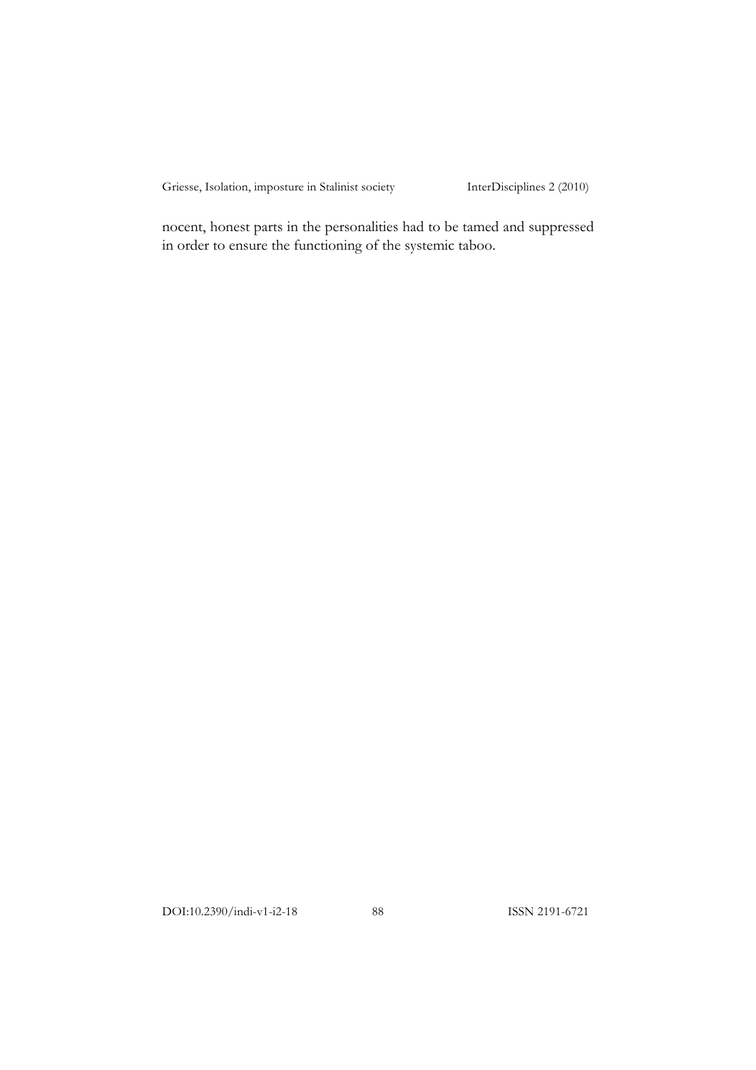nocent, honest parts in the personalities had to be tamed and suppressed in order to ensure the functioning of the systemic taboo.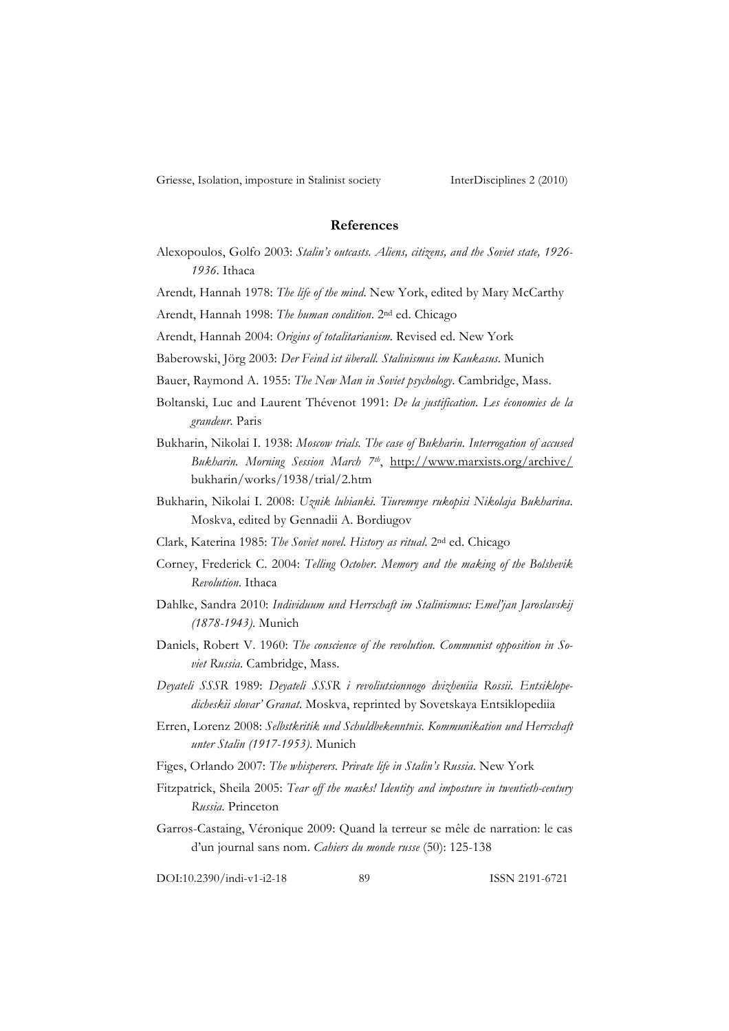## References

Alexopoulos, Golfo 2003: *Stalin's outcasts. Aliens, citizens, and the Soviet state, 1926-1936*. Ithaca

Arendt, Hannah 1978: *The life of the mind*. New York, edited by Mary McCarthy

Arendt, Hannah 1998: *The human condition*. 2nd ed. Chicago

Arendt, Hannah 2004: *Origins of totalitarianism*. Revised ed. New York

Baberowski, Jörg 2003: *Der Feind ist überall. Stalinismus im Kaukasus*. Munich

Bauer, Raymond A. 1955: *The New Man in Soviet psychology*. Cambridge, Mass.

Boltanski, Luc and Laurent Thévenot 1991: *De la justification. Les économies de la grandeur*. Paris

Bukharin, Nikolai I. 1938: *Moscow trials. The case of Bukharin. Interrogation of accused Bukharin. Morning Session March 7th*, http://www.marxists.org/archive/bukharin/works/1938/trial/2.htm

Bukharin, Nikolai I. 2008: *Uznik lubianki. Tiuremnye rukopisi Nikolaja Bukharina*. Moskva, edited by Gennadii A. Bordiugov

Clark, Katerina 1985: *The Soviet novel. History as ritual*. 2nd ed. Chicago

Corney, Frederick C. 2004: *Telling October. Memory and the making of the Bolshevik Revolution*. Ithaca

Dahlke, Sandra 2010: *Individuum und Herrschaft im Stalinismus: Emel'jan Jaroslavskij (1878-1943)*. Munich

Daniels, Robert V. 1960: *The conscience of the revolution. Communist opposition in Soviet Russia*. Cambridge, Mass.

*Deyateli SSSR* 1989: *Deyateli SSSR i revoliutsionnogo dvizheniia Rossii. Entsiklopedicheskii slovar' Granat*. Moskva, reprinted by Sovetskaya Entsiklopediia

Erren, Lorenz 2008: *Selbstkritik und Schuldbekenntnis. Kommunikation und Herrschaft unter Stalin (1917-1953)*. Munich

Figes, Orlando 2007: *The whisperers. Private life in Stalin's Russia*. New York

Fitzpatrick, Sheila 2005: *Tear off the masks! Identity and imposture in twentieth-century Russia*. Princeton

Garros-Castaing, Véronique 2009: Quand la terreur se mêle de narration: le cas d'un journal sans nom. *Cahiers du monde russe* (50): 125-138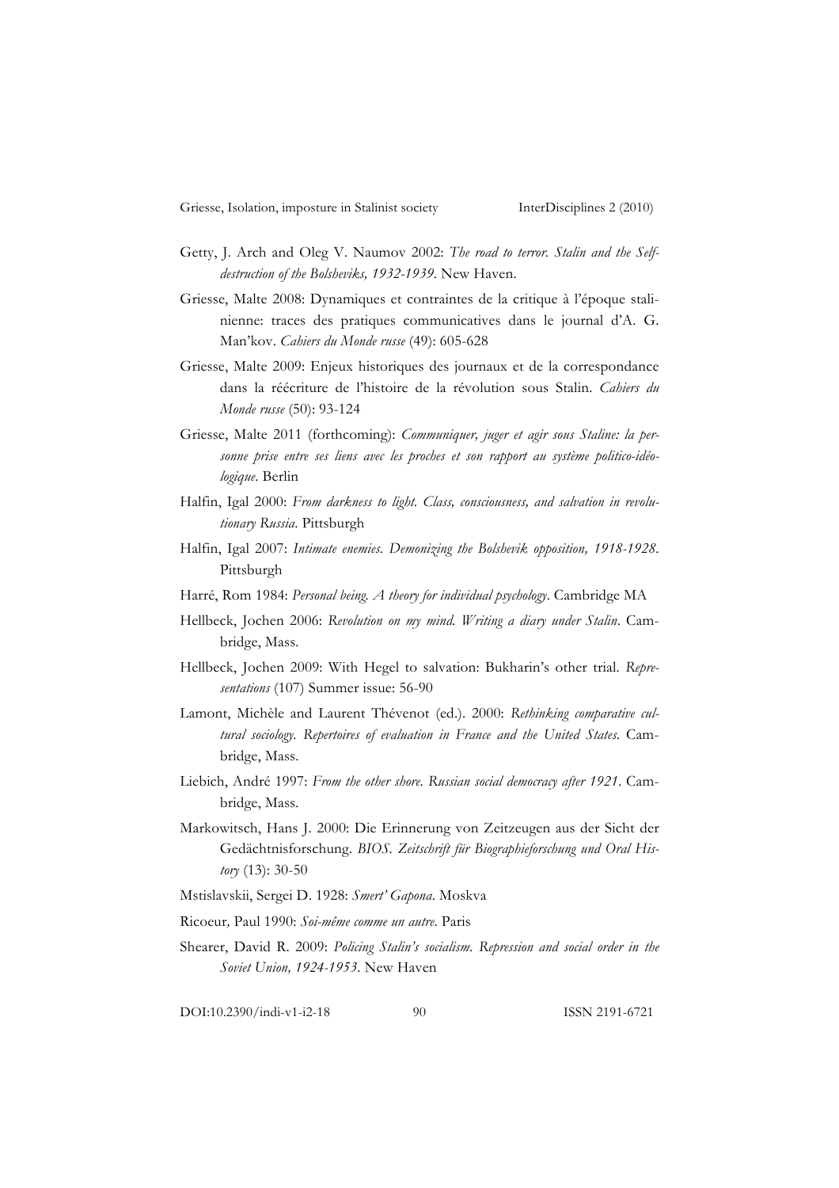Getty, J. Arch and Oleg V. Naumov 2002: *The road to terror. Stalin and the Self-destruction of the Bolsheviks, 1932-1939*. New Haven.

Griesse, Malte 2008: Dynamiques et contraintes de la critique à l'époque stalinienne: traces des pratiques communicatives dans le journal d'A. G. Man'kov. *Cahiers du Monde russe* (49): 605-628

Griesse, Malte 2009: Enjeux historiques des journaux et de la correspondance dans la réécriture de l'histoire de la révolution sous Stalin. *Cahiers du Monde russe* (50): 93-124

Griesse, Malte 2011 (forthcoming): *Communiquer, juger et agir sous Staline: la personne prise entre ses liens avec les proches et son rapport au système politico-idéologique*. Berlin

Halfin, Igal 2000: *From darkness to light. Class, consciousness, and salvation in revolutionary Russia*. Pittsburgh

Halfin, Igal 2007: *Intimate enemies. Demonizing the Bolshevik opposition, 1918-1928*. Pittsburgh

Harré, Rom 1984: *Personal being. A theory for individual psychology*. Cambridge MA

Hellbeck, Jochen 2006: *Revolution on my mind. Writing a diary under Stalin*. Cambridge, Mass.

Hellbeck, Jochen 2009: With Hegel to salvation: Bukharin's other trial. *Representations* (107) Summer issue: 56-90

Lamont, Michèle and Laurent Thévenot (ed.). 2000: *Rethinking comparative cultural sociology. Repertoires of evaluation in France and the United States*. Cambridge, Mass.

Liebich, André 1997: *From the other shore. Russian social democracy after 1921*. Cambridge, Mass.

Markowitsch, Hans J. 2000: Die Erinnerung von Zeitzeugen aus der Sicht der Gedächtnisforschung. *BIOS. Zeitschrift für Biographieforschung und Oral History* (13): 30-50

Mstislavskii, Sergei D. 1928: *Smert' Gapona*. Moskva

Ricoeur, Paul 1990: *Soi-même comme un autre*. Paris

Shearer, David R. 2009: *Policing Stalin's socialism. Repression and social order in the Soviet Union, 1924-1953*. New Haven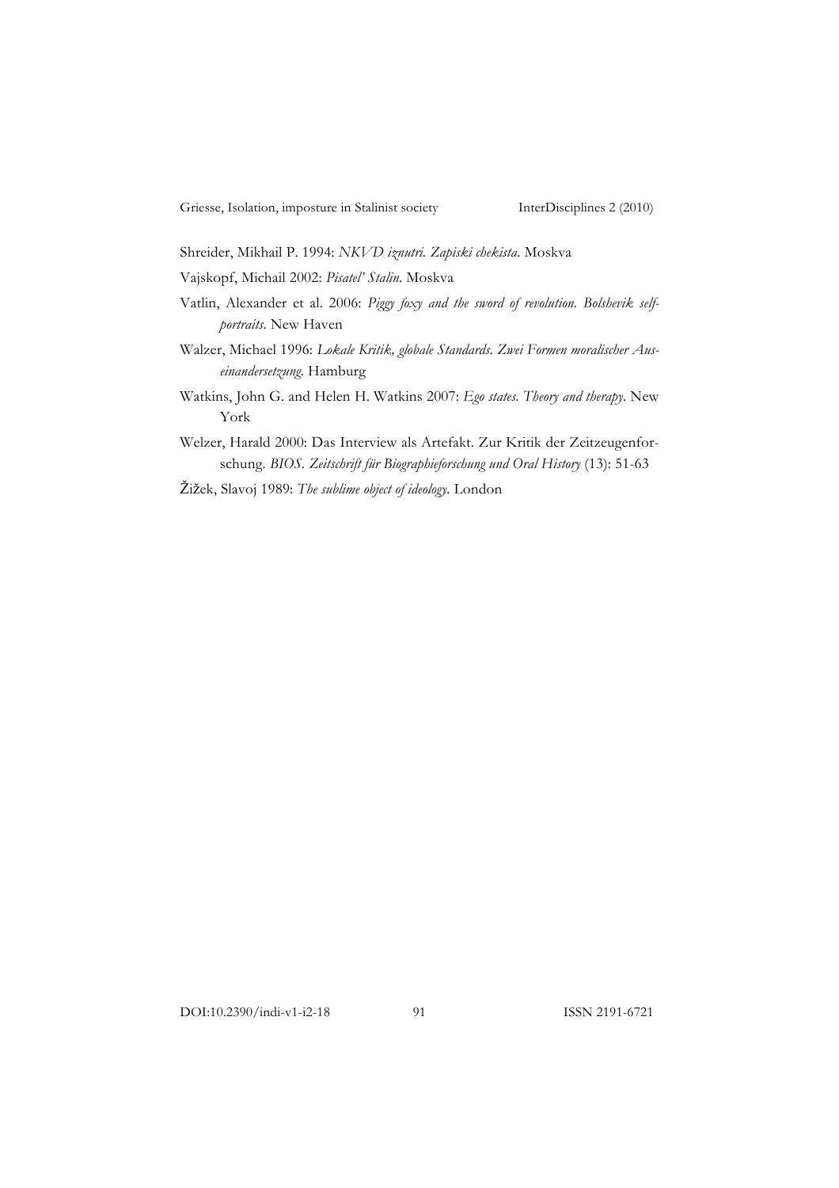Shreider, Mikhail P. 1994: *NKVD iznutri. Zapiski chekista*. Moskva

Vajskopf, Michail 2002: *Pisatel' Stalin*. Moskva

Vatlin, Alexander et al. 2006: *Piggy foxy and the sword of revolution. Bolshevik self-portraits*. New Haven

Walzer, Michael 1996: *Lokale Kritik, globale Standards. Zwei Formen moralischer Auseinandersetzung*. Hamburg

Watkins, John G. and Helen H. Watkins 2007: *Ego states. Theory and therapy*. New York

Welzer, Harald 2000: Das Interview als Artefakt. Zur Kritik der Zeitzeugenforschung. *BIOS. Zeitschrift für Biographieforschung und Oral History* (13): 51-63

Žižek, Slavoj 1989: *The sublime object of ideology*. London